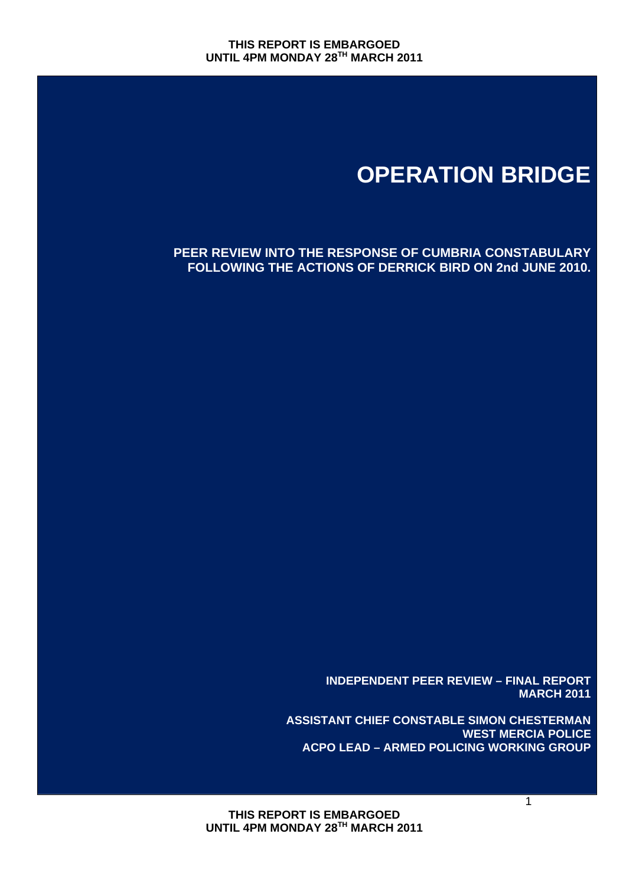THIS REPORT IS EMBARGOED UNTIL 4PM MONDAY 28TH MARCH 2011

# OPERATION BRIDGE

**PEER REVIEW INTO THE RESPONSE OF CUMBRIA CONSTABULARY FOLLOWING THE ACTIONS OF DERRICK BIRD ON 2nd JUNE 2010.**

**INDEPENDENT PEER REVIEW – FINAL REPORT**
**MARCH 2011**

**ASSISTANT CHIEF CONSTABLE SIMON CHESTERMAN**
**WEST MERCIA POLICE**
**ACPO LEAD – ARMED POLICING WORKING GROUP**

THIS REPORT IS EMBARGOED UNTIL 4PM MONDAY 28TH MARCH 2011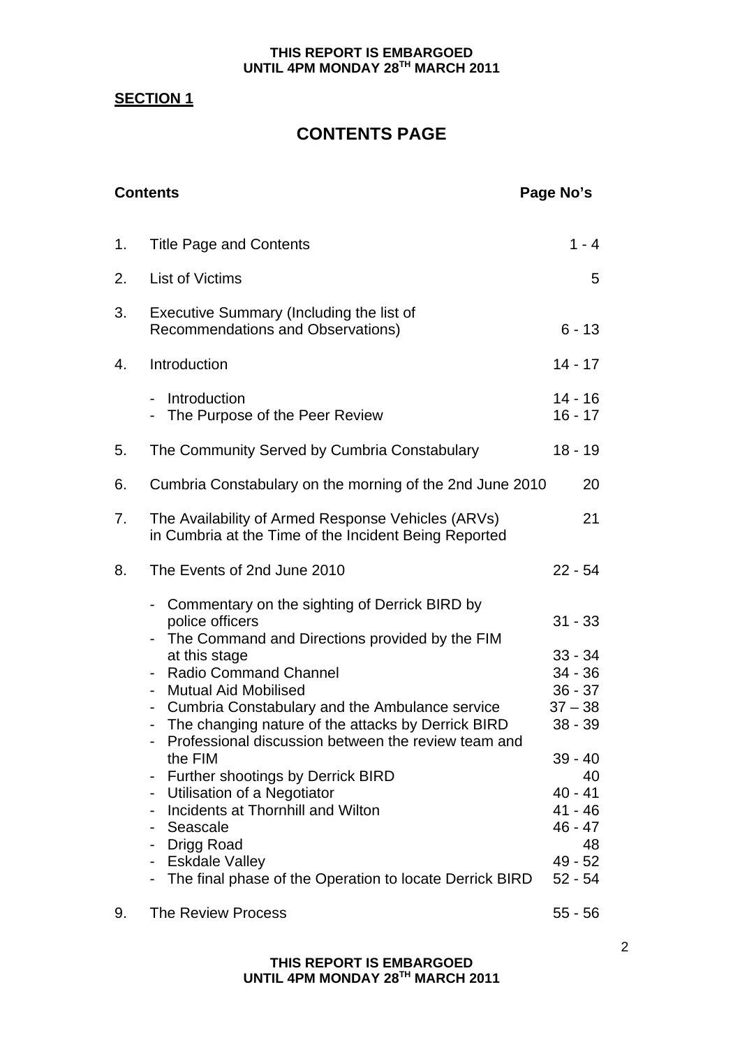**SECTION 1**

# CONTENTS PAGE

| | Contents | Page No's |
|---|---|---|
| 1. | Title Page and Contents | 1 - 4 |
| 2. | List of Victims | 5 |
| 3. | Executive Summary (Including the list of Recommendations and Observations) | 6 - 13 |
| 4. | Introduction | 14 - 17 |
| | - Introduction | 14 - 16 |
| | - The Purpose of the Peer Review | 16 - 17 |
| 5. | The Community Served by Cumbria Constabulary | 18 - 19 |
| 6. | Cumbria Constabulary on the morning of the 2nd June 2010 | 20 |
| 7. | The Availability of Armed Response Vehicles (ARVs) in Cumbria at the Time of the Incident Being Reported | 21 |
| 8. | The Events of 2nd June 2010 | 22 - 54 |
| | - Commentary on the sighting of Derrick BIRD by police officers | 31 - 33 |
| | - The Command and Directions provided by the FIM at this stage | 33 - 34 |
| | - Radio Command Channel | 34 - 36 |
| | - Mutual Aid Mobilised | 36 - 37 |
| | - Cumbria Constabulary and the Ambulance service | 37 – 38 |
| | - The changing nature of the attacks by Derrick BIRD | 38 - 39 |
| | - Professional discussion between the review team and the FIM | 39 - 40 |
| | - Further shootings by Derrick BIRD | 40 |
| | - Utilisation of a Negotiator | 40 - 41 |
| | - Incidents at Thornhill and Wilton | 41 - 46 |
| | - Seascale | 46 - 47 |
| | - Drigg Road | 48 |
| | - Eskdale Valley | 49 - 52 |
| | - The final phase of the Operation to locate Derrick BIRD | 52 - 54 |
| 9. | The Review Process | 55 - 56 |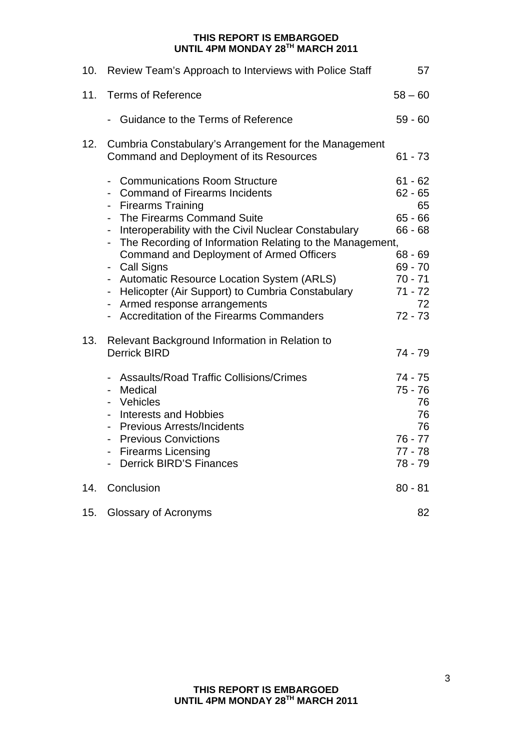| | | |
|---|---|---|
| 10. | Review Team's Approach to Interviews with Police Staff | 57 |
| 11. | Terms of Reference | 58 – 60 |
| | - Guidance to the Terms of Reference | 59 - 60 |
| 12. | Cumbria Constabulary's Arrangement for the Management Command and Deployment of its Resources | 61 - 73 |
| | - Communications Room Structure | 61 - 62 |
| | - Command of Firearms Incidents | 62 - 65 |
| | - Firearms Training | 65 |
| | - The Firearms Command Suite | 65 - 66 |
| | - Interoperability with the Civil Nuclear Constabulary | 66 - 68 |
| | - The Recording of Information Relating to the Management, Command and Deployment of Armed Officers | 68 - 69 |
| | - Call Signs | 69 - 70 |
| | - Automatic Resource Location System (ARLS) | 70 - 71 |
| | - Helicopter (Air Support) to Cumbria Constabulary | 71 - 72 |
| | - Armed response arrangements | 72 |
| | - Accreditation of the Firearms Commanders | 72 - 73 |
| 13. | Relevant Background Information in Relation to Derrick BIRD | 74 - 79 |
| | - Assaults/Road Traffic Collisions/Crimes | 74 - 75 |
| | - Medical | 75 - 76 |
| | - Vehicles | 76 |
| | - Interests and Hobbies | 76 |
| | - Previous Arrests/Incidents | 76 |
| | - Previous Convictions | 76 - 77 |
| | - Firearms Licensing | 77 - 78 |
| | - Derrick BIRD'S Finances | 78 - 79 |
| 14. | Conclusion | 80 - 81 |
| 15. | Glossary of Acronyms | 82 |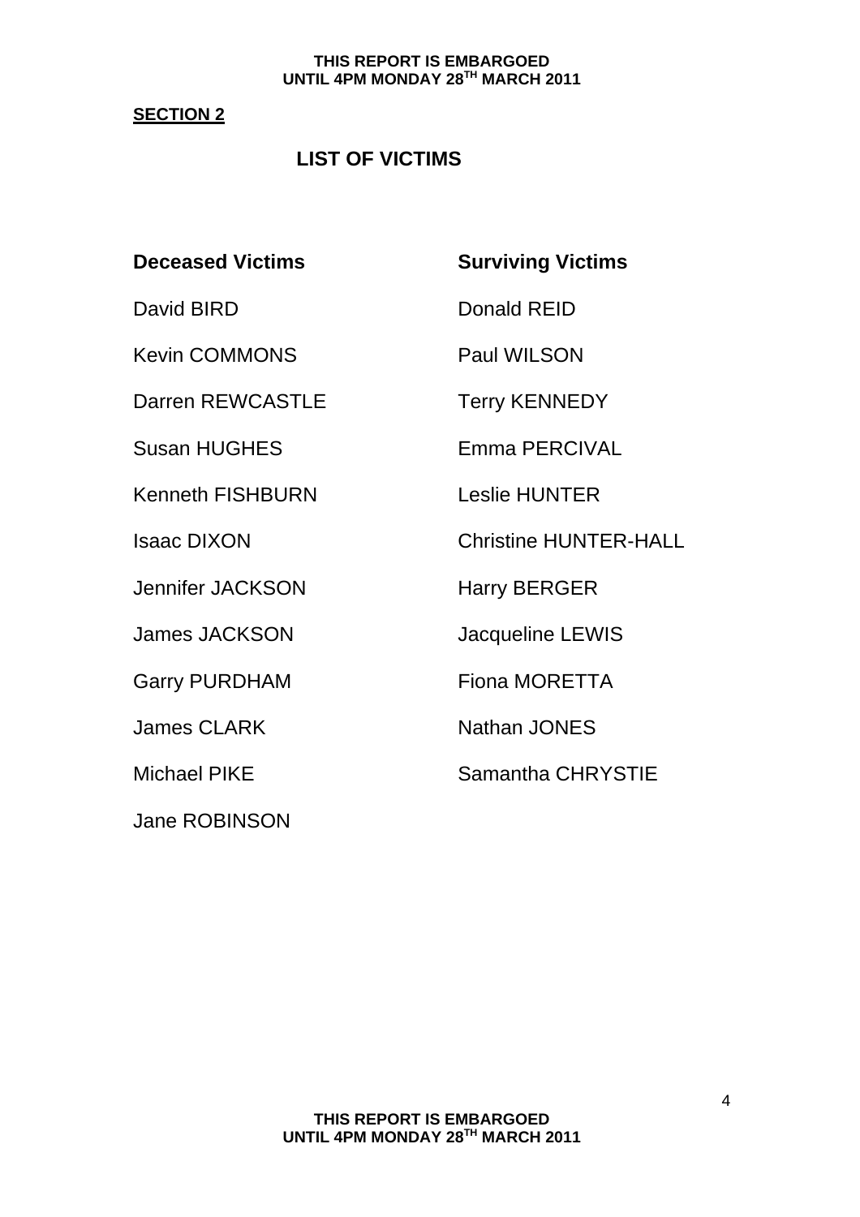**SECTION 2**

## LIST OF VICTIMS

| Deceased Victims | Surviving Victims |
|---|---|
| David BIRD | Donald REID |
| Kevin COMMONS | Paul WILSON |
| Darren REWCASTLE | Terry KENNEDY |
| Susan HUGHES | Emma PERCIVAL |
| Kenneth FISHBURN | Leslie HUNTER |
| Isaac DIXON | Christine HUNTER-HALL |
| Jennifer JACKSON | Harry BERGER |
| James JACKSON | Jacqueline LEWIS |
| Garry PURDHAM | Fiona MORETTA |
| James CLARK | Nathan JONES |
| Michael PIKE | Samantha CHRYSTIE |
| Jane ROBINSON | |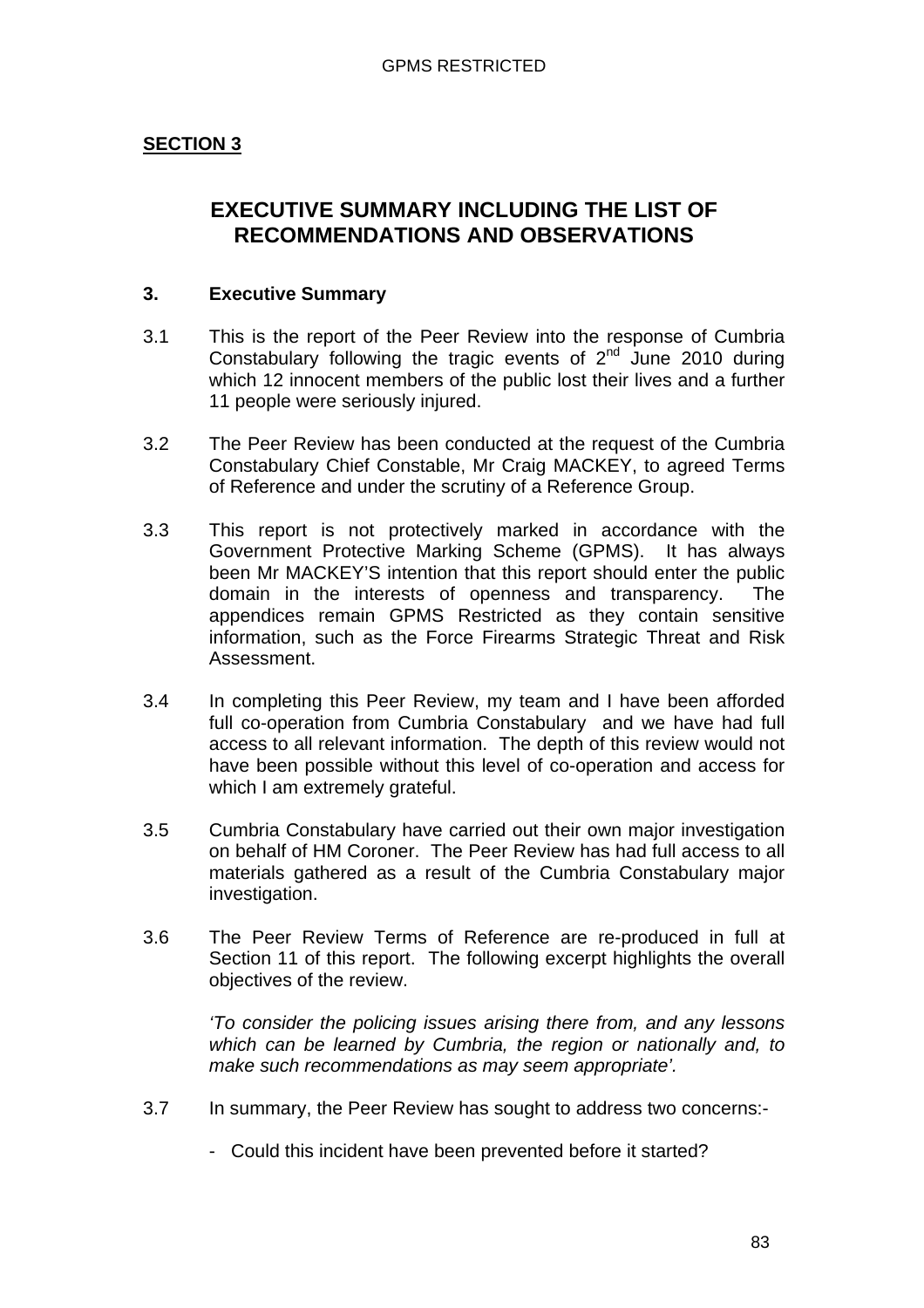**SECTION 3**

# EXECUTIVE SUMMARY INCLUDING THE LIST OF RECOMMENDATIONS AND OBSERVATIONS

## 3. Executive Summary

3.1 This is the report of the Peer Review into the response of Cumbria Constabulary following the tragic events of 2nd June 2010 during which 12 innocent members of the public lost their lives and a further 11 people were seriously injured.

3.2 The Peer Review has been conducted at the request of the Cumbria Constabulary Chief Constable, Mr Craig MACKEY, to agreed Terms of Reference and under the scrutiny of a Reference Group.

3.3 This report is not protectively marked in accordance with the Government Protective Marking Scheme (GPMS). It has always been Mr MACKEY'S intention that this report should enter the public domain in the interests of openness and transparency. The appendices remain GPMS Restricted as they contain sensitive information, such as the Force Firearms Strategic Threat and Risk Assessment.

3.4 In completing this Peer Review, my team and I have been afforded full co-operation from Cumbria Constabulary and we have had full access to all relevant information. The depth of this review would not have been possible without this level of co-operation and access for which I am extremely grateful.

3.5 Cumbria Constabulary have carried out their own major investigation on behalf of HM Coroner. The Peer Review has had full access to all materials gathered as a result of the Cumbria Constabulary major investigation.

3.6 The Peer Review Terms of Reference are re-produced in full at Section 11 of this report. The following excerpt highlights the overall objectives of the review.

*'To consider the policing issues arising there from, and any lessons which can be learned by Cumbria, the region or nationally and, to make such recommendations as may seem appropriate'.*

3.7 In summary, the Peer Review has sought to address two concerns:-

- Could this incident have been prevented before it started?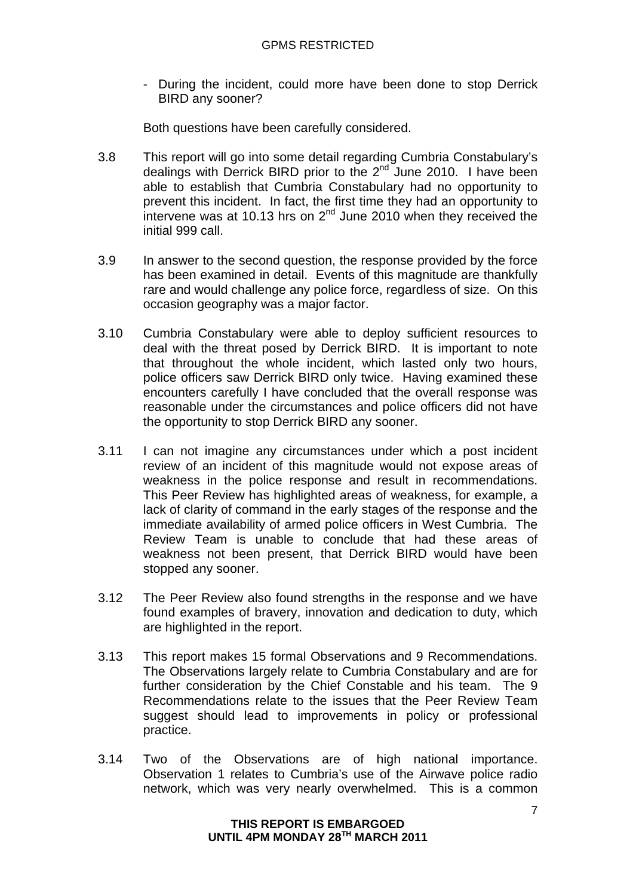- During the incident, could more have been done to stop Derrick BIRD any sooner?

Both questions have been carefully considered.

3.8 This report will go into some detail regarding Cumbria Constabulary's dealings with Derrick BIRD prior to the 2nd June 2010. I have been able to establish that Cumbria Constabulary had no opportunity to prevent this incident. In fact, the first time they had an opportunity to intervene was at 10.13 hrs on 2nd June 2010 when they received the initial 999 call.

3.9 In answer to the second question, the response provided by the force has been examined in detail. Events of this magnitude are thankfully rare and would challenge any police force, regardless of size. On this occasion geography was a major factor.

3.10 Cumbria Constabulary were able to deploy sufficient resources to deal with the threat posed by Derrick BIRD. It is important to note that throughout the whole incident, which lasted only two hours, police officers saw Derrick BIRD only twice. Having examined these encounters carefully I have concluded that the overall response was reasonable under the circumstances and police officers did not have the opportunity to stop Derrick BIRD any sooner.

3.11 I can not imagine any circumstances under which a post incident review of an incident of this magnitude would not expose areas of weakness in the police response and result in recommendations. This Peer Review has highlighted areas of weakness, for example, a lack of clarity of command in the early stages of the response and the immediate availability of armed police officers in West Cumbria. The Review Team is unable to conclude that had these areas of weakness not been present, that Derrick BIRD would have been stopped any sooner.

3.12 The Peer Review also found strengths in the response and we have found examples of bravery, innovation and dedication to duty, which are highlighted in the report.

3.13 This report makes 15 formal Observations and 9 Recommendations. The Observations largely relate to Cumbria Constabulary and are for further consideration by the Chief Constable and his team. The 9 Recommendations relate to the issues that the Peer Review Team suggest should lead to improvements in policy or professional practice.

3.14 Two of the Observations are of high national importance. Observation 1 relates to Cumbria's use of the Airwave police radio network, which was very nearly overwhelmed. This is a common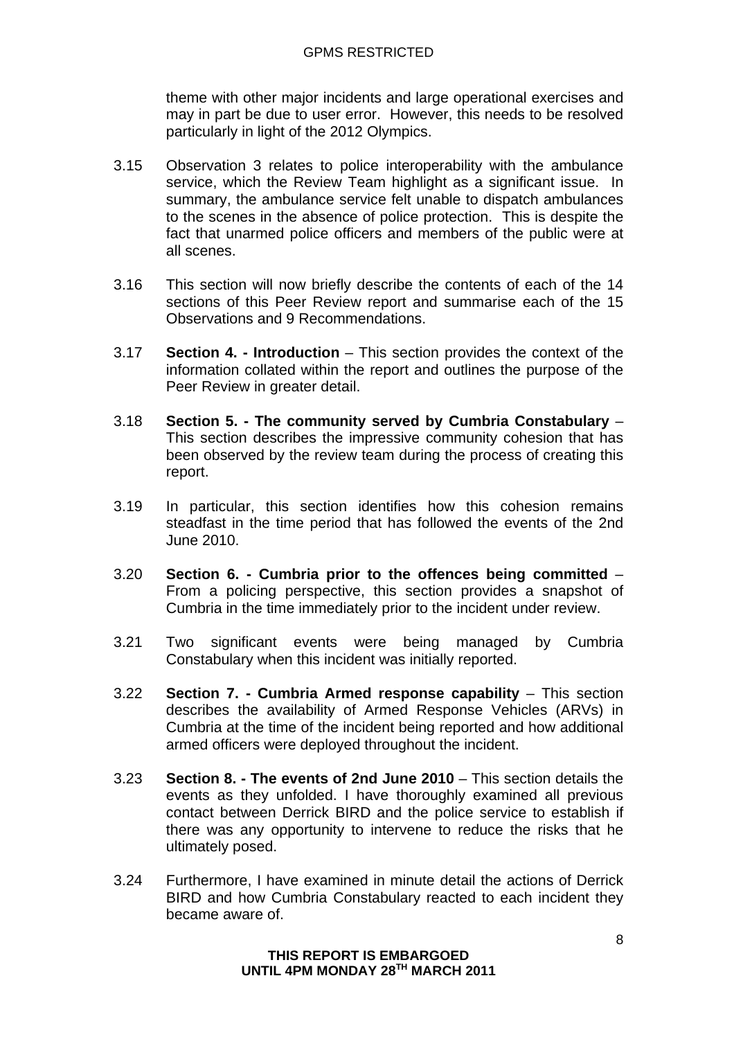theme with other major incidents and large operational exercises and may in part be due to user error. However, this needs to be resolved particularly in light of the 2012 Olympics.

3.15 Observation 3 relates to police interoperability with the ambulance service, which the Review Team highlight as a significant issue. In summary, the ambulance service felt unable to dispatch ambulances to the scenes in the absence of police protection. This is despite the fact that unarmed police officers and members of the public were at all scenes.

3.16 This section will now briefly describe the contents of each of the 14 sections of this Peer Review report and summarise each of the 15 Observations and 9 Recommendations.

3.17 **Section 4. - Introduction** – This section provides the context of the information collated within the report and outlines the purpose of the Peer Review in greater detail.

3.18 **Section 5. - The community served by Cumbria Constabulary** – This section describes the impressive community cohesion that has been observed by the review team during the process of creating this report.

3.19 In particular, this section identifies how this cohesion remains steadfast in the time period that has followed the events of the 2nd June 2010.

3.20 **Section 6. - Cumbria prior to the offences being committed** – From a policing perspective, this section provides a snapshot of Cumbria in the time immediately prior to the incident under review.

3.21 Two significant events were being managed by Cumbria Constabulary when this incident was initially reported.

3.22 **Section 7. - Cumbria Armed response capability** – This section describes the availability of Armed Response Vehicles (ARVs) in Cumbria at the time of the incident being reported and how additional armed officers were deployed throughout the incident.

3.23 **Section 8. - The events of 2nd June 2010** – This section details the events as they unfolded. I have thoroughly examined all previous contact between Derrick BIRD and the police service to establish if there was any opportunity to intervene to reduce the risks that he ultimately posed.

3.24 Furthermore, I have examined in minute detail the actions of Derrick BIRD and how Cumbria Constabulary reacted to each incident they became aware of.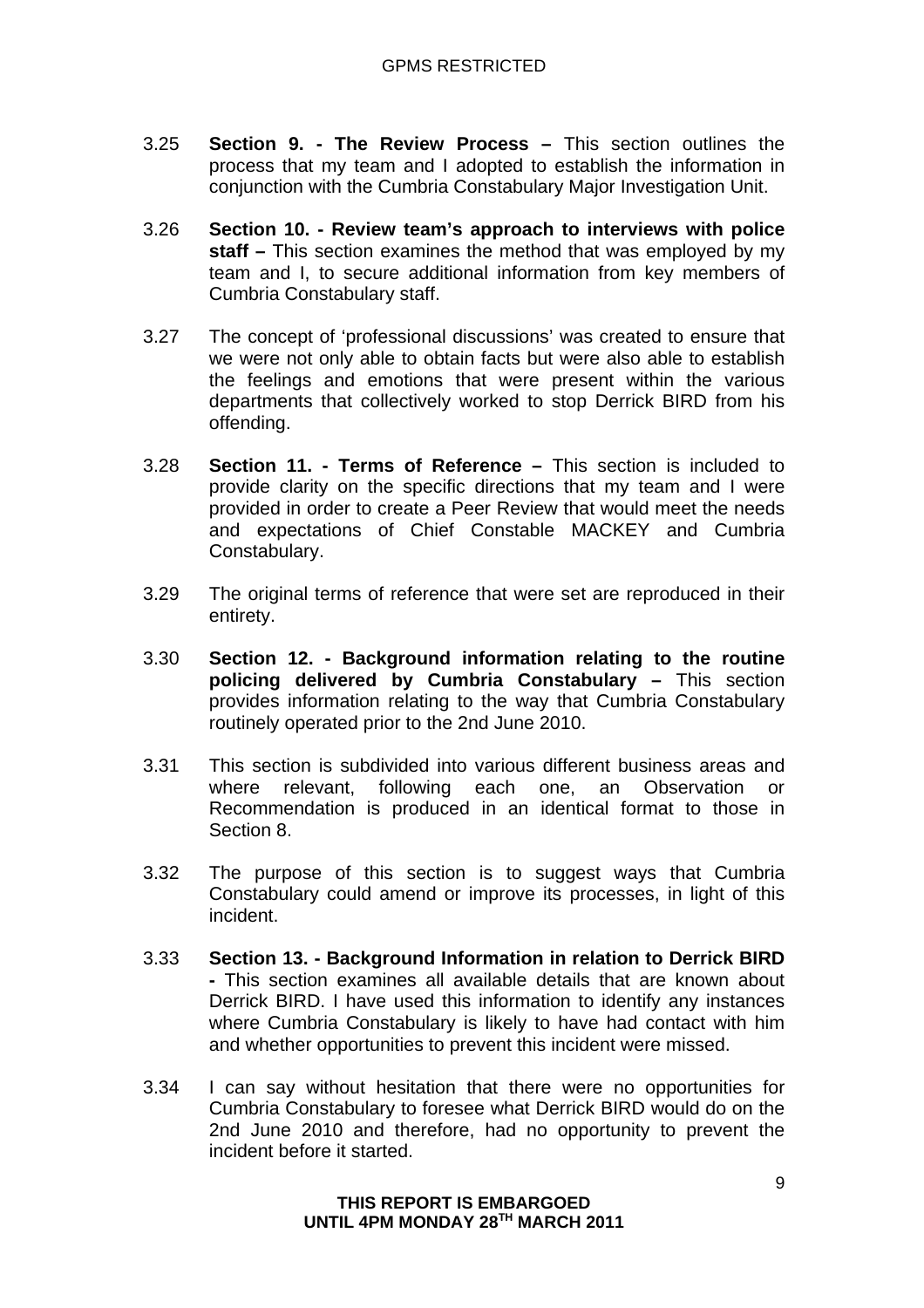3.25 **Section 9. - The Review Process –** This section outlines the process that my team and I adopted to establish the information in conjunction with the Cumbria Constabulary Major Investigation Unit.

3.26 **Section 10. - Review team's approach to interviews with police staff –** This section examines the method that was employed by my team and I, to secure additional information from key members of Cumbria Constabulary staff.

3.27 The concept of 'professional discussions' was created to ensure that we were not only able to obtain facts but were also able to establish the feelings and emotions that were present within the various departments that collectively worked to stop Derrick BIRD from his offending.

3.28 **Section 11. - Terms of Reference –** This section is included to provide clarity on the specific directions that my team and I were provided in order to create a Peer Review that would meet the needs and expectations of Chief Constable MACKEY and Cumbria Constabulary.

3.29 The original terms of reference that were set are reproduced in their entirety.

3.30 **Section 12. - Background information relating to the routine policing delivered by Cumbria Constabulary –** This section provides information relating to the way that Cumbria Constabulary routinely operated prior to the 2nd June 2010.

3.31 This section is subdivided into various different business areas and where relevant, following each one, an Observation or Recommendation is produced in an identical format to those in Section 8.

3.32 The purpose of this section is to suggest ways that Cumbria Constabulary could amend or improve its processes, in light of this incident.

3.33 **Section 13. - Background Information in relation to Derrick BIRD -** This section examines all available details that are known about Derrick BIRD. I have used this information to identify any instances where Cumbria Constabulary is likely to have had contact with him and whether opportunities to prevent this incident were missed.

3.34 I can say without hesitation that there were no opportunities for Cumbria Constabulary to foresee what Derrick BIRD would do on the 2nd June 2010 and therefore, had no opportunity to prevent the incident before it started.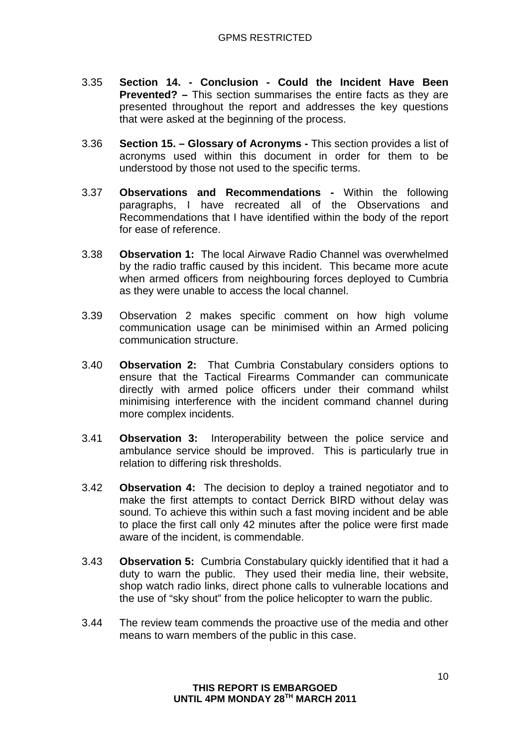3.35 **Section 14. - Conclusion - Could the Incident Have Been Prevented? –** This section summarises the entire facts as they are presented throughout the report and addresses the key questions that were asked at the beginning of the process.

3.36 **Section 15. – Glossary of Acronyms -** This section provides a list of acronyms used within this document in order for them to be understood by those not used to the specific terms.

3.37 **Observations and Recommendations -** Within the following paragraphs, I have recreated all of the Observations and Recommendations that I have identified within the body of the report for ease of reference.

3.38 **Observation 1:** The local Airwave Radio Channel was overwhelmed by the radio traffic caused by this incident. This became more acute when armed officers from neighbouring forces deployed to Cumbria as they were unable to access the local channel.

3.39 Observation 2 makes specific comment on how high volume communication usage can be minimised within an Armed policing communication structure.

3.40 **Observation 2:** That Cumbria Constabulary considers options to ensure that the Tactical Firearms Commander can communicate directly with armed police officers under their command whilst minimising interference with the incident command channel during more complex incidents.

3.41 **Observation 3:** Interoperability between the police service and ambulance service should be improved. This is particularly true in relation to differing risk thresholds.

3.42 **Observation 4:** The decision to deploy a trained negotiator and to make the first attempts to contact Derrick BIRD without delay was sound. To achieve this within such a fast moving incident and be able to place the first call only 42 minutes after the police were first made aware of the incident, is commendable.

3.43 **Observation 5:** Cumbria Constabulary quickly identified that it had a duty to warn the public. They used their media line, their website, shop watch radio links, direct phone calls to vulnerable locations and the use of "sky shout" from the police helicopter to warn the public.

3.44 The review team commends the proactive use of the media and other means to warn members of the public in this case.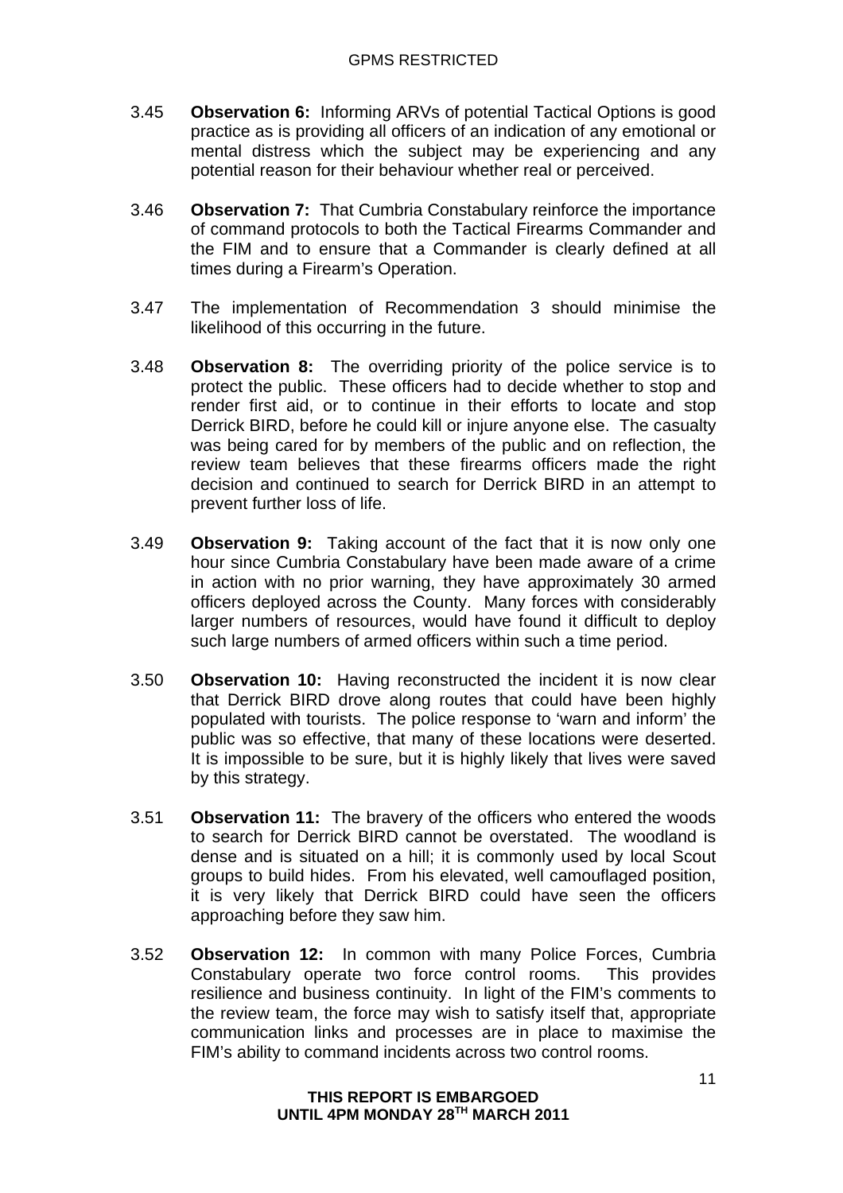3.45 **Observation 6:** Informing ARVs of potential Tactical Options is good practice as is providing all officers of an indication of any emotional or mental distress which the subject may be experiencing and any potential reason for their behaviour whether real or perceived.

3.46 **Observation 7:** That Cumbria Constabulary reinforce the importance of command protocols to both the Tactical Firearms Commander and the FIM and to ensure that a Commander is clearly defined at all times during a Firearm's Operation.

3.47 The implementation of Recommendation 3 should minimise the likelihood of this occurring in the future.

3.48 **Observation 8:** The overriding priority of the police service is to protect the public. These officers had to decide whether to stop and render first aid, or to continue in their efforts to locate and stop Derrick BIRD, before he could kill or injure anyone else. The casualty was being cared for by members of the public and on reflection, the review team believes that these firearms officers made the right decision and continued to search for Derrick BIRD in an attempt to prevent further loss of life.

3.49 **Observation 9:** Taking account of the fact that it is now only one hour since Cumbria Constabulary have been made aware of a crime in action with no prior warning, they have approximately 30 armed officers deployed across the County. Many forces with considerably larger numbers of resources, would have found it difficult to deploy such large numbers of armed officers within such a time period.

3.50 **Observation 10:** Having reconstructed the incident it is now clear that Derrick BIRD drove along routes that could have been highly populated with tourists. The police response to 'warn and inform' the public was so effective, that many of these locations were deserted. It is impossible to be sure, but it is highly likely that lives were saved by this strategy.

3.51 **Observation 11:** The bravery of the officers who entered the woods to search for Derrick BIRD cannot be overstated. The woodland is dense and is situated on a hill; it is commonly used by local Scout groups to build hides. From his elevated, well camouflaged position, it is very likely that Derrick BIRD could have seen the officers approaching before they saw him.

3.52 **Observation 12:** In common with many Police Forces, Cumbria Constabulary operate two force control rooms. This provides resilience and business continuity. In light of the FIM's comments to the review team, the force may wish to satisfy itself that, appropriate communication links and processes are in place to maximise the FIM's ability to command incidents across two control rooms.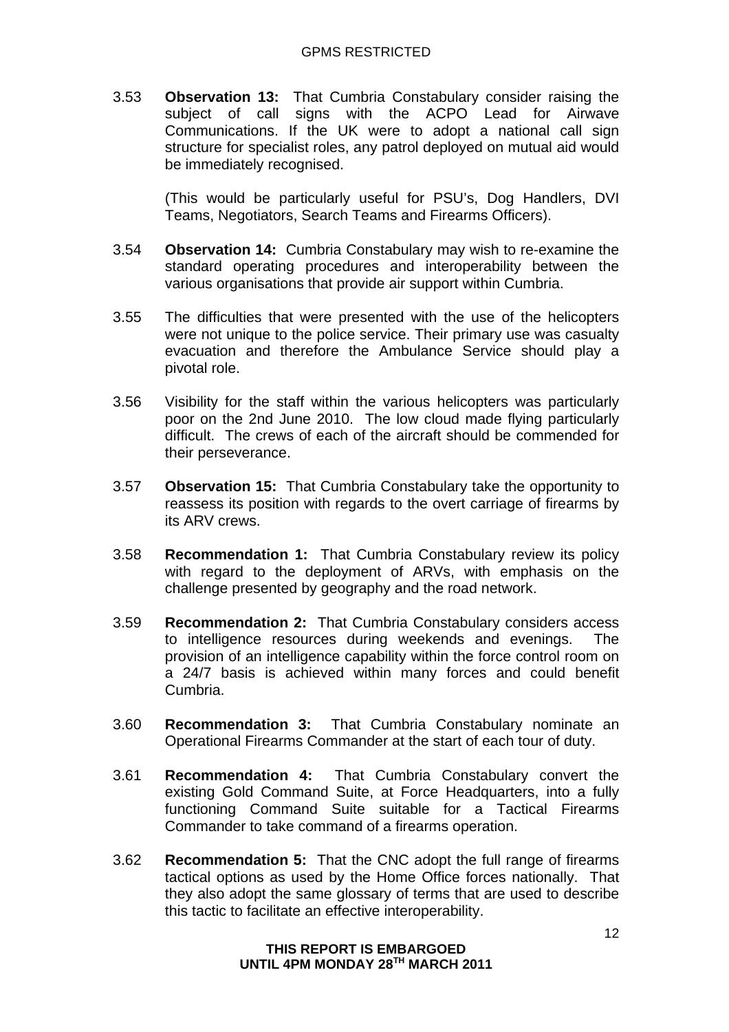3.53 **Observation 13:** That Cumbria Constabulary consider raising the subject of call signs with the ACPO Lead for Airwave Communications. If the UK were to adopt a national call sign structure for specialist roles, any patrol deployed on mutual aid would be immediately recognised.

(This would be particularly useful for PSU's, Dog Handlers, DVI Teams, Negotiators, Search Teams and Firearms Officers).

3.54 **Observation 14:** Cumbria Constabulary may wish to re-examine the standard operating procedures and interoperability between the various organisations that provide air support within Cumbria.

3.55 The difficulties that were presented with the use of the helicopters were not unique to the police service. Their primary use was casualty evacuation and therefore the Ambulance Service should play a pivotal role.

3.56 Visibility for the staff within the various helicopters was particularly poor on the 2nd June 2010. The low cloud made flying particularly difficult. The crews of each of the aircraft should be commended for their perseverance.

3.57 **Observation 15:** That Cumbria Constabulary take the opportunity to reassess its position with regards to the overt carriage of firearms by its ARV crews.

3.58 **Recommendation 1:** That Cumbria Constabulary review its policy with regard to the deployment of ARVs, with emphasis on the challenge presented by geography and the road network.

3.59 **Recommendation 2:** That Cumbria Constabulary considers access to intelligence resources during weekends and evenings. The provision of an intelligence capability within the force control room on a 24/7 basis is achieved within many forces and could benefit Cumbria.

3.60 **Recommendation 3:** That Cumbria Constabulary nominate an Operational Firearms Commander at the start of each tour of duty.

3.61 **Recommendation 4:** That Cumbria Constabulary convert the existing Gold Command Suite, at Force Headquarters, into a fully functioning Command Suite suitable for a Tactical Firearms Commander to take command of a firearms operation.

3.62 **Recommendation 5:** That the CNC adopt the full range of firearms tactical options as used by the Home Office forces nationally. That they also adopt the same glossary of terms that are used to describe this tactic to facilitate an effective interoperability.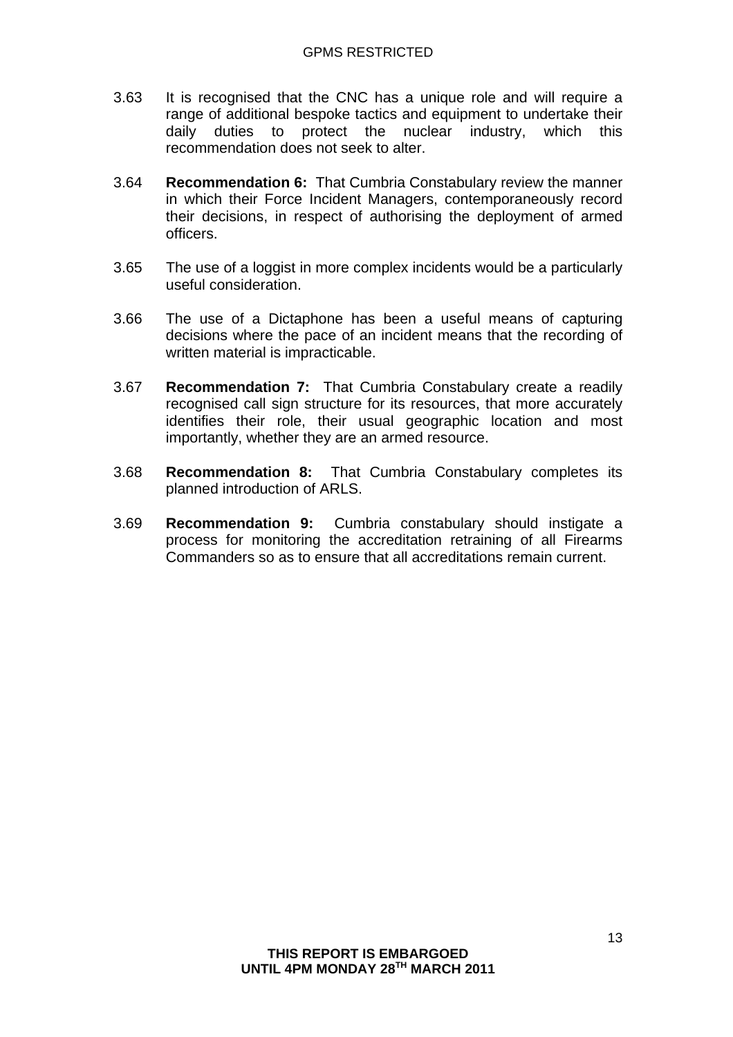3.63 It is recognised that the CNC has a unique role and will require a range of additional bespoke tactics and equipment to undertake their daily duties to protect the nuclear industry, which this recommendation does not seek to alter.

3.64 **Recommendation 6:** That Cumbria Constabulary review the manner in which their Force Incident Managers, contemporaneously record their decisions, in respect of authorising the deployment of armed officers.

3.65 The use of a loggist in more complex incidents would be a particularly useful consideration.

3.66 The use of a Dictaphone has been a useful means of capturing decisions where the pace of an incident means that the recording of written material is impracticable.

3.67 **Recommendation 7:** That Cumbria Constabulary create a readily recognised call sign structure for its resources, that more accurately identifies their role, their usual geographic location and most importantly, whether they are an armed resource.

3.68 **Recommendation 8:** That Cumbria Constabulary completes its planned introduction of ARLS.

3.69 **Recommendation 9:** Cumbria constabulary should instigate a process for monitoring the accreditation retraining of all Firearms Commanders so as to ensure that all accreditations remain current.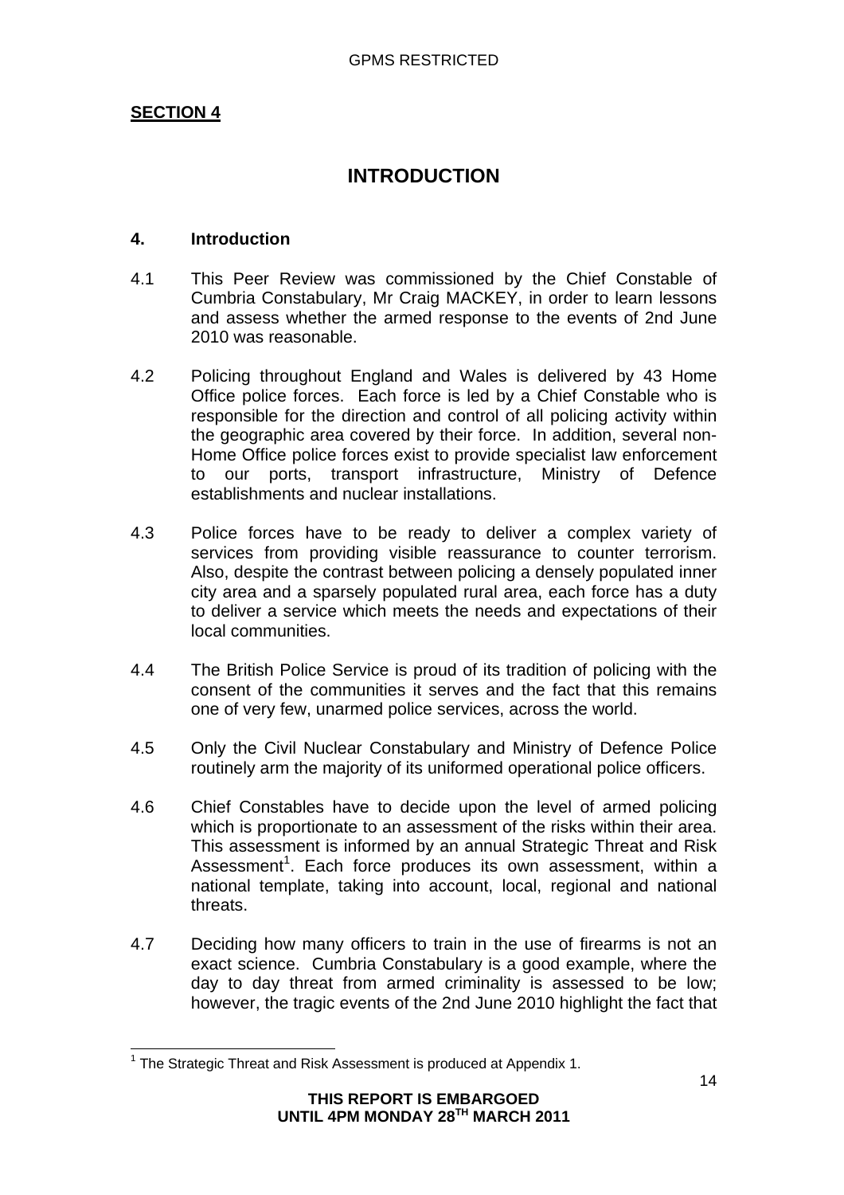**SECTION 4**

# INTRODUCTION

## 4. Introduction

4.1 This Peer Review was commissioned by the Chief Constable of Cumbria Constabulary, Mr Craig MACKEY, in order to learn lessons and assess whether the armed response to the events of 2nd June 2010 was reasonable.

4.2 Policing throughout England and Wales is delivered by 43 Home Office police forces. Each force is led by a Chief Constable who is responsible for the direction and control of all policing activity within the geographic area covered by their force. In addition, several non-Home Office police forces exist to provide specialist law enforcement to our ports, transport infrastructure, Ministry of Defence establishments and nuclear installations.

4.3 Police forces have to be ready to deliver a complex variety of services from providing visible reassurance to counter terrorism. Also, despite the contrast between policing a densely populated inner city area and a sparsely populated rural area, each force has a duty to deliver a service which meets the needs and expectations of their local communities.

4.4 The British Police Service is proud of its tradition of policing with the consent of the communities it serves and the fact that this remains one of very few, unarmed police services, across the world.

4.5 Only the Civil Nuclear Constabulary and Ministry of Defence Police routinely arm the majority of its uniformed operational police officers.

4.6 Chief Constables have to decide upon the level of armed policing which is proportionate to an assessment of the risks within their area. This assessment is informed by an annual Strategic Threat and Risk Assessment[1]. Each force produces its own assessment, within a national template, taking into account, local, regional and national threats.

4.7 Deciding how many officers to train in the use of firearms is not an exact science. Cumbria Constabulary is a good example, where the day to day threat from armed criminality is assessed to be low; however, the tragic events of the 2nd June 2010 highlight the fact that

[1] The Strategic Threat and Risk Assessment is produced at Appendix 1.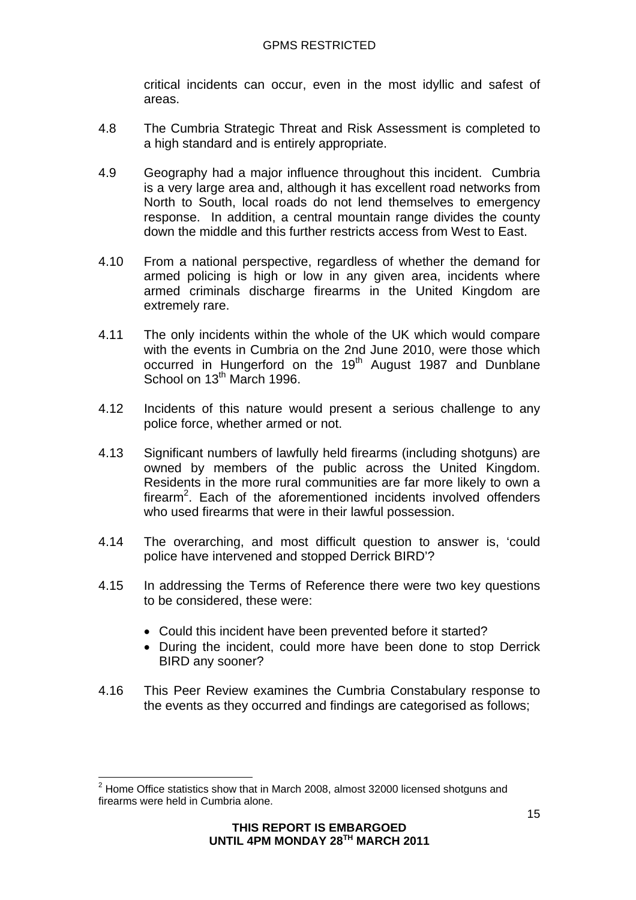critical incidents can occur, even in the most idyllic and safest of areas.

4.8 The Cumbria Strategic Threat and Risk Assessment is completed to a high standard and is entirely appropriate.

4.9 Geography had a major influence throughout this incident. Cumbria is a very large area and, although it has excellent road networks from North to South, local roads do not lend themselves to emergency response. In addition, a central mountain range divides the county down the middle and this further restricts access from West to East.

4.10 From a national perspective, regardless of whether the demand for armed policing is high or low in any given area, incidents where armed criminals discharge firearms in the United Kingdom are extremely rare.

4.11 The only incidents within the whole of the UK which would compare with the events in Cumbria on the 2nd June 2010, were those which occurred in Hungerford on the 19th August 1987 and Dunblane School on 13th March 1996.

4.12 Incidents of this nature would present a serious challenge to any police force, whether armed or not.

4.13 Significant numbers of lawfully held firearms (including shotguns) are owned by members of the public across the United Kingdom. Residents in the more rural communities are far more likely to own a firearm[2]. Each of the aforementioned incidents involved offenders who used firearms that were in their lawful possession.

4.14 The overarching, and most difficult question to answer is, 'could police have intervened and stopped Derrick BIRD'?

4.15 In addressing the Terms of Reference there were two key questions to be considered, these were:

- Could this incident have been prevented before it started?
- During the incident, could more have been done to stop Derrick BIRD any sooner?

4.16 This Peer Review examines the Cumbria Constabulary response to the events as they occurred and findings are categorised as follows;

[2] Home Office statistics show that in March 2008, almost 32000 licensed shotguns and firearms were held in Cumbria alone.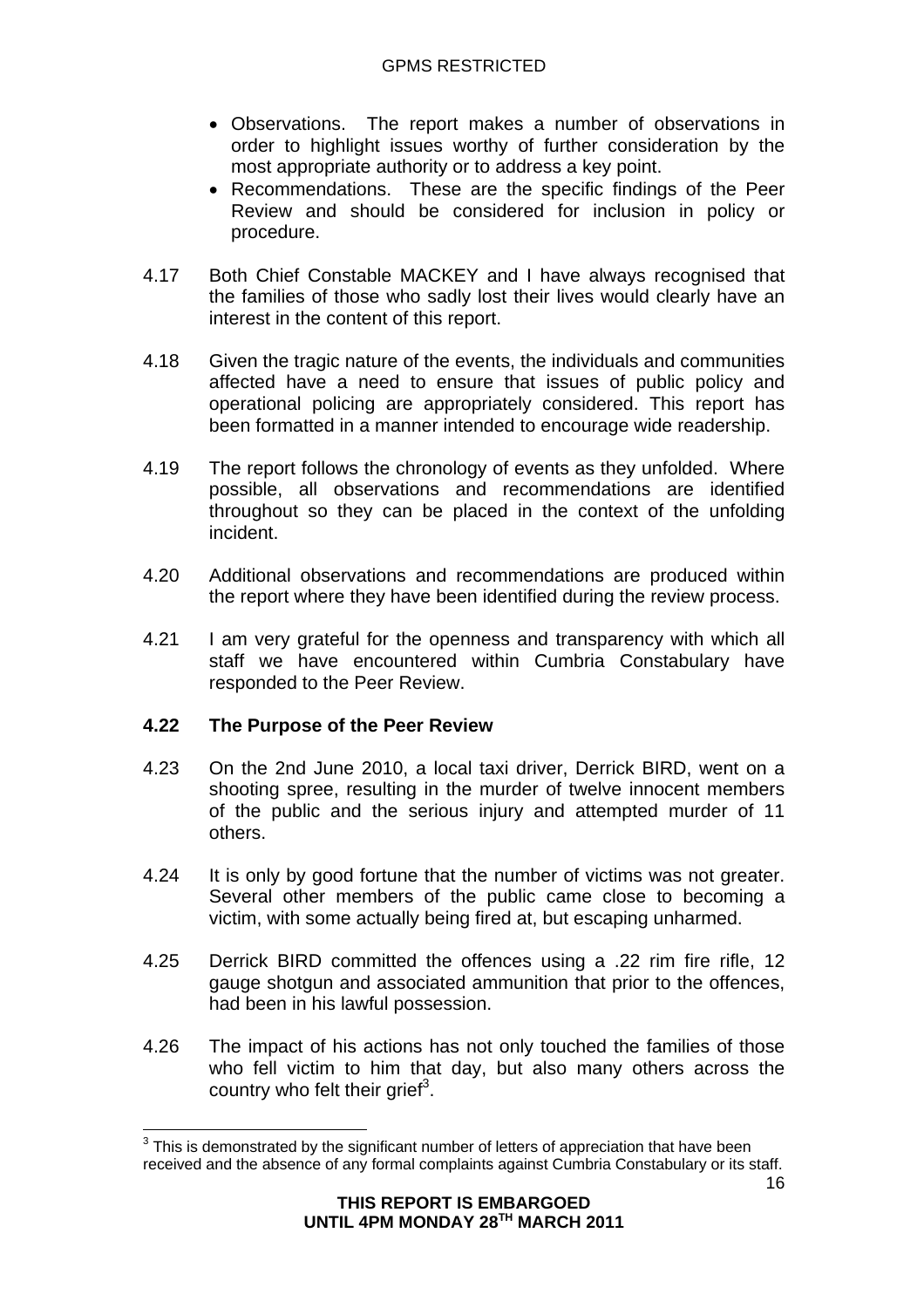- Observations. The report makes a number of observations in order to highlight issues worthy of further consideration by the most appropriate authority or to address a key point.
- Recommendations. These are the specific findings of the Peer Review and should be considered for inclusion in policy or procedure.

4.17 Both Chief Constable MACKEY and I have always recognised that the families of those who sadly lost their lives would clearly have an interest in the content of this report.

4.18 Given the tragic nature of the events, the individuals and communities affected have a need to ensure that issues of public policy and operational policing are appropriately considered. This report has been formatted in a manner intended to encourage wide readership.

4.19 The report follows the chronology of events as they unfolded. Where possible, all observations and recommendations are identified throughout so they can be placed in the context of the unfolding incident.

4.20 Additional observations and recommendations are produced within the report where they have been identified during the review process.

4.21 I am very grateful for the openness and transparency with which all staff we have encountered within Cumbria Constabulary have responded to the Peer Review.

**4.22 The Purpose of the Peer Review**

4.23 On the 2nd June 2010, a local taxi driver, Derrick BIRD, went on a shooting spree, resulting in the murder of twelve innocent members of the public and the serious injury and attempted murder of 11 others.

4.24 It is only by good fortune that the number of victims was not greater. Several other members of the public came close to becoming a victim, with some actually being fired at, but escaping unharmed.

4.25 Derrick BIRD committed the offences using a .22 rim fire rifle, 12 gauge shotgun and associated ammunition that prior to the offences, had been in his lawful possession.

4.26 The impact of his actions has not only touched the families of those who fell victim to him that day, but also many others across the country who felt their grief[3].

[3] This is demonstrated by the significant number of letters of appreciation that have been received and the absence of any formal complaints against Cumbria Constabulary or its staff.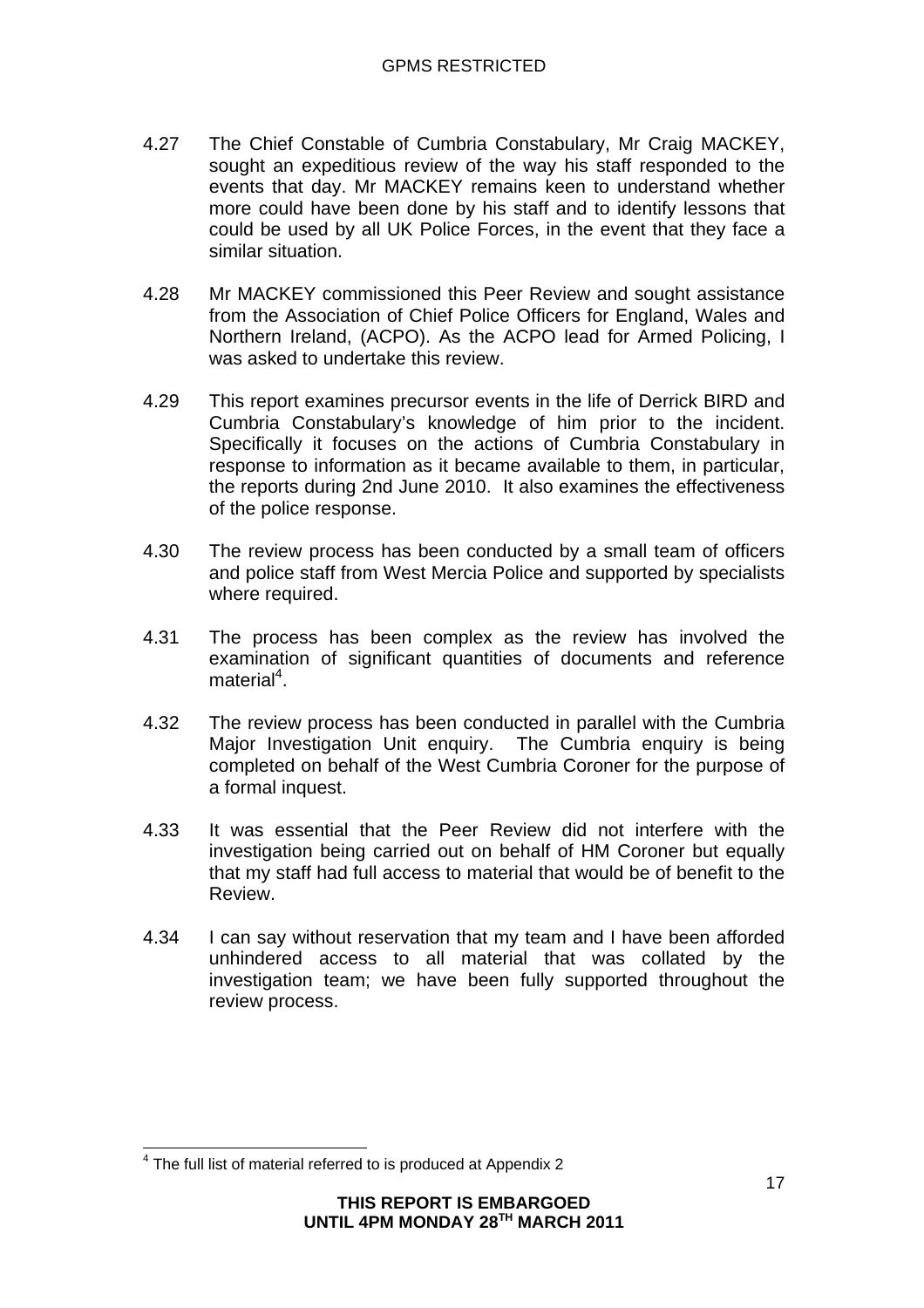4.27 The Chief Constable of Cumbria Constabulary, Mr Craig MACKEY, sought an expeditious review of the way his staff responded to the events that day. Mr MACKEY remains keen to understand whether more could have been done by his staff and to identify lessons that could be used by all UK Police Forces, in the event that they face a similar situation.

4.28 Mr MACKEY commissioned this Peer Review and sought assistance from the Association of Chief Police Officers for England, Wales and Northern Ireland, (ACPO). As the ACPO lead for Armed Policing, I was asked to undertake this review.

4.29 This report examines precursor events in the life of Derrick BIRD and Cumbria Constabulary's knowledge of him prior to the incident. Specifically it focuses on the actions of Cumbria Constabulary in response to information as it became available to them, in particular, the reports during 2nd June 2010. It also examines the effectiveness of the police response.

4.30 The review process has been conducted by a small team of officers and police staff from West Mercia Police and supported by specialists where required.

4.31 The process has been complex as the review has involved the examination of significant quantities of documents and reference material[4].

4.32 The review process has been conducted in parallel with the Cumbria Major Investigation Unit enquiry. The Cumbria enquiry is being completed on behalf of the West Cumbria Coroner for the purpose of a formal inquest.

4.33 It was essential that the Peer Review did not interfere with the investigation being carried out on behalf of HM Coroner but equally that my staff had full access to material that would be of benefit to the Review.

4.34 I can say without reservation that my team and I have been afforded unhindered access to all material that was collated by the investigation team; we have been fully supported throughout the review process.

[4] The full list of material referred to is produced at Appendix 2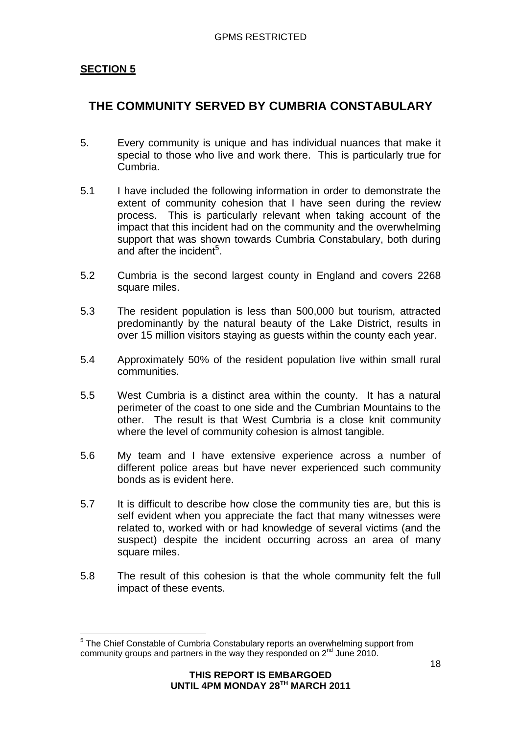## SECTION 5

# THE COMMUNITY SERVED BY CUMBRIA CONSTABULARY

5. Every community is unique and has individual nuances that make it special to those who live and work there. This is particularly true for Cumbria.

5.1 I have included the following information in order to demonstrate the extent of community cohesion that I have seen during the review process. This is particularly relevant when taking account of the impact that this incident had on the community and the overwhelming support that was shown towards Cumbria Constabulary, both during and after the incident[5].

5.2 Cumbria is the second largest county in England and covers 2268 square miles.

5.3 The resident population is less than 500,000 but tourism, attracted predominantly by the natural beauty of the Lake District, results in over 15 million visitors staying as guests within the county each year.

5.4 Approximately 50% of the resident population live within small rural communities.

5.5 West Cumbria is a distinct area within the county. It has a natural perimeter of the coast to one side and the Cumbrian Mountains to the other. The result is that West Cumbria is a close knit community where the level of community cohesion is almost tangible.

5.6 My team and I have extensive experience across a number of different police areas but have never experienced such community bonds as is evident here.

5.7 It is difficult to describe how close the community ties are, but this is self evident when you appreciate the fact that many witnesses were related to, worked with or had knowledge of several victims (and the suspect) despite the incident occurring across an area of many square miles.

5.8 The result of this cohesion is that the whole community felt the full impact of these events.

[5] The Chief Constable of Cumbria Constabulary reports an overwhelming support from community groups and partners in the way they responded on 2nd June 2010.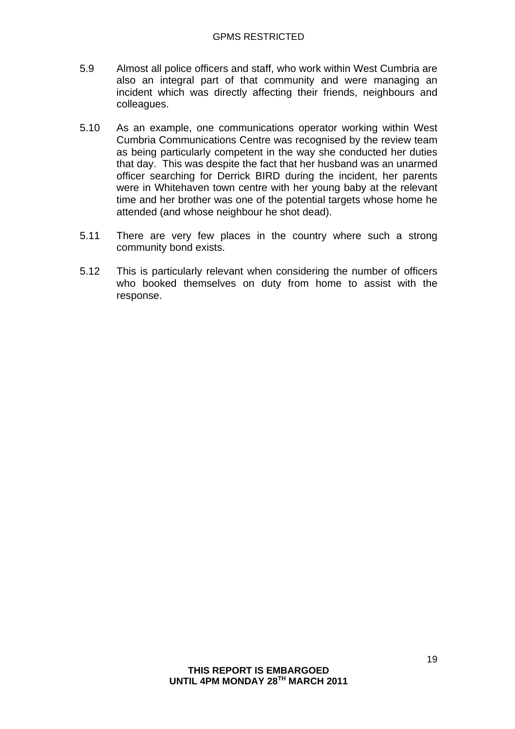5.9 Almost all police officers and staff, who work within West Cumbria are also an integral part of that community and were managing an incident which was directly affecting their friends, neighbours and colleagues.

5.10 As an example, one communications operator working within West Cumbria Communications Centre was recognised by the review team as being particularly competent in the way she conducted her duties that day. This was despite the fact that her husband was an unarmed officer searching for Derrick BIRD during the incident, her parents were in Whitehaven town centre with her young baby at the relevant time and her brother was one of the potential targets whose home he attended (and whose neighbour he shot dead).

5.11 There are very few places in the country where such a strong community bond exists.

5.12 This is particularly relevant when considering the number of officers who booked themselves on duty from home to assist with the response.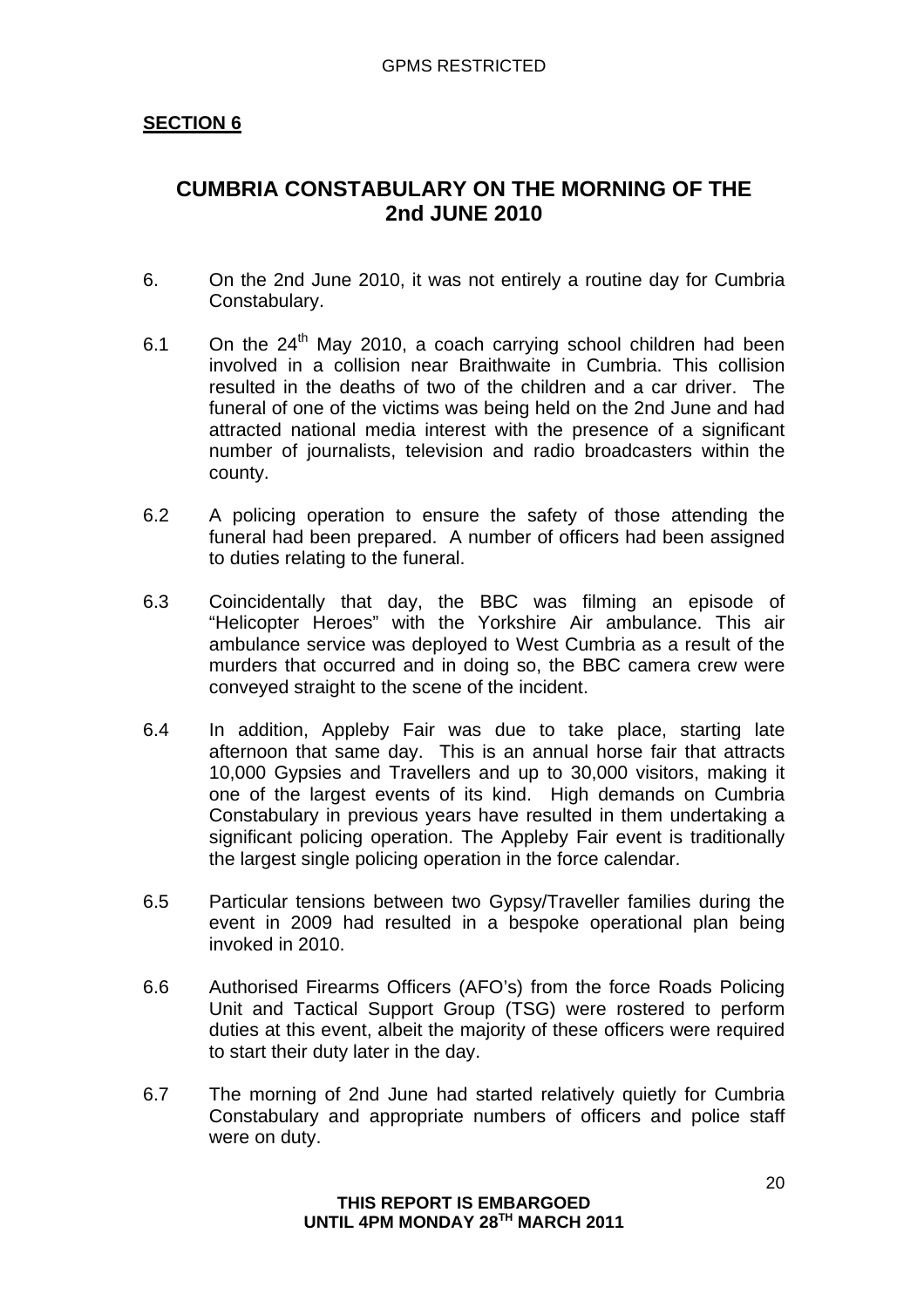**SECTION 6**

## CUMBRIA CONSTABULARY ON THE MORNING OF THE 2nd JUNE 2010

6. On the 2nd June 2010, it was not entirely a routine day for Cumbria Constabulary.

6.1 On the 24th May 2010, a coach carrying school children had been involved in a collision near Braithwaite in Cumbria. This collision resulted in the deaths of two of the children and a car driver. The funeral of one of the victims was being held on the 2nd June and had attracted national media interest with the presence of a significant number of journalists, television and radio broadcasters within the county.

6.2 A policing operation to ensure the safety of those attending the funeral had been prepared. A number of officers had been assigned to duties relating to the funeral.

6.3 Coincidentally that day, the BBC was filming an episode of "Helicopter Heroes" with the Yorkshire Air ambulance. This air ambulance service was deployed to West Cumbria as a result of the murders that occurred and in doing so, the BBC camera crew were conveyed straight to the scene of the incident.

6.4 In addition, Appleby Fair was due to take place, starting late afternoon that same day. This is an annual horse fair that attracts 10,000 Gypsies and Travellers and up to 30,000 visitors, making it one of the largest events of its kind. High demands on Cumbria Constabulary in previous years have resulted in them undertaking a significant policing operation. The Appleby Fair event is traditionally the largest single policing operation in the force calendar.

6.5 Particular tensions between two Gypsy/Traveller families during the event in 2009 had resulted in a bespoke operational plan being invoked in 2010.

6.6 Authorised Firearms Officers (AFO's) from the force Roads Policing Unit and Tactical Support Group (TSG) were rostered to perform duties at this event, albeit the majority of these officers were required to start their duty later in the day.

6.7 The morning of 2nd June had started relatively quietly for Cumbria Constabulary and appropriate numbers of officers and police staff were on duty.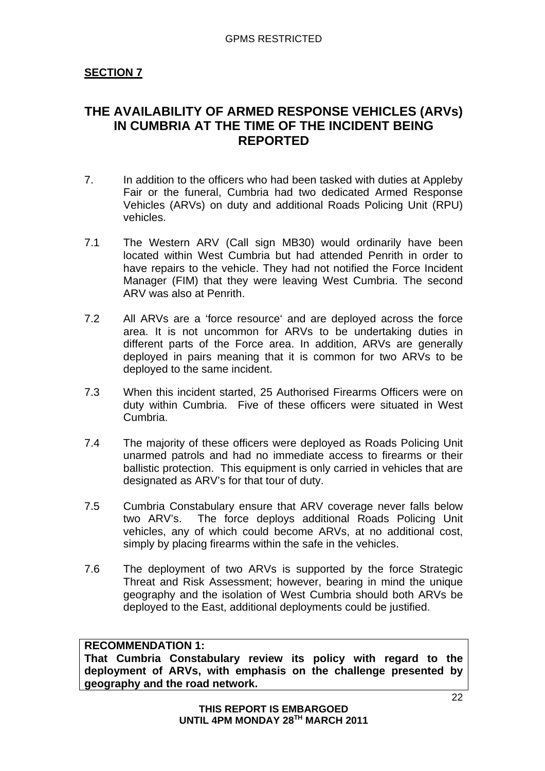**SECTION 7**

## THE AVAILABILITY OF ARMED RESPONSE VEHICLES (ARVs) IN CUMBRIA AT THE TIME OF THE INCIDENT BEING REPORTED

7. In addition to the officers who had been tasked with duties at Appleby Fair or the funeral, Cumbria had two dedicated Armed Response Vehicles (ARVs) on duty and additional Roads Policing Unit (RPU) vehicles.

7.1 The Western ARV (Call sign MB30) would ordinarily have been located within West Cumbria but had attended Penrith in order to have repairs to the vehicle. They had not notified the Force Incident Manager (FIM) that they were leaving West Cumbria. The second ARV was also at Penrith.

7.2 All ARVs are a 'force resource' and are deployed across the force area. It is not uncommon for ARVs to be undertaking duties in different parts of the Force area. In addition, ARVs are generally deployed in pairs meaning that it is common for two ARVs to be deployed to the same incident.

7.3 When this incident started, 25 Authorised Firearms Officers were on duty within Cumbria. Five of these officers were situated in West Cumbria.

7.4 The majority of these officers were deployed as Roads Policing Unit unarmed patrols and had no immediate access to firearms or their ballistic protection. This equipment is only carried in vehicles that are designated as ARV's for that tour of duty.

7.5 Cumbria Constabulary ensure that ARV coverage never falls below two ARV's. The force deploys additional Roads Policing Unit vehicles, any of which could become ARVs, at no additional cost, simply by placing firearms within the safe in the vehicles.

7.6 The deployment of two ARVs is supported by the force Strategic Threat and Risk Assessment; however, bearing in mind the unique geography and the isolation of West Cumbria should both ARVs be deployed to the East, additional deployments could be justified.

**RECOMMENDATION 1:**
**That Cumbria Constabulary review its policy with regard to the deployment of ARVs, with emphasis on the challenge presented by geography and the road network.**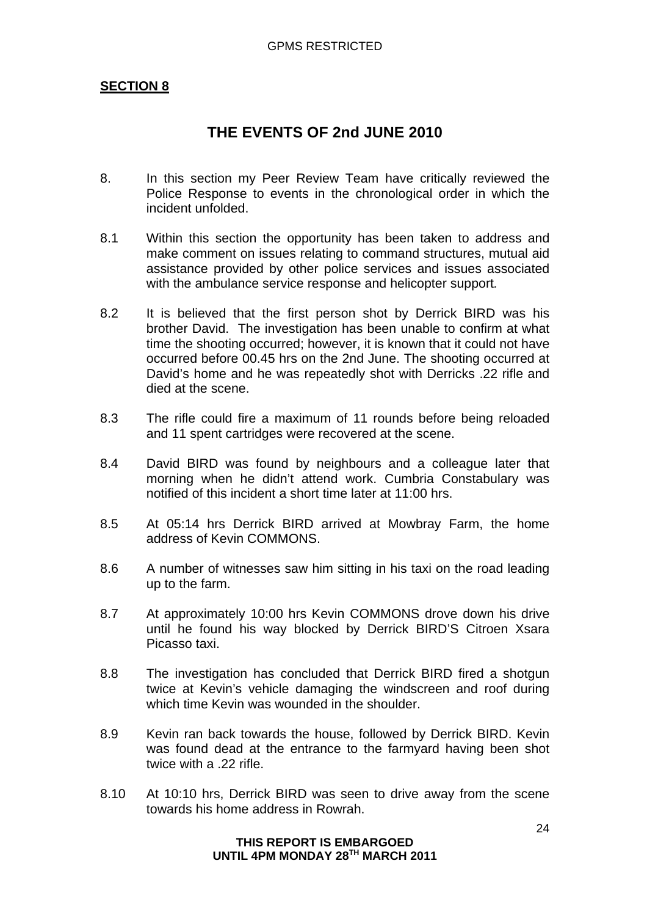**SECTION 8**

## THE EVENTS OF 2nd JUNE 2010

8. In this section my Peer Review Team have critically reviewed the Police Response to events in the chronological order in which the incident unfolded.

8.1 Within this section the opportunity has been taken to address and make comment on issues relating to command structures, mutual aid assistance provided by other police services and issues associated with the ambulance service response and helicopter support*.*

8.2 It is believed that the first person shot by Derrick BIRD was his brother David. The investigation has been unable to confirm at what time the shooting occurred; however, it is known that it could not have occurred before 00.45 hrs on the 2nd June. The shooting occurred at David's home and he was repeatedly shot with Derricks .22 rifle and died at the scene.

8.3 The rifle could fire a maximum of 11 rounds before being reloaded and 11 spent cartridges were recovered at the scene.

8.4 David BIRD was found by neighbours and a colleague later that morning when he didn't attend work. Cumbria Constabulary was notified of this incident a short time later at 11:00 hrs.

8.5 At 05:14 hrs Derrick BIRD arrived at Mowbray Farm, the home address of Kevin COMMONS.

8.6 A number of witnesses saw him sitting in his taxi on the road leading up to the farm.

8.7 At approximately 10:00 hrs Kevin COMMONS drove down his drive until he found his way blocked by Derrick BIRD'S Citroen Xsara Picasso taxi.

8.8 The investigation has concluded that Derrick BIRD fired a shotgun twice at Kevin's vehicle damaging the windscreen and roof during which time Kevin was wounded in the shoulder.

8.9 Kevin ran back towards the house, followed by Derrick BIRD. Kevin was found dead at the entrance to the farmyard having been shot twice with a .22 rifle.

8.10 At 10:10 hrs, Derrick BIRD was seen to drive away from the scene towards his home address in Rowrah.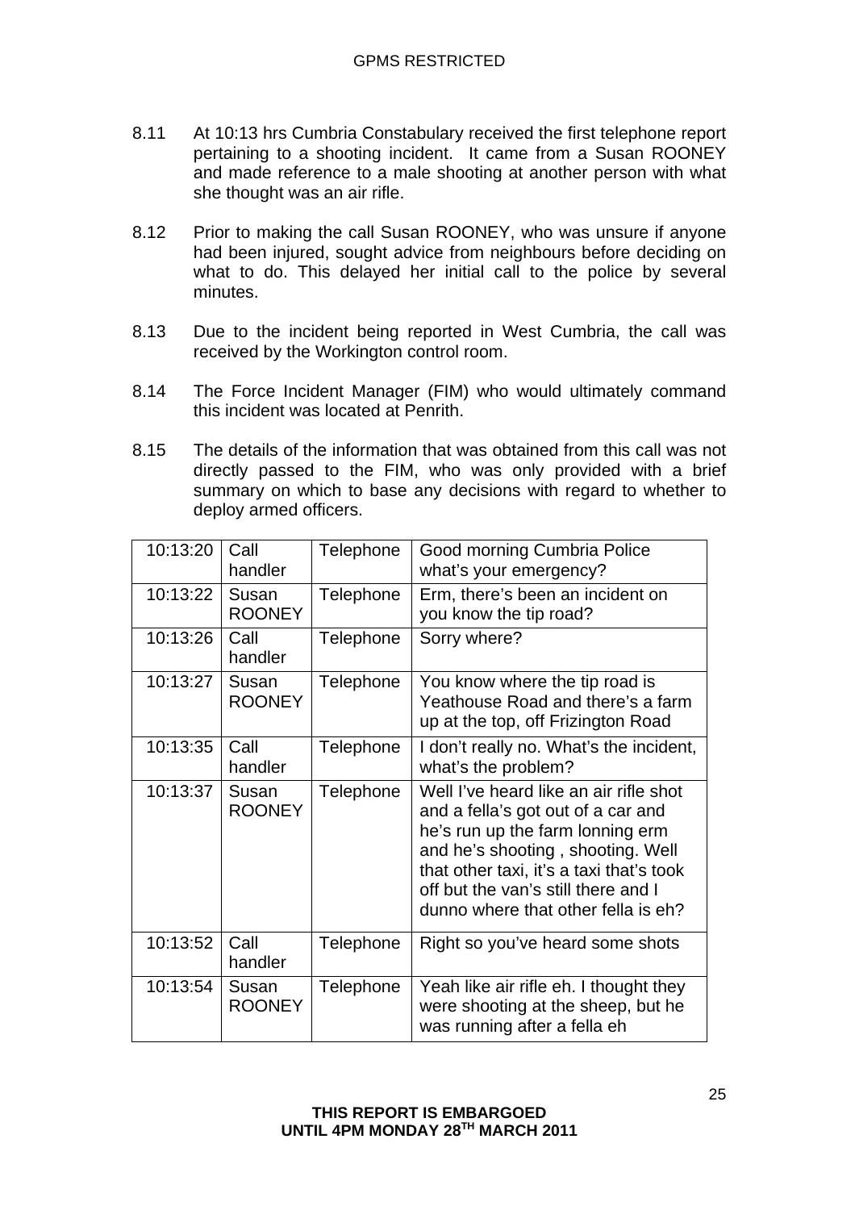8.11 At 10:13 hrs Cumbria Constabulary received the first telephone report pertaining to a shooting incident. It came from a Susan ROONEY and made reference to a male shooting at another person with what she thought was an air rifle.

8.12 Prior to making the call Susan ROONEY, who was unsure if anyone had been injured, sought advice from neighbours before deciding on what to do. This delayed her initial call to the police by several minutes.

8.13 Due to the incident being reported in West Cumbria, the call was received by the Workington control room.

8.14 The Force Incident Manager (FIM) who would ultimately command this incident was located at Penrith.

8.15 The details of the information that was obtained from this call was not directly passed to the FIM, who was only provided with a brief summary on which to base any decisions with regard to whether to deploy armed officers.

| | | | |
|---|---|---|---|
| 10:13:20 | Call handler | Telephone | Good morning Cumbria Police what's your emergency? |
| 10:13:22 | Susan ROONEY | Telephone | Erm, there's been an incident on you know the tip road? |
| 10:13:26 | Call handler | Telephone | Sorry where? |
| 10:13:27 | Susan ROONEY | Telephone | You know where the tip road is Yeathouse Road and there's a farm up at the top, off Frizington Road |
| 10:13:35 | Call handler | Telephone | I don't really no. What's the incident, what's the problem? |
| 10:13:37 | Susan ROONEY | Telephone | Well I've heard like an air rifle shot and a fella's got out of a car and he's run up the farm lonning erm and he's shooting , shooting. Well that other taxi, it's a taxi that's took off but the van's still there and I dunno where that other fella is eh? |
| 10:13:52 | Call handler | Telephone | Right so you've heard some shots |
| 10:13:54 | Susan ROONEY | Telephone | Yeah like air rifle eh. I thought they were shooting at the sheep, but he was running after a fella eh |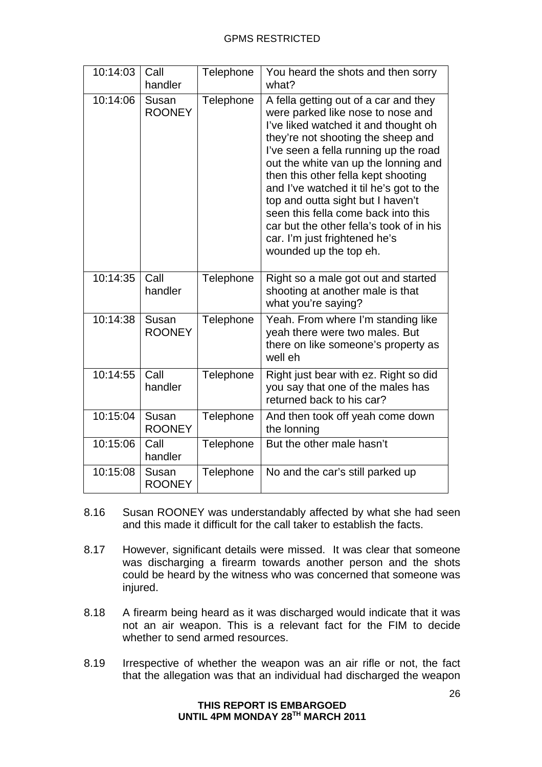| 10:14:03 | Call handler | Telephone | You heard the shots and then sorry what? |
|---|---|---|---|
| 10:14:06 | Susan ROONEY | Telephone | A fella getting out of a car and they were parked like nose to nose and I've liked watched it and thought oh they're not shooting the sheep and I've seen a fella running up the road out the white van up the lonning and then this other fella kept shooting and I've watched it til he's got to the top and outta sight but I haven't seen this fella come back into this car but the other fella's took of in his car. I'm just frightened he's wounded up the top eh. |
| 10:14:35 | Call handler | Telephone | Right so a male got out and started shooting at another male is that what you're saying? |
| 10:14:38 | Susan ROONEY | Telephone | Yeah. From where I'm standing like yeah there were two males. But there on like someone's property as well eh |
| 10:14:55 | Call handler | Telephone | Right just bear with ez. Right so did you say that one of the males has returned back to his car? |
| 10:15:04 | Susan ROONEY | Telephone | And then took off yeah come down the lonning |
| 10:15:06 | Call handler | Telephone | But the other male hasn't |
| 10:15:08 | Susan ROONEY | Telephone | No and the car's still parked up |

8.16 Susan ROONEY was understandably affected by what she had seen and this made it difficult for the call taker to establish the facts.

8.17 However, significant details were missed. It was clear that someone was discharging a firearm towards another person and the shots could be heard by the witness who was concerned that someone was injured.

8.18 A firearm being heard as it was discharged would indicate that it was not an air weapon. This is a relevant fact for the FIM to decide whether to send armed resources.

8.19 Irrespective of whether the weapon was an air rifle or not, the fact that the allegation was that an individual had discharged the weapon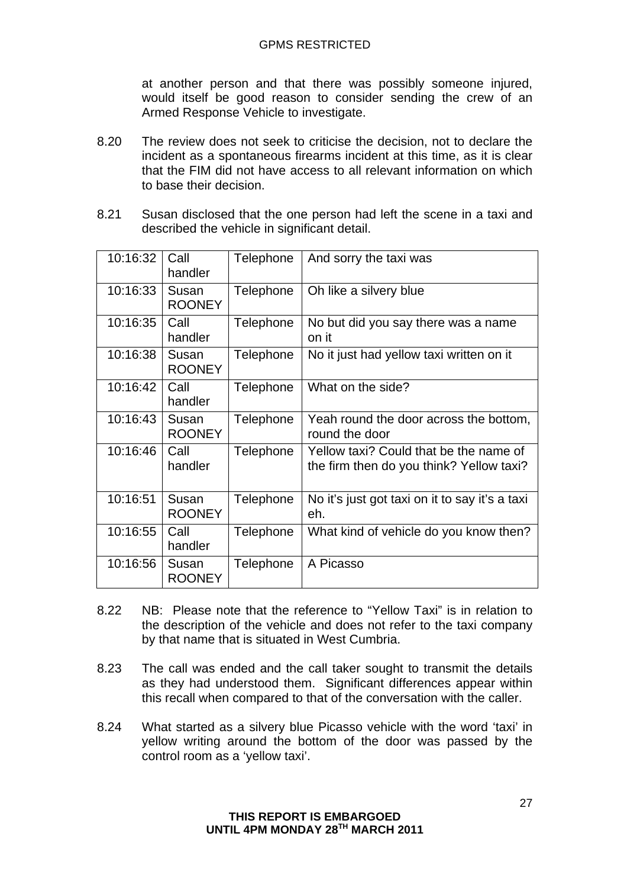at another person and that there was possibly someone injured, would itself be good reason to consider sending the crew of an Armed Response Vehicle to investigate.

8.20 The review does not seek to criticise the decision, not to declare the incident as a spontaneous firearms incident at this time, as it is clear that the FIM did not have access to all relevant information on which to base their decision.

8.21 Susan disclosed that the one person had left the scene in a taxi and described the vehicle in significant detail.

| | | | |
|---|---|---|---|
| 10:16:32 | Call handler | Telephone | And sorry the taxi was |
| 10:16:33 | Susan ROONEY | Telephone | Oh like a silvery blue |
| 10:16:35 | Call handler | Telephone | No but did you say there was a name on it |
| 10:16:38 | Susan ROONEY | Telephone | No it just had yellow taxi written on it |
| 10:16:42 | Call handler | Telephone | What on the side? |
| 10:16:43 | Susan ROONEY | Telephone | Yeah round the door across the bottom, round the door |
| 10:16:46 | Call handler | Telephone | Yellow taxi? Could that be the name of the firm then do you think? Yellow taxi? |
| 10:16:51 | Susan ROONEY | Telephone | No it's just got taxi on it to say it's a taxi eh. |
| 10:16:55 | Call handler | Telephone | What kind of vehicle do you know then? |
| 10:16:56 | Susan ROONEY | Telephone | A Picasso |

8.22 NB: Please note that the reference to "Yellow Taxi" is in relation to the description of the vehicle and does not refer to the taxi company by that name that is situated in West Cumbria.

8.23 The call was ended and the call taker sought to transmit the details as they had understood them. Significant differences appear within this recall when compared to that of the conversation with the caller.

8.24 What started as a silvery blue Picasso vehicle with the word 'taxi' in yellow writing around the bottom of the door was passed by the control room as a 'yellow taxi'.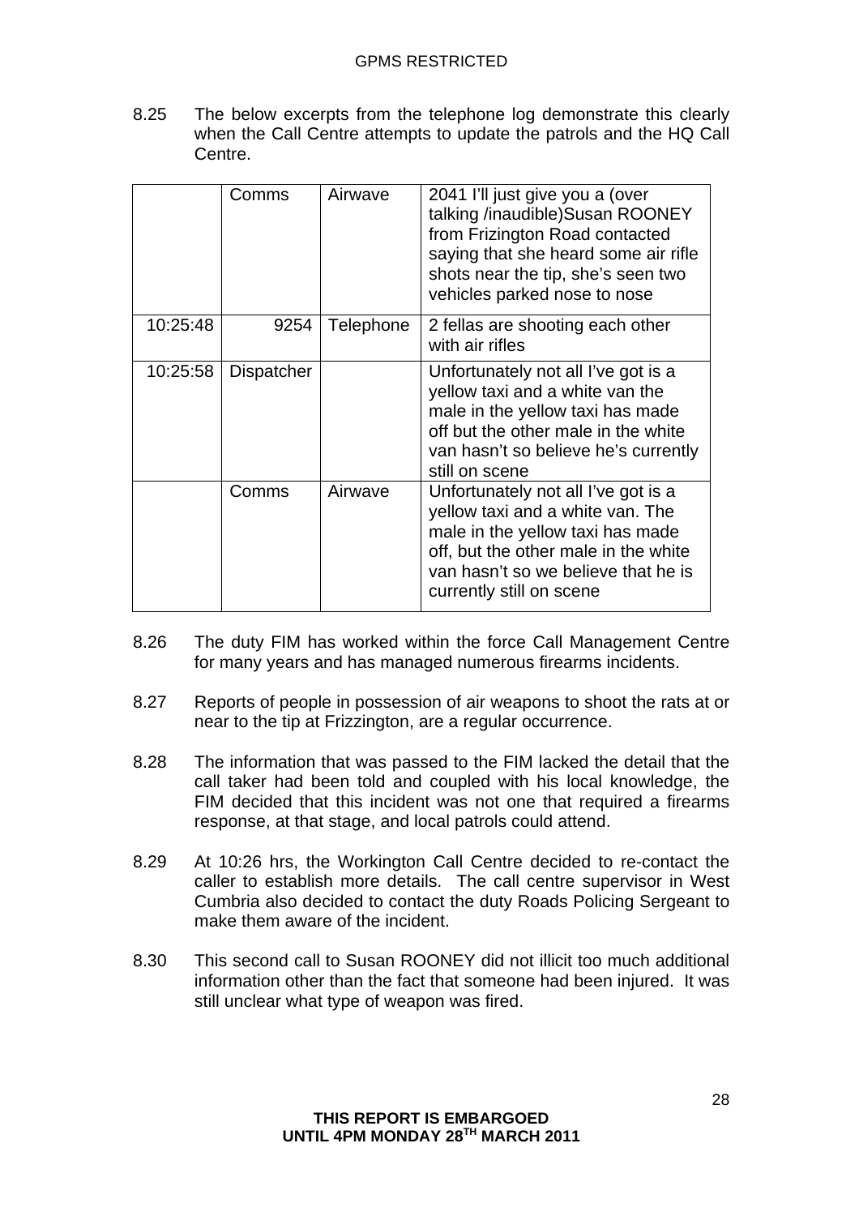8.25 The below excerpts from the telephone log demonstrate this clearly when the Call Centre attempts to update the patrols and the HQ Call Centre.

| | | | |
|---|---|---|---|
| | Comms | Airwave | 2041 I'll just give you a (over talking /inaudible)Susan ROONEY from Frizington Road contacted saying that she heard some air rifle shots near the tip, she's seen two vehicles parked nose to nose |
| 10:25:48 | 9254 | Telephone | 2 fellas are shooting each other with air rifles |
| 10:25:58 | Dispatcher | | Unfortunately not all I've got is a yellow taxi and a white van the male in the yellow taxi has made off but the other male in the white van hasn't so believe he's currently still on scene |
| | Comms | Airwave | Unfortunately not all I've got is a yellow taxi and a white van. The male in the yellow taxi has made off, but the other male in the white van hasn't so we believe that he is currently still on scene |

8.26 The duty FIM has worked within the force Call Management Centre for many years and has managed numerous firearms incidents.

8.27 Reports of people in possession of air weapons to shoot the rats at or near to the tip at Frizzington, are a regular occurrence.

8.28 The information that was passed to the FIM lacked the detail that the call taker had been told and coupled with his local knowledge, the FIM decided that this incident was not one that required a firearms response, at that stage, and local patrols could attend.

8.29 At 10:26 hrs, the Workington Call Centre decided to re-contact the caller to establish more details. The call centre supervisor in West Cumbria also decided to contact the duty Roads Policing Sergeant to make them aware of the incident.

8.30 This second call to Susan ROONEY did not illicit too much additional information other than the fact that someone had been injured. It was still unclear what type of weapon was fired.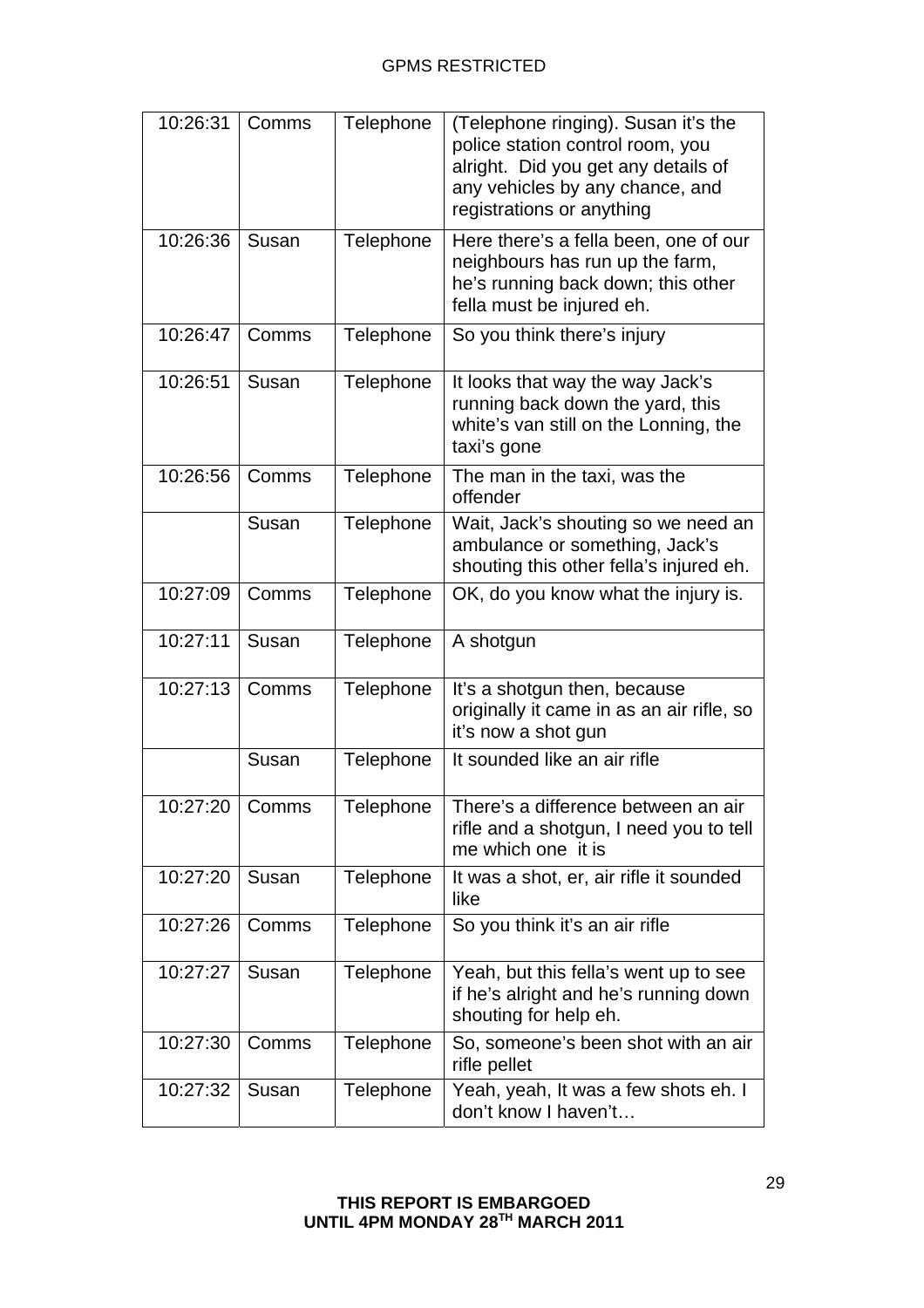| | | | |
|---|---|---|---|
| 10:26:31 | Comms | Telephone | (Telephone ringing). Susan it's the police station control room, you alright. Did you get any details of any vehicles by any chance, and registrations or anything |
| 10:26:36 | Susan | Telephone | Here there's a fella been, one of our neighbours has run up the farm, he's running back down; this other fella must be injured eh. |
| 10:26:47 | Comms | Telephone | So you think there's injury |
| 10:26:51 | Susan | Telephone | It looks that way the way Jack's running back down the yard, this white's van still on the Lonning, the taxi's gone |
| 10:26:56 | Comms | Telephone | The man in the taxi, was the offender |
| | Susan | Telephone | Wait, Jack's shouting so we need an ambulance or something, Jack's shouting this other fella's injured eh. |
| 10:27:09 | Comms | Telephone | OK, do you know what the injury is. |
| 10:27:11 | Susan | Telephone | A shotgun |
| 10:27:13 | Comms | Telephone | It's a shotgun then, because originally it came in as an air rifle, so it's now a shot gun |
| | Susan | Telephone | It sounded like an air rifle |
| 10:27:20 | Comms | Telephone | There's a difference between an air rifle and a shotgun, I need you to tell me which one it is |
| 10:27:20 | Susan | Telephone | It was a shot, er, air rifle it sounded like |
| 10:27:26 | Comms | Telephone | So you think it's an air rifle |
| 10:27:27 | Susan | Telephone | Yeah, but this fella's went up to see if he's alright and he's running down shouting for help eh. |
| 10:27:30 | Comms | Telephone | So, someone's been shot with an air rifle pellet |
| 10:27:32 | Susan | Telephone | Yeah, yeah, It was a few shots eh. I don't know I haven't… |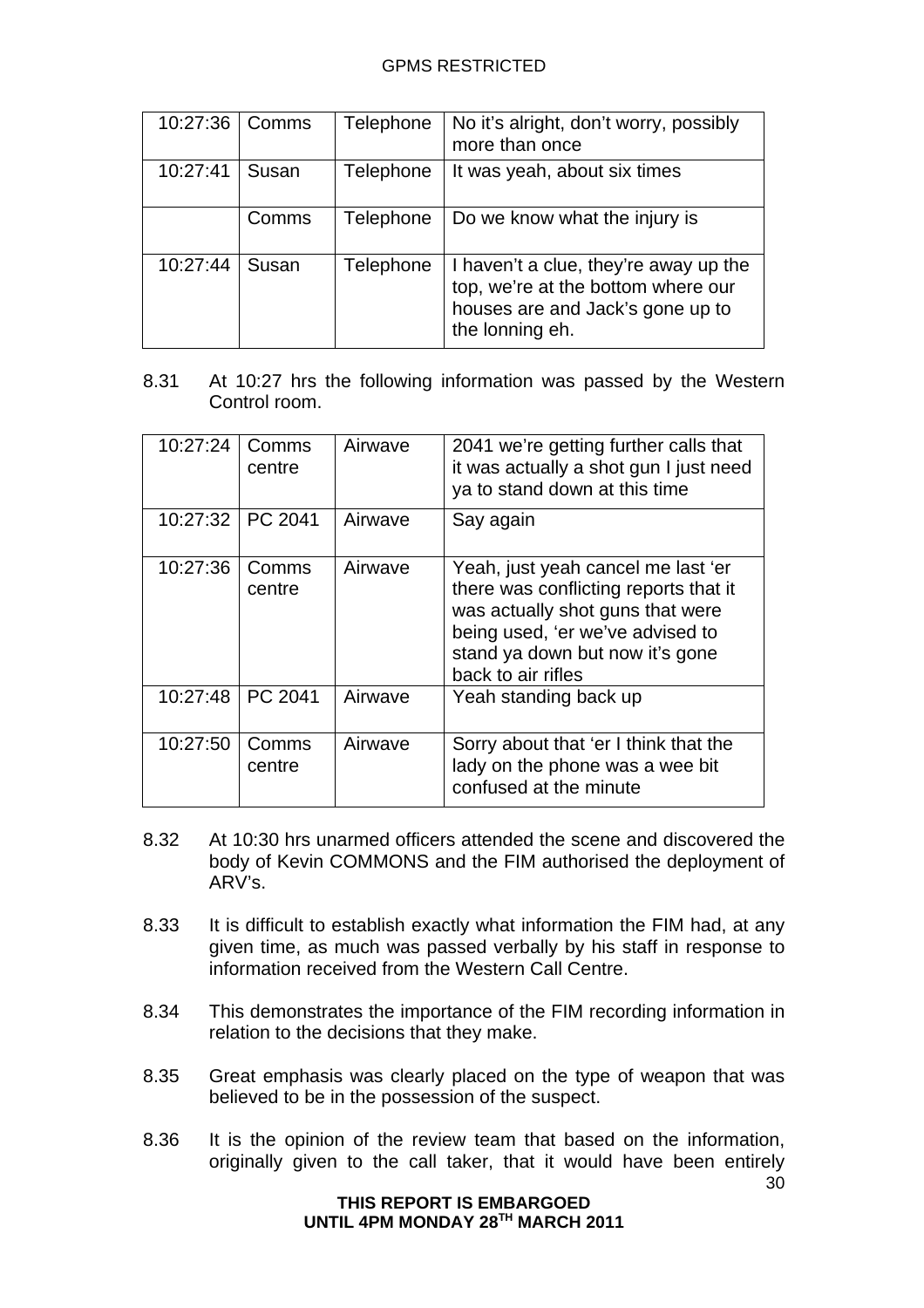| | | | |
|---|---|---|---|
| 10:27:36 | Comms | Telephone | No it's alright, don't worry, possibly more than once |
| 10:27:41 | Susan | Telephone | It was yeah, about six times |
| | Comms | Telephone | Do we know what the injury is |
| 10:27:44 | Susan | Telephone | I haven't a clue, they're away up the top, we're at the bottom where our houses are and Jack's gone up to the lonning eh. |

8.31 At 10:27 hrs the following information was passed by the Western Control room.

| | | | |
|---|---|---|---|
| 10:27:24 | Comms centre | Airwave | 2041 we're getting further calls that it was actually a shot gun I just need ya to stand down at this time |
| 10:27:32 | PC 2041 | Airwave | Say again |
| 10:27:36 | Comms centre | Airwave | Yeah, just yeah cancel me last 'er there was conflicting reports that it was actually shot guns that were being used, 'er we've advised to stand ya down but now it's gone back to air rifles |
| 10:27:48 | PC 2041 | Airwave | Yeah standing back up |
| 10:27:50 | Comms centre | Airwave | Sorry about that 'er I think that the lady on the phone was a wee bit confused at the minute |

8.32 At 10:30 hrs unarmed officers attended the scene and discovered the body of Kevin COMMONS and the FIM authorised the deployment of ARV's.

8.33 It is difficult to establish exactly what information the FIM had, at any given time, as much was passed verbally by his staff in response to information received from the Western Call Centre.

8.34 This demonstrates the importance of the FIM recording information in relation to the decisions that they make.

8.35 Great emphasis was clearly placed on the type of weapon that was believed to be in the possession of the suspect.

8.36 It is the opinion of the review team that based on the information, originally given to the call taker, that it would have been entirely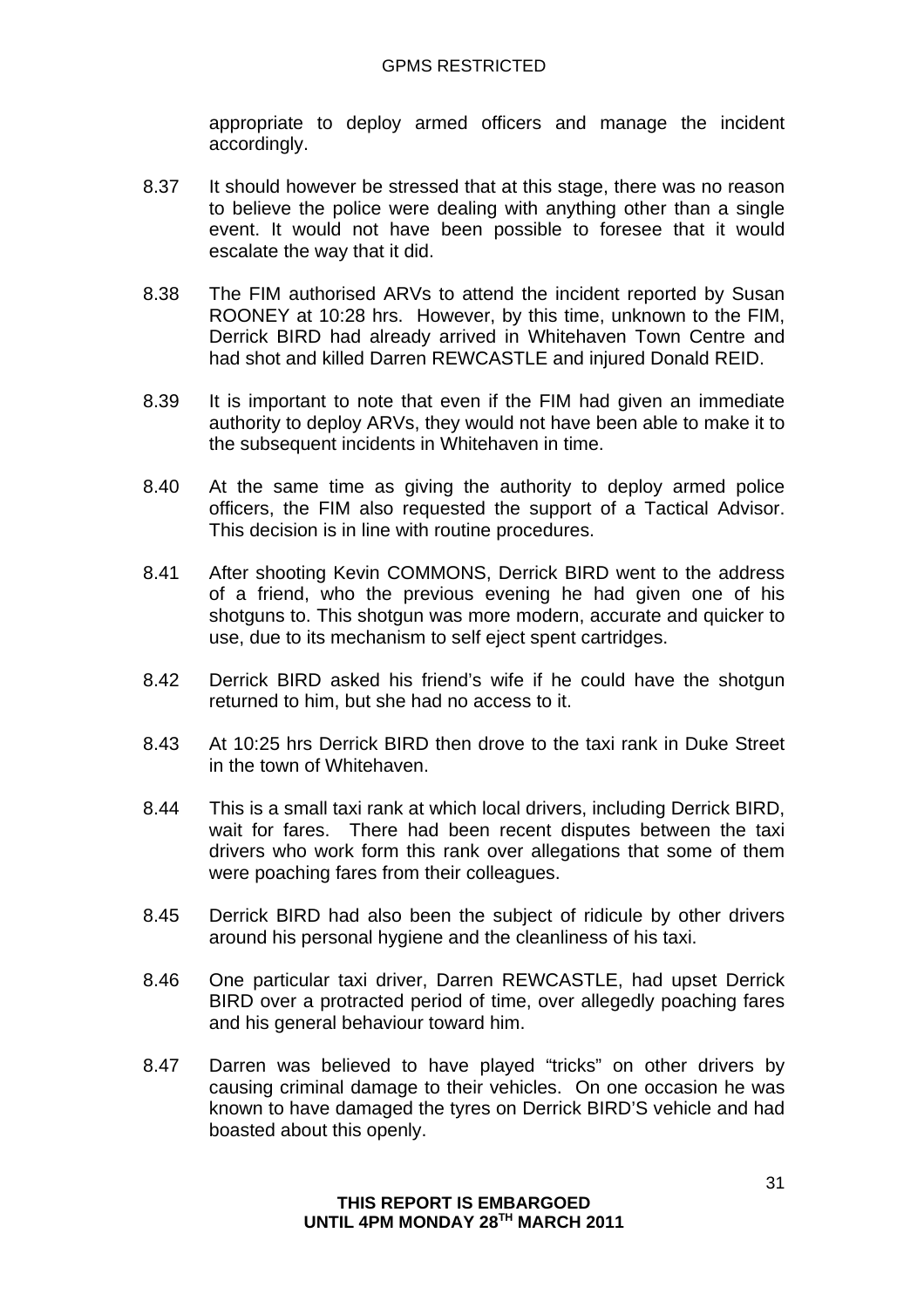appropriate to deploy armed officers and manage the incident accordingly.

8.37 It should however be stressed that at this stage, there was no reason to believe the police were dealing with anything other than a single event. It would not have been possible to foresee that it would escalate the way that it did.

8.38 The FIM authorised ARVs to attend the incident reported by Susan ROONEY at 10:28 hrs. However, by this time, unknown to the FIM, Derrick BIRD had already arrived in Whitehaven Town Centre and had shot and killed Darren REWCASTLE and injured Donald REID.

8.39 It is important to note that even if the FIM had given an immediate authority to deploy ARVs, they would not have been able to make it to the subsequent incidents in Whitehaven in time.

8.40 At the same time as giving the authority to deploy armed police officers, the FIM also requested the support of a Tactical Advisor. This decision is in line with routine procedures.

8.41 After shooting Kevin COMMONS, Derrick BIRD went to the address of a friend, who the previous evening he had given one of his shotguns to. This shotgun was more modern, accurate and quicker to use, due to its mechanism to self eject spent cartridges.

8.42 Derrick BIRD asked his friend's wife if he could have the shotgun returned to him, but she had no access to it.

8.43 At 10:25 hrs Derrick BIRD then drove to the taxi rank in Duke Street in the town of Whitehaven.

8.44 This is a small taxi rank at which local drivers, including Derrick BIRD, wait for fares. There had been recent disputes between the taxi drivers who work form this rank over allegations that some of them were poaching fares from their colleagues.

8.45 Derrick BIRD had also been the subject of ridicule by other drivers around his personal hygiene and the cleanliness of his taxi.

8.46 One particular taxi driver, Darren REWCASTLE, had upset Derrick BIRD over a protracted period of time, over allegedly poaching fares and his general behaviour toward him.

8.47 Darren was believed to have played "tricks" on other drivers by causing criminal damage to their vehicles. On one occasion he was known to have damaged the tyres on Derrick BIRD'S vehicle and had boasted about this openly.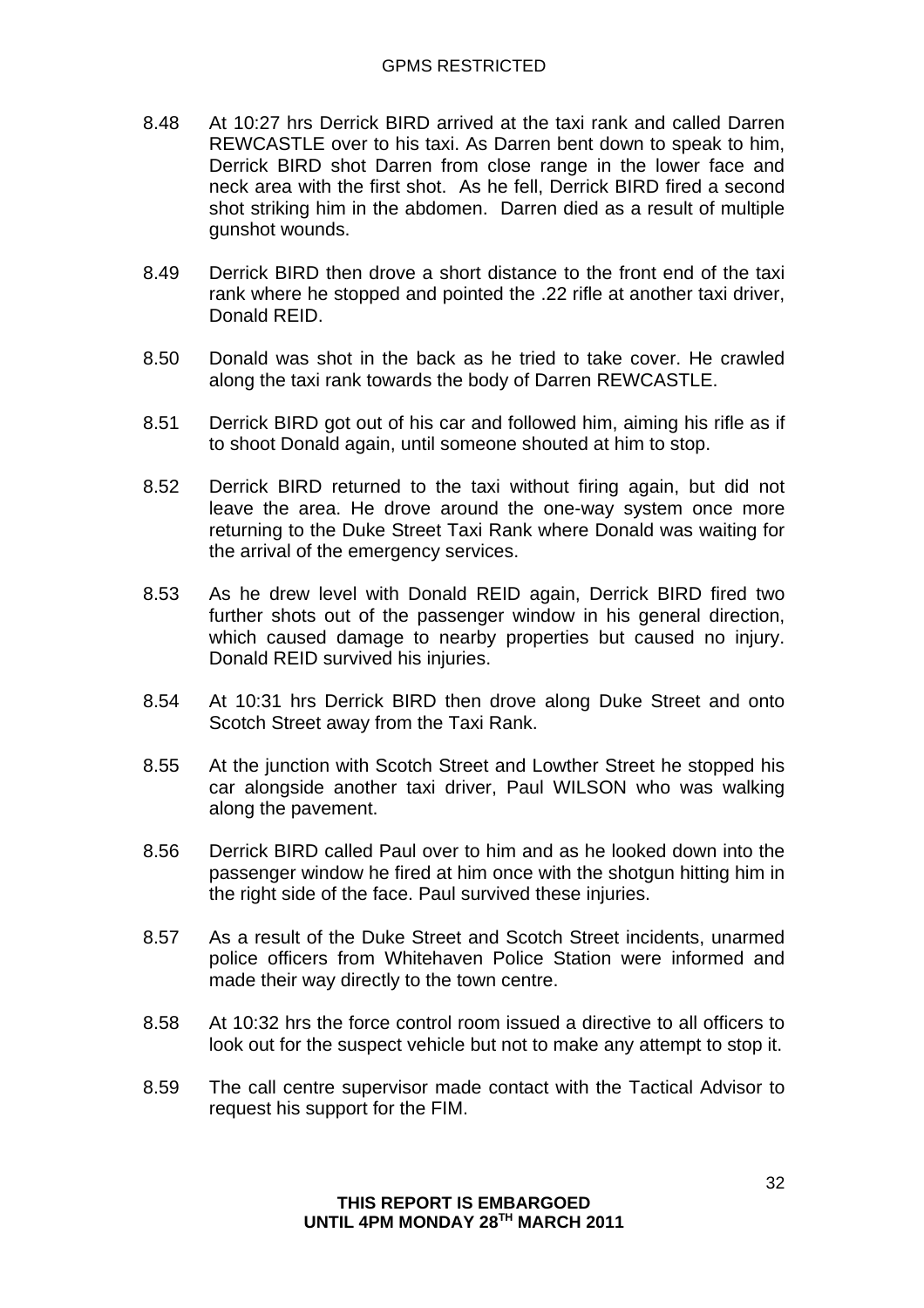8.48 At 10:27 hrs Derrick BIRD arrived at the taxi rank and called Darren REWCASTLE over to his taxi. As Darren bent down to speak to him, Derrick BIRD shot Darren from close range in the lower face and neck area with the first shot. As he fell, Derrick BIRD fired a second shot striking him in the abdomen. Darren died as a result of multiple gunshot wounds.

8.49 Derrick BIRD then drove a short distance to the front end of the taxi rank where he stopped and pointed the .22 rifle at another taxi driver, Donald REID.

8.50 Donald was shot in the back as he tried to take cover. He crawled along the taxi rank towards the body of Darren REWCASTLE.

8.51 Derrick BIRD got out of his car and followed him, aiming his rifle as if to shoot Donald again, until someone shouted at him to stop.

8.52 Derrick BIRD returned to the taxi without firing again, but did not leave the area. He drove around the one-way system once more returning to the Duke Street Taxi Rank where Donald was waiting for the arrival of the emergency services.

8.53 As he drew level with Donald REID again, Derrick BIRD fired two further shots out of the passenger window in his general direction, which caused damage to nearby properties but caused no injury. Donald REID survived his injuries.

8.54 At 10:31 hrs Derrick BIRD then drove along Duke Street and onto Scotch Street away from the Taxi Rank.

8.55 At the junction with Scotch Street and Lowther Street he stopped his car alongside another taxi driver, Paul WILSON who was walking along the pavement.

8.56 Derrick BIRD called Paul over to him and as he looked down into the passenger window he fired at him once with the shotgun hitting him in the right side of the face. Paul survived these injuries.

8.57 As a result of the Duke Street and Scotch Street incidents, unarmed police officers from Whitehaven Police Station were informed and made their way directly to the town centre.

8.58 At 10:32 hrs the force control room issued a directive to all officers to look out for the suspect vehicle but not to make any attempt to stop it.

8.59 The call centre supervisor made contact with the Tactical Advisor to request his support for the FIM.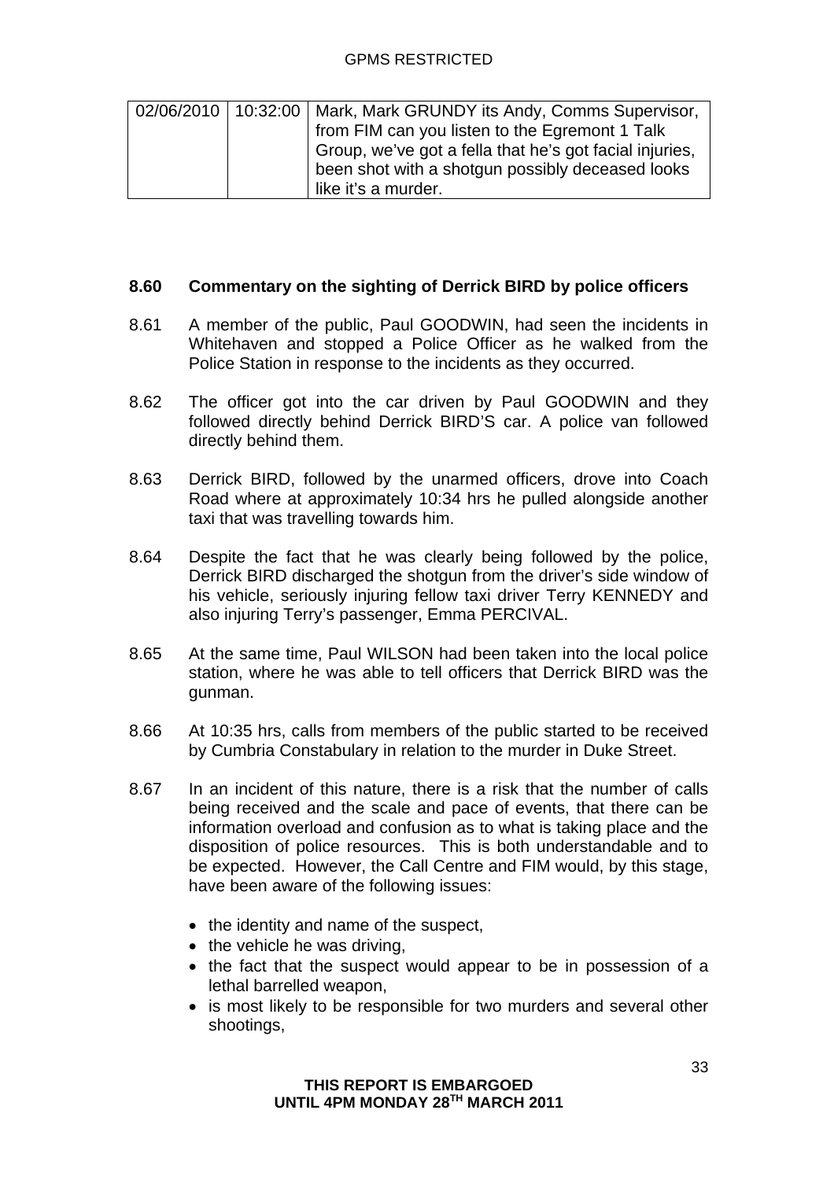| 02/06/2010 | 10:32:00 | Mark, Mark GRUNDY its Andy, Comms Supervisor, from FIM can you listen to the Egremont 1 Talk Group, we've got a fella that he's got facial injuries, been shot with a shotgun possibly deceased looks like it's a murder. |
|---|---|---|

**8.60 Commentary on the sighting of Derrick BIRD by police officers**

8.61 A member of the public, Paul GOODWIN, had seen the incidents in Whitehaven and stopped a Police Officer as he walked from the Police Station in response to the incidents as they occurred.

8.62 The officer got into the car driven by Paul GOODWIN and they followed directly behind Derrick BIRD'S car. A police van followed directly behind them.

8.63 Derrick BIRD, followed by the unarmed officers, drove into Coach Road where at approximately 10:34 hrs he pulled alongside another taxi that was travelling towards him.

8.64 Despite the fact that he was clearly being followed by the police, Derrick BIRD discharged the shotgun from the driver's side window of his vehicle, seriously injuring fellow taxi driver Terry KENNEDY and also injuring Terry's passenger, Emma PERCIVAL.

8.65 At the same time, Paul WILSON had been taken into the local police station, where he was able to tell officers that Derrick BIRD was the gunman.

8.66 At 10:35 hrs, calls from members of the public started to be received by Cumbria Constabulary in relation to the murder in Duke Street.

8.67 In an incident of this nature, there is a risk that the number of calls being received and the scale and pace of events, that there can be information overload and confusion as to what is taking place and the disposition of police resources. This is both understandable and to be expected. However, the Call Centre and FIM would, by this stage, have been aware of the following issues:

- the identity and name of the suspect,
- the vehicle he was driving,
- the fact that the suspect would appear to be in possession of a lethal barrelled weapon,
- is most likely to be responsible for two murders and several other shootings,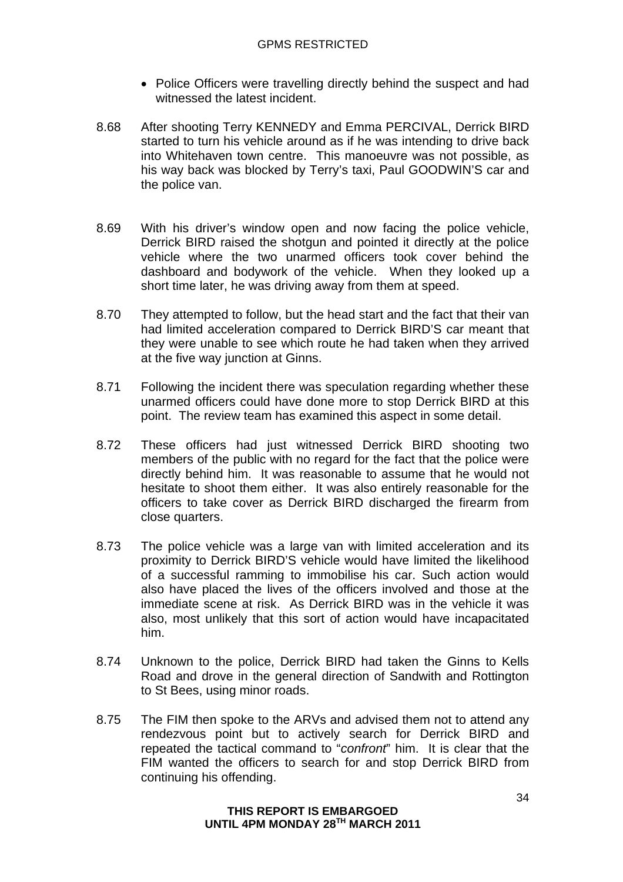- Police Officers were travelling directly behind the suspect and had witnessed the latest incident.

8.68 After shooting Terry KENNEDY and Emma PERCIVAL, Derrick BIRD started to turn his vehicle around as if he was intending to drive back into Whitehaven town centre. This manoeuvre was not possible, as his way back was blocked by Terry's taxi, Paul GOODWIN'S car and the police van.

8.69 With his driver's window open and now facing the police vehicle, Derrick BIRD raised the shotgun and pointed it directly at the police vehicle where the two unarmed officers took cover behind the dashboard and bodywork of the vehicle. When they looked up a short time later, he was driving away from them at speed.

8.70 They attempted to follow, but the head start and the fact that their van had limited acceleration compared to Derrick BIRD'S car meant that they were unable to see which route he had taken when they arrived at the five way junction at Ginns.

8.71 Following the incident there was speculation regarding whether these unarmed officers could have done more to stop Derrick BIRD at this point. The review team has examined this aspect in some detail.

8.72 These officers had just witnessed Derrick BIRD shooting two members of the public with no regard for the fact that the police were directly behind him. It was reasonable to assume that he would not hesitate to shoot them either. It was also entirely reasonable for the officers to take cover as Derrick BIRD discharged the firearm from close quarters.

8.73 The police vehicle was a large van with limited acceleration and its proximity to Derrick BIRD'S vehicle would have limited the likelihood of a successful ramming to immobilise his car. Such action would also have placed the lives of the officers involved and those at the immediate scene at risk. As Derrick BIRD was in the vehicle it was also, most unlikely that this sort of action would have incapacitated him.

8.74 Unknown to the police, Derrick BIRD had taken the Ginns to Kells Road and drove in the general direction of Sandwith and Rottington to St Bees, using minor roads.

8.75 The FIM then spoke to the ARVs and advised them not to attend any rendezvous point but to actively search for Derrick BIRD and repeated the tactical command to "*confront*" him. It is clear that the FIM wanted the officers to search for and stop Derrick BIRD from continuing his offending.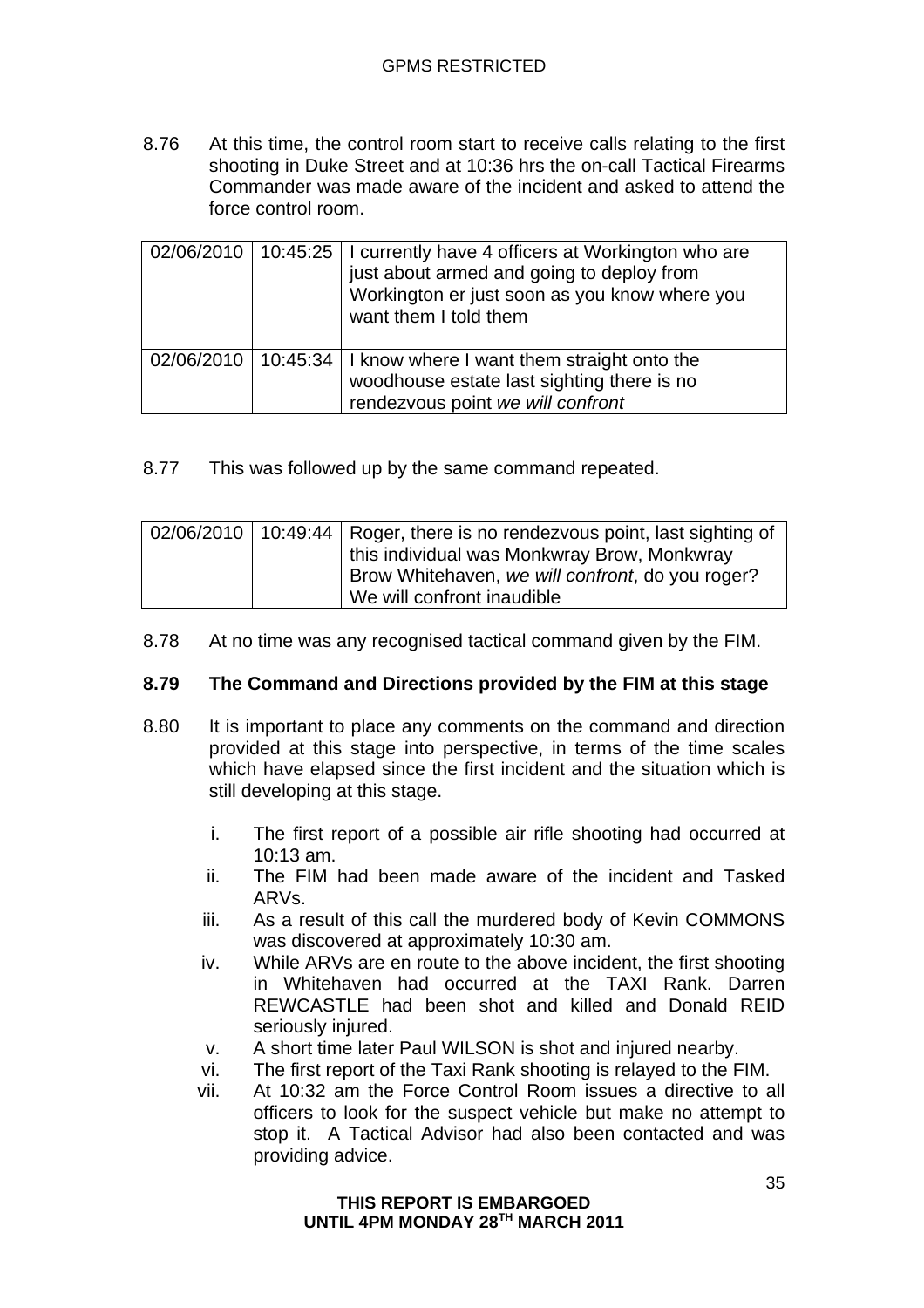8.76 At this time, the control room start to receive calls relating to the first shooting in Duke Street and at 10:36 hrs the on-call Tactical Firearms Commander was made aware of the incident and asked to attend the force control room.

| | | |
|---|---|---|
| 02/06/2010 | 10:45:25 | I currently have 4 officers at Workington who are just about armed and going to deploy from Workington er just soon as you know where you want them I told them |
| 02/06/2010 | 10:45:34 | I know where I want them straight onto the woodhouse estate last sighting there is no rendezvous point *we will confront* |

8.77 This was followed up by the same command repeated.

| | | |
|---|---|---|
| 02/06/2010 | 10:49:44 | Roger, there is no rendezvous point, last sighting of this individual was Monkwray Brow, Monkwray Brow Whitehaven, *we will confront*, do you roger? We will confront inaudible |

8.78 At no time was any recognised tactical command given by the FIM.

**8.79 The Command and Directions provided by the FIM at this stage**

8.80 It is important to place any comments on the command and direction provided at this stage into perspective, in terms of the time scales which have elapsed since the first incident and the situation which is still developing at this stage.

i. The first report of a possible air rifle shooting had occurred at 10:13 am.
ii. The FIM had been made aware of the incident and Tasked ARVs.
iii. As a result of this call the murdered body of Kevin COMMONS was discovered at approximately 10:30 am.
iv. While ARVs are en route to the above incident, the first shooting in Whitehaven had occurred at the TAXI Rank. Darren REWCASTLE had been shot and killed and Donald REID seriously injured.
v. A short time later Paul WILSON is shot and injured nearby.
vi. The first report of the Taxi Rank shooting is relayed to the FIM.
vii. At 10:32 am the Force Control Room issues a directive to all officers to look for the suspect vehicle but make no attempt to stop it. A Tactical Advisor had also been contacted and was providing advice.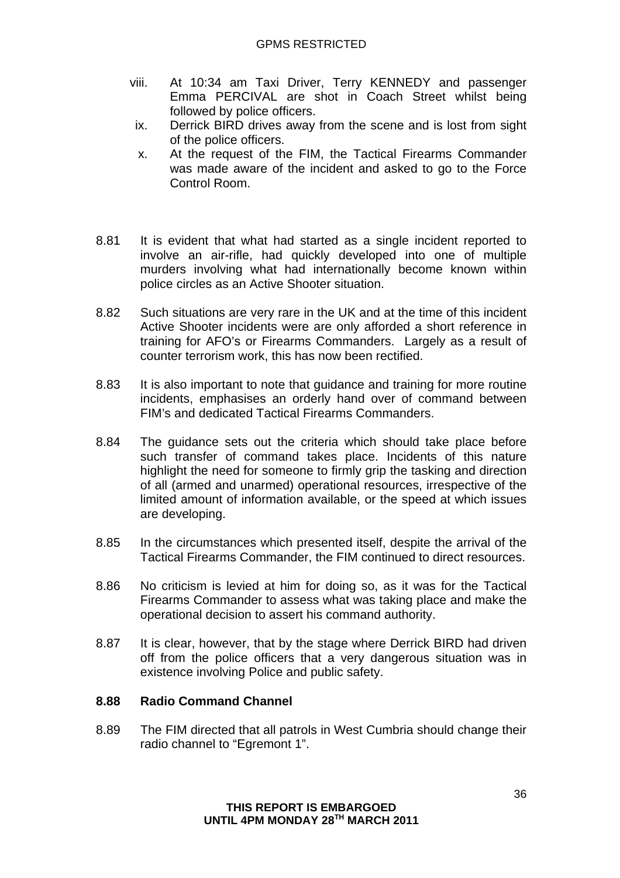viii. At 10:34 am Taxi Driver, Terry KENNEDY and passenger Emma PERCIVAL are shot in Coach Street whilst being followed by police officers.

ix. Derrick BIRD drives away from the scene and is lost from sight of the police officers.

x. At the request of the FIM, the Tactical Firearms Commander was made aware of the incident and asked to go to the Force Control Room.

8.81 It is evident that what had started as a single incident reported to involve an air-rifle, had quickly developed into one of multiple murders involving what had internationally become known within police circles as an Active Shooter situation.

8.82 Such situations are very rare in the UK and at the time of this incident Active Shooter incidents were are only afforded a short reference in training for AFO's or Firearms Commanders. Largely as a result of counter terrorism work, this has now been rectified.

8.83 It is also important to note that guidance and training for more routine incidents, emphasises an orderly hand over of command between FIM's and dedicated Tactical Firearms Commanders.

8.84 The guidance sets out the criteria which should take place before such transfer of command takes place. Incidents of this nature highlight the need for someone to firmly grip the tasking and direction of all (armed and unarmed) operational resources, irrespective of the limited amount of information available, or the speed at which issues are developing.

8.85 In the circumstances which presented itself, despite the arrival of the Tactical Firearms Commander, the FIM continued to direct resources.

8.86 No criticism is levied at him for doing so, as it was for the Tactical Firearms Commander to assess what was taking place and make the operational decision to assert his command authority.

8.87 It is clear, however, that by the stage where Derrick BIRD had driven off from the police officers that a very dangerous situation was in existence involving Police and public safety.

**8.88 Radio Command Channel**

8.89 The FIM directed that all patrols in West Cumbria should change their radio channel to "Egremont 1".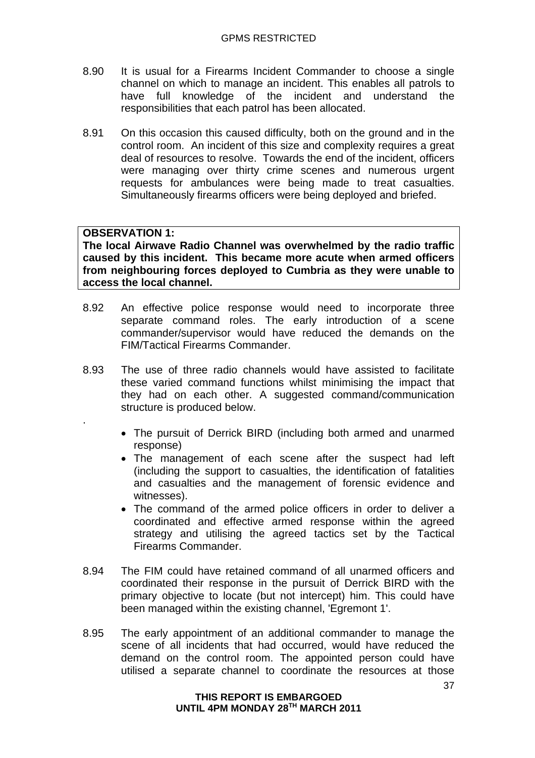8.90 It is usual for a Firearms Incident Commander to choose a single channel on which to manage an incident. This enables all patrols to have full knowledge of the incident and understand the responsibilities that each patrol has been allocated.

8.91 On this occasion this caused difficulty, both on the ground and in the control room. An incident of this size and complexity requires a great deal of resources to resolve. Towards the end of the incident, officers were managing over thirty crime scenes and numerous urgent requests for ambulances were being made to treat casualties. Simultaneously firearms officers were being deployed and briefed.

**OBSERVATION 1:**
**The local Airwave Radio Channel was overwhelmed by the radio traffic caused by this incident. This became more acute when armed officers from neighbouring forces deployed to Cumbria as they were unable to access the local channel.**

8.92 An effective police response would need to incorporate three separate command roles. The early introduction of a scene commander/supervisor would have reduced the demands on the FIM/Tactical Firearms Commander.

8.93 The use of three radio channels would have assisted to facilitate these varied command functions whilst minimising the impact that they had on each other. A suggested command/communication structure is produced below.

- The pursuit of Derrick BIRD (including both armed and unarmed response)
- The management of each scene after the suspect had left (including the support to casualties, the identification of fatalities and casualties and the management of forensic evidence and witnesses).
- The command of the armed police officers in order to deliver a coordinated and effective armed response within the agreed strategy and utilising the agreed tactics set by the Tactical Firearms Commander.

8.94 The FIM could have retained command of all unarmed officers and coordinated their response in the pursuit of Derrick BIRD with the primary objective to locate (but not intercept) him. This could have been managed within the existing channel, 'Egremont 1'.

8.95 The early appointment of an additional commander to manage the scene of all incidents that had occurred, would have reduced the demand on the control room. The appointed person could have utilised a separate channel to coordinate the resources at those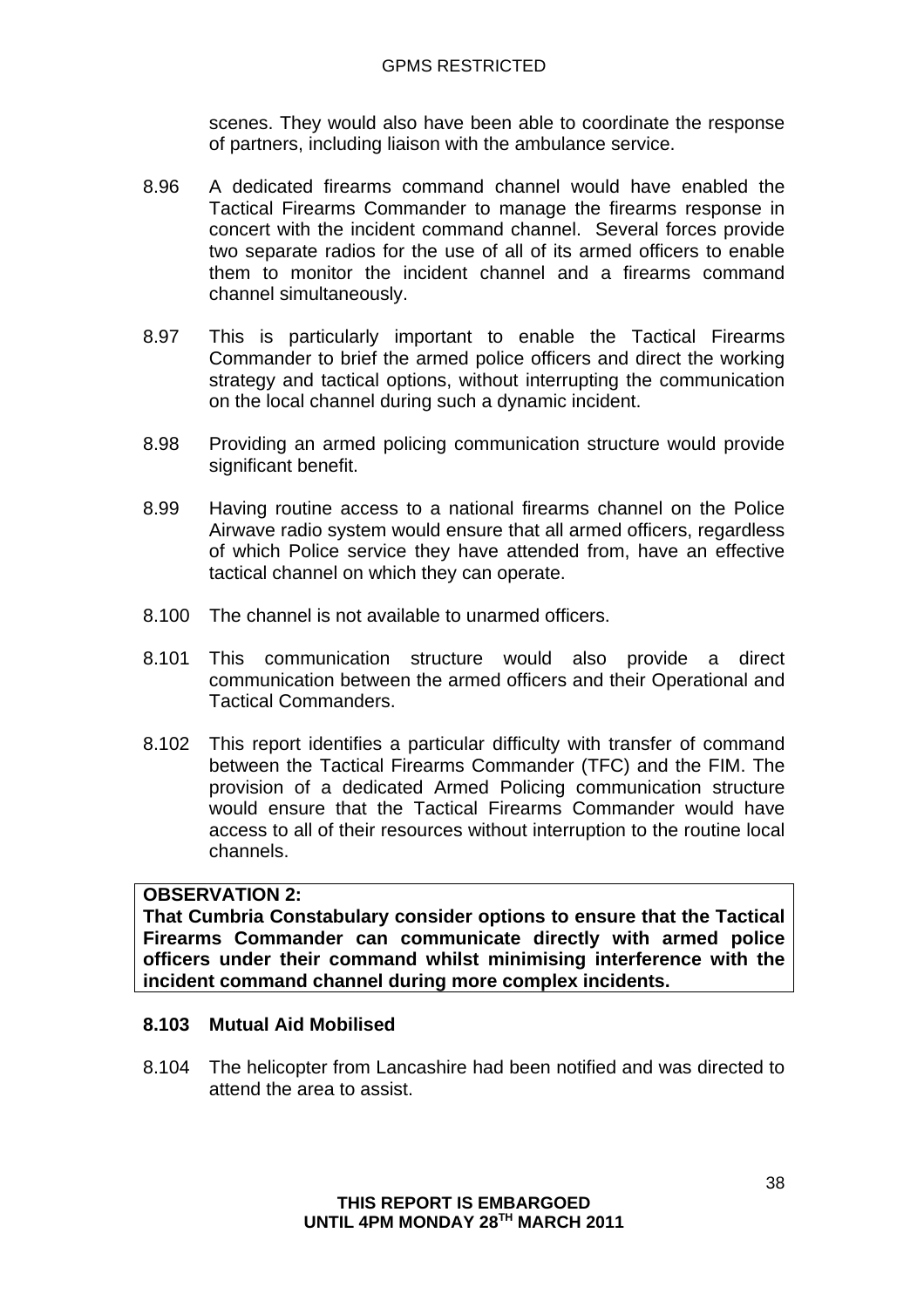scenes. They would also have been able to coordinate the response of partners, including liaison with the ambulance service.

8.96 A dedicated firearms command channel would have enabled the Tactical Firearms Commander to manage the firearms response in concert with the incident command channel. Several forces provide two separate radios for the use of all of its armed officers to enable them to monitor the incident channel and a firearms command channel simultaneously.

8.97 This is particularly important to enable the Tactical Firearms Commander to brief the armed police officers and direct the working strategy and tactical options, without interrupting the communication on the local channel during such a dynamic incident.

8.98 Providing an armed policing communication structure would provide significant benefit.

8.99 Having routine access to a national firearms channel on the Police Airwave radio system would ensure that all armed officers, regardless of which Police service they have attended from, have an effective tactical channel on which they can operate.

8.100 The channel is not available to unarmed officers.

8.101 This communication structure would also provide a direct communication between the armed officers and their Operational and Tactical Commanders.

8.102 This report identifies a particular difficulty with transfer of command between the Tactical Firearms Commander (TFC) and the FIM. The provision of a dedicated Armed Policing communication structure would ensure that the Tactical Firearms Commander would have access to all of their resources without interruption to the routine local channels.

**OBSERVATION 2:**
**That Cumbria Constabulary consider options to ensure that the Tactical Firearms Commander can communicate directly with armed police officers under their command whilst minimising interference with the incident command channel during more complex incidents.**

**8.103 Mutual Aid Mobilised**

8.104 The helicopter from Lancashire had been notified and was directed to attend the area to assist.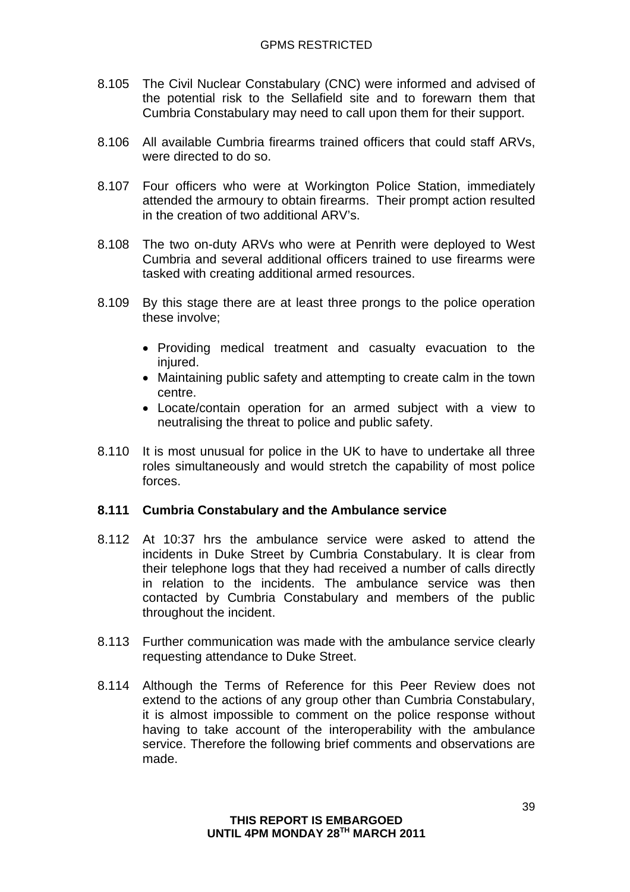8.105 The Civil Nuclear Constabulary (CNC) were informed and advised of the potential risk to the Sellafield site and to forewarn them that Cumbria Constabulary may need to call upon them for their support.

8.106 All available Cumbria firearms trained officers that could staff ARVs, were directed to do so.

8.107 Four officers who were at Workington Police Station, immediately attended the armoury to obtain firearms. Their prompt action resulted in the creation of two additional ARV's.

8.108 The two on-duty ARVs who were at Penrith were deployed to West Cumbria and several additional officers trained to use firearms were tasked with creating additional armed resources.

8.109 By this stage there are at least three prongs to the police operation these involve;

- Providing medical treatment and casualty evacuation to the injured.
- Maintaining public safety and attempting to create calm in the town centre.
- Locate/contain operation for an armed subject with a view to neutralising the threat to police and public safety.

8.110 It is most unusual for police in the UK to have to undertake all three roles simultaneously and would stretch the capability of most police forces.

**8.111 Cumbria Constabulary and the Ambulance service**

8.112 At 10:37 hrs the ambulance service were asked to attend the incidents in Duke Street by Cumbria Constabulary. It is clear from their telephone logs that they had received a number of calls directly in relation to the incidents. The ambulance service was then contacted by Cumbria Constabulary and members of the public throughout the incident.

8.113 Further communication was made with the ambulance service clearly requesting attendance to Duke Street.

8.114 Although the Terms of Reference for this Peer Review does not extend to the actions of any group other than Cumbria Constabulary, it is almost impossible to comment on the police response without having to take account of the interoperability with the ambulance service. Therefore the following brief comments and observations are made.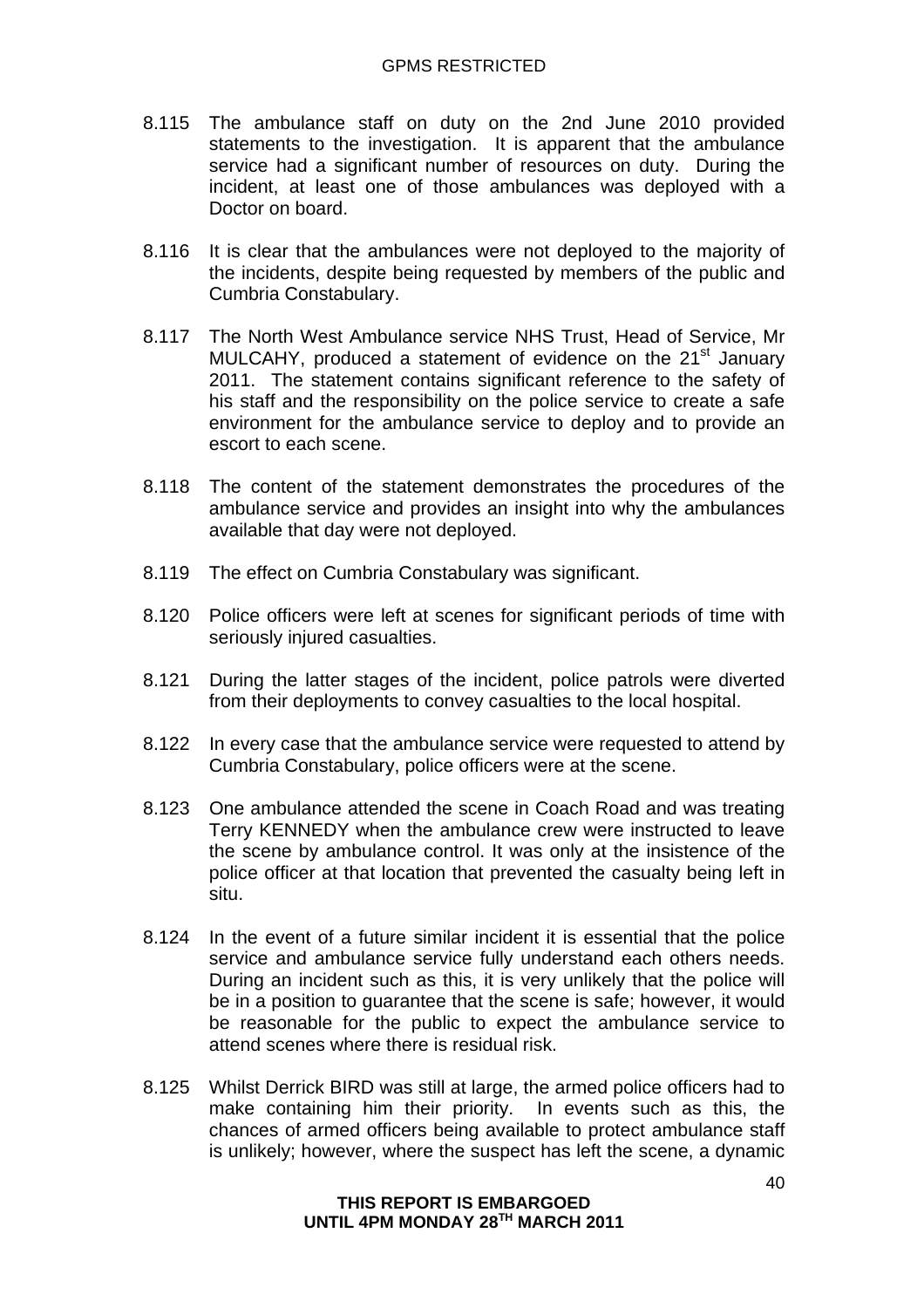8.115 The ambulance staff on duty on the 2nd June 2010 provided statements to the investigation. It is apparent that the ambulance service had a significant number of resources on duty. During the incident, at least one of those ambulances was deployed with a Doctor on board.

8.116 It is clear that the ambulances were not deployed to the majority of the incidents, despite being requested by members of the public and Cumbria Constabulary.

8.117 The North West Ambulance service NHS Trust, Head of Service, Mr MULCAHY, produced a statement of evidence on the 21st January 2011. The statement contains significant reference to the safety of his staff and the responsibility on the police service to create a safe environment for the ambulance service to deploy and to provide an escort to each scene.

8.118 The content of the statement demonstrates the procedures of the ambulance service and provides an insight into why the ambulances available that day were not deployed.

8.119 The effect on Cumbria Constabulary was significant.

8.120 Police officers were left at scenes for significant periods of time with seriously injured casualties.

8.121 During the latter stages of the incident, police patrols were diverted from their deployments to convey casualties to the local hospital.

8.122 In every case that the ambulance service were requested to attend by Cumbria Constabulary, police officers were at the scene.

8.123 One ambulance attended the scene in Coach Road and was treating Terry KENNEDY when the ambulance crew were instructed to leave the scene by ambulance control. It was only at the insistence of the police officer at that location that prevented the casualty being left in situ.

8.124 In the event of a future similar incident it is essential that the police service and ambulance service fully understand each others needs. During an incident such as this, it is very unlikely that the police will be in a position to guarantee that the scene is safe; however, it would be reasonable for the public to expect the ambulance service to attend scenes where there is residual risk.

8.125 Whilst Derrick BIRD was still at large, the armed police officers had to make containing him their priority. In events such as this, the chances of armed officers being available to protect ambulance staff is unlikely; however, where the suspect has left the scene, a dynamic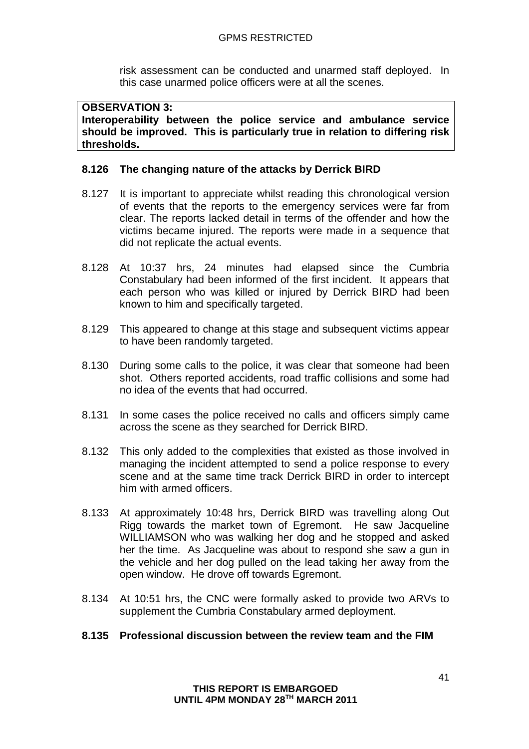risk assessment can be conducted and unarmed staff deployed. In this case unarmed police officers were at all the scenes.

**OBSERVATION 3:**
**Interoperability between the police service and ambulance service should be improved. This is particularly true in relation to differing risk thresholds.**

**8.126 The changing nature of the attacks by Derrick BIRD**

8.127 It is important to appreciate whilst reading this chronological version of events that the reports to the emergency services were far from clear. The reports lacked detail in terms of the offender and how the victims became injured. The reports were made in a sequence that did not replicate the actual events.

8.128 At 10:37 hrs, 24 minutes had elapsed since the Cumbria Constabulary had been informed of the first incident. It appears that each person who was killed or injured by Derrick BIRD had been known to him and specifically targeted.

8.129 This appeared to change at this stage and subsequent victims appear to have been randomly targeted.

8.130 During some calls to the police, it was clear that someone had been shot. Others reported accidents, road traffic collisions and some had no idea of the events that had occurred.

8.131 In some cases the police received no calls and officers simply came across the scene as they searched for Derrick BIRD.

8.132 This only added to the complexities that existed as those involved in managing the incident attempted to send a police response to every scene and at the same time track Derrick BIRD in order to intercept him with armed officers.

8.133 At approximately 10:48 hrs, Derrick BIRD was travelling along Out Rigg towards the market town of Egremont. He saw Jacqueline WILLIAMSON who was walking her dog and he stopped and asked her the time. As Jacqueline was about to respond she saw a gun in the vehicle and her dog pulled on the lead taking her away from the open window. He drove off towards Egremont.

8.134 At 10:51 hrs, the CNC were formally asked to provide two ARVs to supplement the Cumbria Constabulary armed deployment.

**8.135 Professional discussion between the review team and the FIM**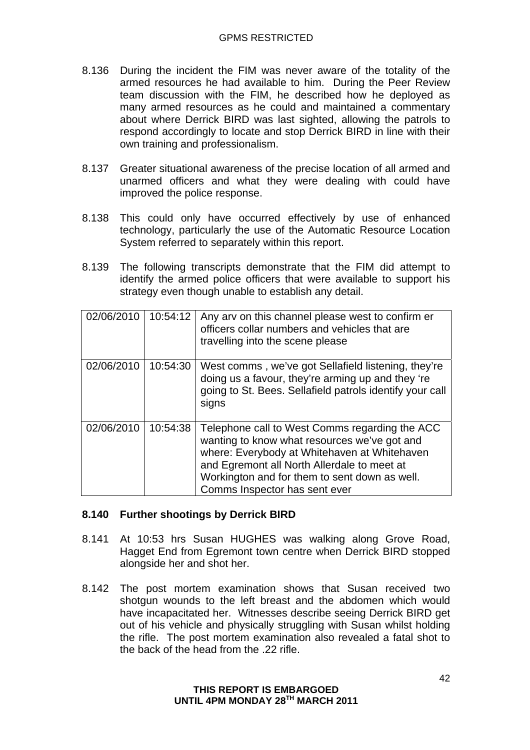8.136 During the incident the FIM was never aware of the totality of the armed resources he had available to him. During the Peer Review team discussion with the FIM, he described how he deployed as many armed resources as he could and maintained a commentary about where Derrick BIRD was last sighted, allowing the patrols to respond accordingly to locate and stop Derrick BIRD in line with their own training and professionalism.

8.137 Greater situational awareness of the precise location of all armed and unarmed officers and what they were dealing with could have improved the police response.

8.138 This could only have occurred effectively by use of enhanced technology, particularly the use of the Automatic Resource Location System referred to separately within this report.

8.139 The following transcripts demonstrate that the FIM did attempt to identify the armed police officers that were available to support his strategy even though unable to establish any detail.

| | | |
|---|---|---|
| 02/06/2010 | 10:54:12 | Any arv on this channel please west to confirm er officers collar numbers and vehicles that are travelling into the scene please |
| 02/06/2010 | 10:54:30 | West comms , we've got Sellafield listening, they're doing us a favour, they're arming up and they 're going to St. Bees. Sellafield patrols identify your call signs |
| 02/06/2010 | 10:54:38 | Telephone call to West Comms regarding the ACC wanting to know what resources we've got and where: Everybody at Whitehaven at Whitehaven and Egremont all North Allerdale to meet at Workington and for them to sent down as well. Comms Inspector has sent ever |

**8.140 Further shootings by Derrick BIRD**

8.141 At 10:53 hrs Susan HUGHES was walking along Grove Road, Hagget End from Egremont town centre when Derrick BIRD stopped alongside her and shot her.

8.142 The post mortem examination shows that Susan received two shotgun wounds to the left breast and the abdomen which would have incapacitated her. Witnesses describe seeing Derrick BIRD get out of his vehicle and physically struggling with Susan whilst holding the rifle. The post mortem examination also revealed a fatal shot to the back of the head from the .22 rifle.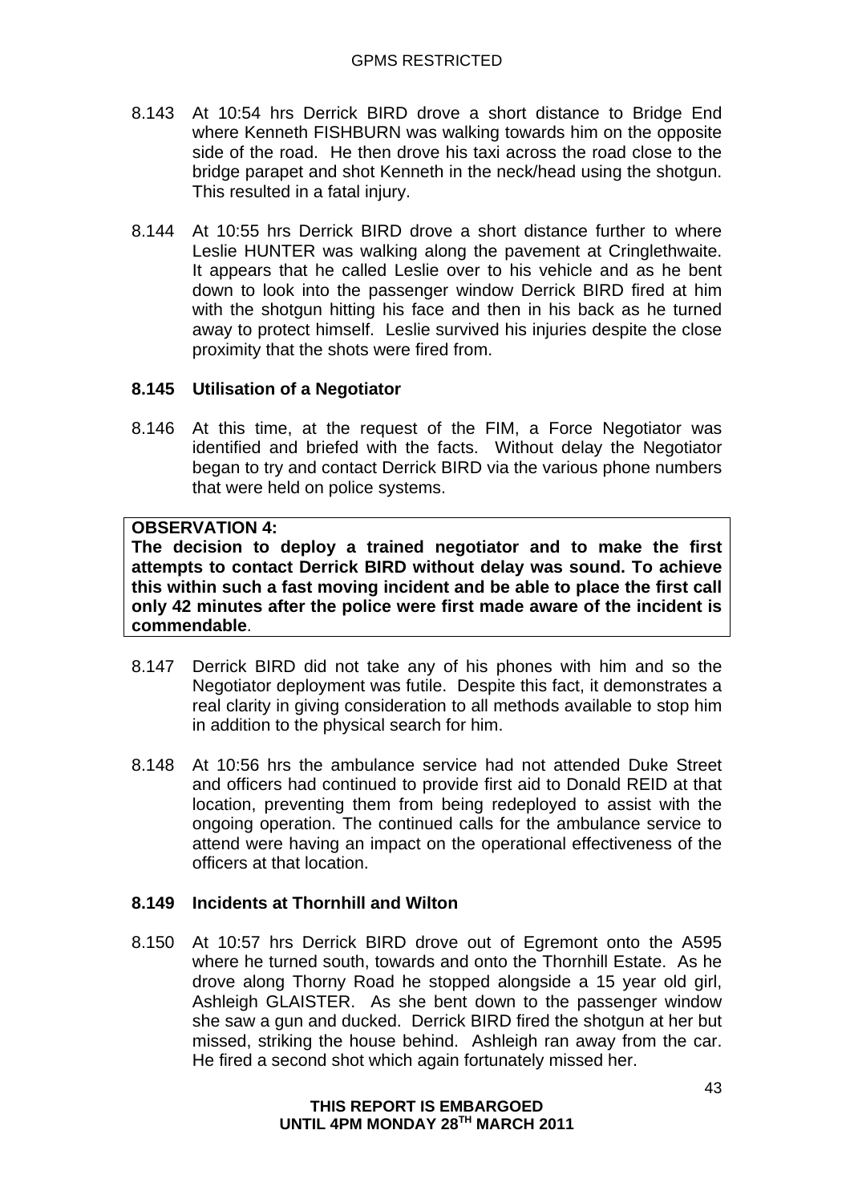8.143 At 10:54 hrs Derrick BIRD drove a short distance to Bridge End where Kenneth FISHBURN was walking towards him on the opposite side of the road. He then drove his taxi across the road close to the bridge parapet and shot Kenneth in the neck/head using the shotgun. This resulted in a fatal injury.

8.144 At 10:55 hrs Derrick BIRD drove a short distance further to where Leslie HUNTER was walking along the pavement at Cringlethwaite. It appears that he called Leslie over to his vehicle and as he bent down to look into the passenger window Derrick BIRD fired at him with the shotgun hitting his face and then in his back as he turned away to protect himself. Leslie survived his injuries despite the close proximity that the shots were fired from.

**8.145 Utilisation of a Negotiator**

8.146 At this time, at the request of the FIM, a Force Negotiator was identified and briefed with the facts. Without delay the Negotiator began to try and contact Derrick BIRD via the various phone numbers that were held on police systems.

**OBSERVATION 4:**
**The decision to deploy a trained negotiator and to make the first attempts to contact Derrick BIRD without delay was sound. To achieve this within such a fast moving incident and be able to place the first call only 42 minutes after the police were first made aware of the incident is commendable.**

8.147 Derrick BIRD did not take any of his phones with him and so the Negotiator deployment was futile. Despite this fact, it demonstrates a real clarity in giving consideration to all methods available to stop him in addition to the physical search for him.

8.148 At 10:56 hrs the ambulance service had not attended Duke Street and officers had continued to provide first aid to Donald REID at that location, preventing them from being redeployed to assist with the ongoing operation. The continued calls for the ambulance service to attend were having an impact on the operational effectiveness of the officers at that location.

**8.149 Incidents at Thornhill and Wilton**

8.150 At 10:57 hrs Derrick BIRD drove out of Egremont onto the A595 where he turned south, towards and onto the Thornhill Estate. As he drove along Thorny Road he stopped alongside a 15 year old girl, Ashleigh GLAISTER. As she bent down to the passenger window she saw a gun and ducked. Derrick BIRD fired the shotgun at her but missed, striking the house behind. Ashleigh ran away from the car. He fired a second shot which again fortunately missed her.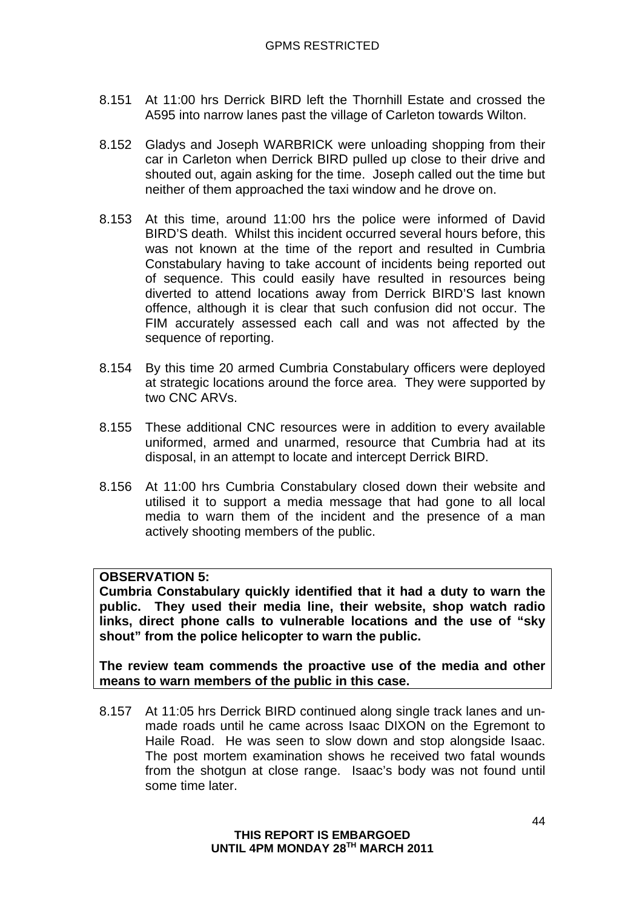8.151 At 11:00 hrs Derrick BIRD left the Thornhill Estate and crossed the A595 into narrow lanes past the village of Carleton towards Wilton.

8.152 Gladys and Joseph WARBRICK were unloading shopping from their car in Carleton when Derrick BIRD pulled up close to their drive and shouted out, again asking for the time. Joseph called out the time but neither of them approached the taxi window and he drove on.

8.153 At this time, around 11:00 hrs the police were informed of David BIRD'S death. Whilst this incident occurred several hours before, this was not known at the time of the report and resulted in Cumbria Constabulary having to take account of incidents being reported out of sequence. This could easily have resulted in resources being diverted to attend locations away from Derrick BIRD'S last known offence, although it is clear that such confusion did not occur. The FIM accurately assessed each call and was not affected by the sequence of reporting.

8.154 By this time 20 armed Cumbria Constabulary officers were deployed at strategic locations around the force area. They were supported by two CNC ARVs.

8.155 These additional CNC resources were in addition to every available uniformed, armed and unarmed, resource that Cumbria had at its disposal, in an attempt to locate and intercept Derrick BIRD.

8.156 At 11:00 hrs Cumbria Constabulary closed down their website and utilised it to support a media message that had gone to all local media to warn them of the incident and the presence of a man actively shooting members of the public.

**OBSERVATION 5:**
**Cumbria Constabulary quickly identified that it had a duty to warn the public. They used their media line, their website, shop watch radio links, direct phone calls to vulnerable locations and the use of "sky shout" from the police helicopter to warn the public.**

**The review team commends the proactive use of the media and other means to warn members of the public in this case.**

8.157 At 11:05 hrs Derrick BIRD continued along single track lanes and un-made roads until he came across Isaac DIXON on the Egremont to Haile Road. He was seen to slow down and stop alongside Isaac. The post mortem examination shows he received two fatal wounds from the shotgun at close range. Isaac's body was not found until some time later.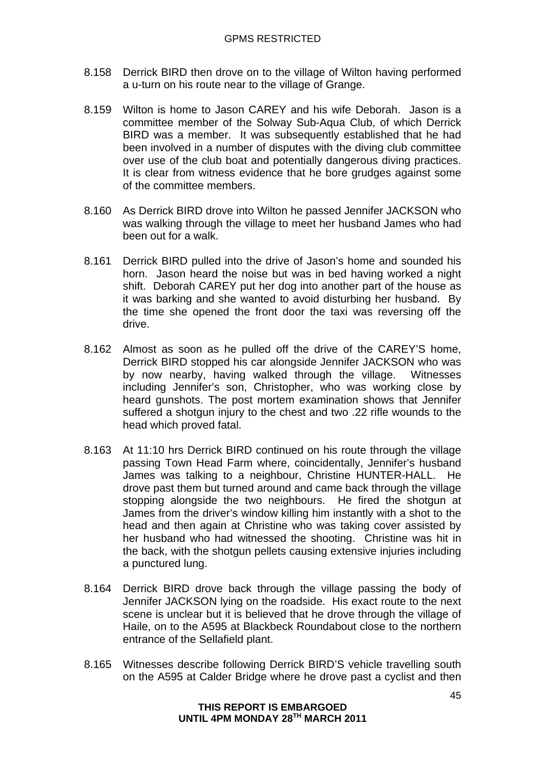8.158 Derrick BIRD then drove on to the village of Wilton having performed a u-turn on his route near to the village of Grange.

8.159 Wilton is home to Jason CAREY and his wife Deborah. Jason is a committee member of the Solway Sub-Aqua Club, of which Derrick BIRD was a member. It was subsequently established that he had been involved in a number of disputes with the diving club committee over use of the club boat and potentially dangerous diving practices. It is clear from witness evidence that he bore grudges against some of the committee members.

8.160 As Derrick BIRD drove into Wilton he passed Jennifer JACKSON who was walking through the village to meet her husband James who had been out for a walk.

8.161 Derrick BIRD pulled into the drive of Jason's home and sounded his horn. Jason heard the noise but was in bed having worked a night shift. Deborah CAREY put her dog into another part of the house as it was barking and she wanted to avoid disturbing her husband. By the time she opened the front door the taxi was reversing off the drive.

8.162 Almost as soon as he pulled off the drive of the CAREY'S home, Derrick BIRD stopped his car alongside Jennifer JACKSON who was by now nearby, having walked through the village. Witnesses including Jennifer's son, Christopher, who was working close by heard gunshots. The post mortem examination shows that Jennifer suffered a shotgun injury to the chest and two .22 rifle wounds to the head which proved fatal.

8.163 At 11:10 hrs Derrick BIRD continued on his route through the village passing Town Head Farm where, coincidentally, Jennifer's husband James was talking to a neighbour, Christine HUNTER-HALL. He drove past them but turned around and came back through the village stopping alongside the two neighbours. He fired the shotgun at James from the driver's window killing him instantly with a shot to the head and then again at Christine who was taking cover assisted by her husband who had witnessed the shooting. Christine was hit in the back, with the shotgun pellets causing extensive injuries including a punctured lung.

8.164 Derrick BIRD drove back through the village passing the body of Jennifer JACKSON lying on the roadside. His exact route to the next scene is unclear but it is believed that he drove through the village of Haile, on to the A595 at Blackbeck Roundabout close to the northern entrance of the Sellafield plant.

8.165 Witnesses describe following Derrick BIRD'S vehicle travelling south on the A595 at Calder Bridge where he drove past a cyclist and then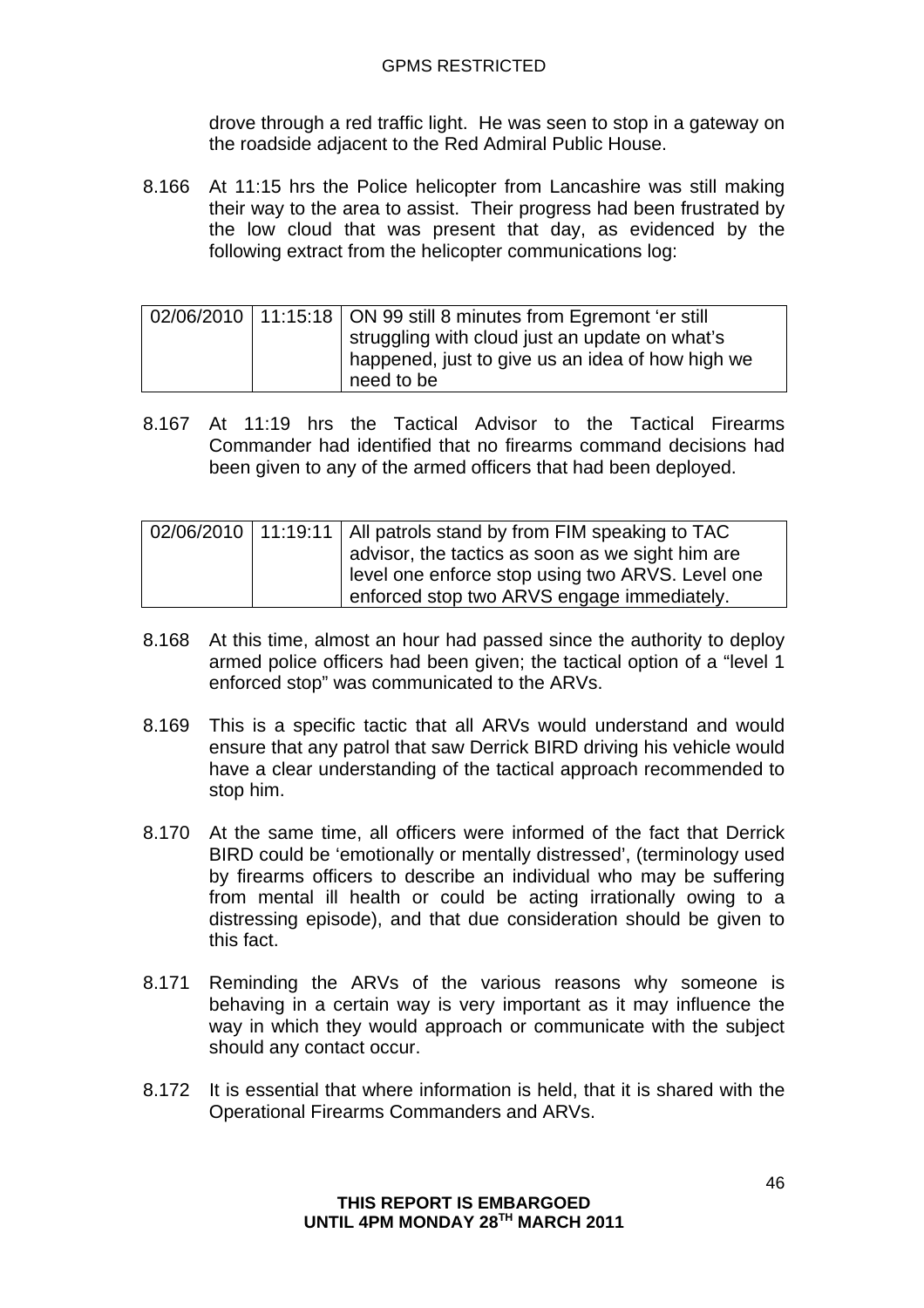drove through a red traffic light. He was seen to stop in a gateway on the roadside adjacent to the Red Admiral Public House.

8.166 At 11:15 hrs the Police helicopter from Lancashire was still making their way to the area to assist. Their progress had been frustrated by the low cloud that was present that day, as evidenced by the following extract from the helicopter communications log:

| | | |
|---|---|---|
| 02/06/2010 | 11:15:18 | ON 99 still 8 minutes from Egremont 'er still struggling with cloud just an update on what's happened, just to give us an idea of how high we need to be |

8.167 At 11:19 hrs the Tactical Advisor to the Tactical Firearms Commander had identified that no firearms command decisions had been given to any of the armed officers that had been deployed.

| | | |
|---|---|---|
| 02/06/2010 | 11:19:11 | All patrols stand by from FIM speaking to TAC advisor, the tactics as soon as we sight him are level one enforce stop using two ARVS. Level one enforced stop two ARVS engage immediately. |

8.168 At this time, almost an hour had passed since the authority to deploy armed police officers had been given; the tactical option of a "level 1 enforced stop" was communicated to the ARVs.

8.169 This is a specific tactic that all ARVs would understand and would ensure that any patrol that saw Derrick BIRD driving his vehicle would have a clear understanding of the tactical approach recommended to stop him.

8.170 At the same time, all officers were informed of the fact that Derrick BIRD could be 'emotionally or mentally distressed', (terminology used by firearms officers to describe an individual who may be suffering from mental ill health or could be acting irrationally owing to a distressing episode), and that due consideration should be given to this fact.

8.171 Reminding the ARVs of the various reasons why someone is behaving in a certain way is very important as it may influence the way in which they would approach or communicate with the subject should any contact occur.

8.172 It is essential that where information is held, that it is shared with the Operational Firearms Commanders and ARVs.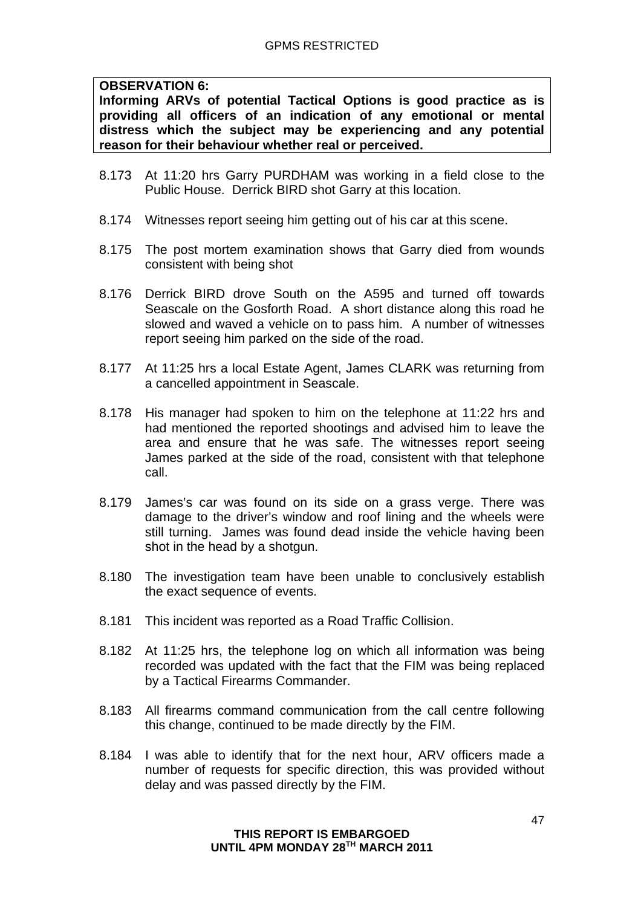**OBSERVATION 6:**
**Informing ARVs of potential Tactical Options is good practice as is providing all officers of an indication of any emotional or mental distress which the subject may be experiencing and any potential reason for their behaviour whether real or perceived.**

8.173 At 11:20 hrs Garry PURDHAM was working in a field close to the Public House. Derrick BIRD shot Garry at this location.

8.174 Witnesses report seeing him getting out of his car at this scene.

8.175 The post mortem examination shows that Garry died from wounds consistent with being shot

8.176 Derrick BIRD drove South on the A595 and turned off towards Seascale on the Gosforth Road. A short distance along this road he slowed and waved a vehicle on to pass him. A number of witnesses report seeing him parked on the side of the road.

8.177 At 11:25 hrs a local Estate Agent, James CLARK was returning from a cancelled appointment in Seascale.

8.178 His manager had spoken to him on the telephone at 11:22 hrs and had mentioned the reported shootings and advised him to leave the area and ensure that he was safe. The witnesses report seeing James parked at the side of the road, consistent with that telephone call.

8.179 James's car was found on its side on a grass verge. There was damage to the driver's window and roof lining and the wheels were still turning. James was found dead inside the vehicle having been shot in the head by a shotgun.

8.180 The investigation team have been unable to conclusively establish the exact sequence of events.

8.181 This incident was reported as a Road Traffic Collision.

8.182 At 11:25 hrs, the telephone log on which all information was being recorded was updated with the fact that the FIM was being replaced by a Tactical Firearms Commander.

8.183 All firearms command communication from the call centre following this change, continued to be made directly by the FIM.

8.184 I was able to identify that for the next hour, ARV officers made a number of requests for specific direction, this was provided without delay and was passed directly by the FIM.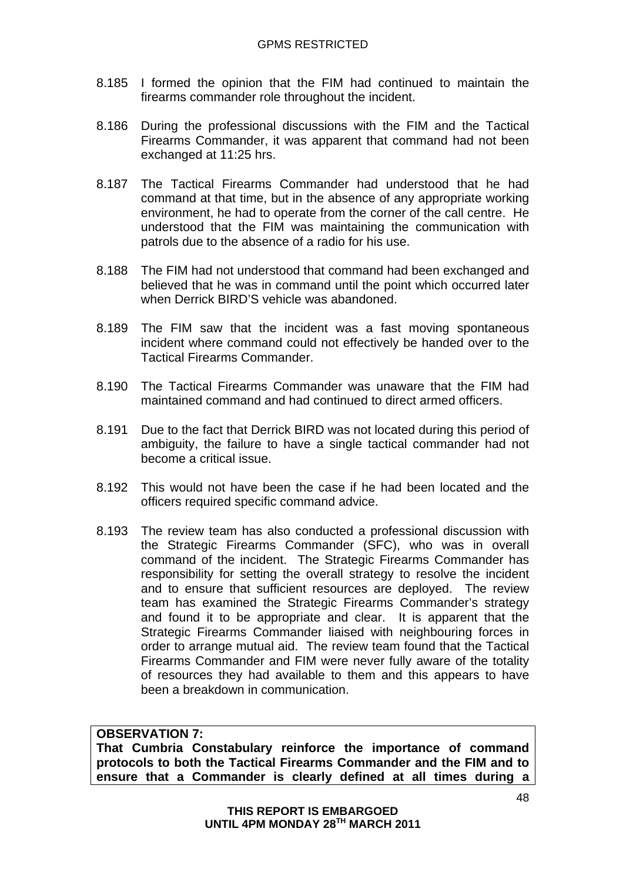8.185 I formed the opinion that the FIM had continued to maintain the firearms commander role throughout the incident.

8.186 During the professional discussions with the FIM and the Tactical Firearms Commander, it was apparent that command had not been exchanged at 11:25 hrs.

8.187 The Tactical Firearms Commander had understood that he had command at that time, but in the absence of any appropriate working environment, he had to operate from the corner of the call centre. He understood that the FIM was maintaining the communication with patrols due to the absence of a radio for his use.

8.188 The FIM had not understood that command had been exchanged and believed that he was in command until the point which occurred later when Derrick BIRD'S vehicle was abandoned.

8.189 The FIM saw that the incident was a fast moving spontaneous incident where command could not effectively be handed over to the Tactical Firearms Commander.

8.190 The Tactical Firearms Commander was unaware that the FIM had maintained command and had continued to direct armed officers.

8.191 Due to the fact that Derrick BIRD was not located during this period of ambiguity, the failure to have a single tactical commander had not become a critical issue.

8.192 This would not have been the case if he had been located and the officers required specific command advice.

8.193 The review team has also conducted a professional discussion with the Strategic Firearms Commander (SFC), who was in overall command of the incident. The Strategic Firearms Commander has responsibility for setting the overall strategy to resolve the incident and to ensure that sufficient resources are deployed. The review team has examined the Strategic Firearms Commander's strategy and found it to be appropriate and clear. It is apparent that the Strategic Firearms Commander liaised with neighbouring forces in order to arrange mutual aid. The review team found that the Tactical Firearms Commander and FIM were never fully aware of the totality of resources they had available to them and this appears to have been a breakdown in communication.

**OBSERVATION 7:**
**That Cumbria Constabulary reinforce the importance of command protocols to both the Tactical Firearms Commander and the FIM and to ensure that a Commander is clearly defined at all times during a**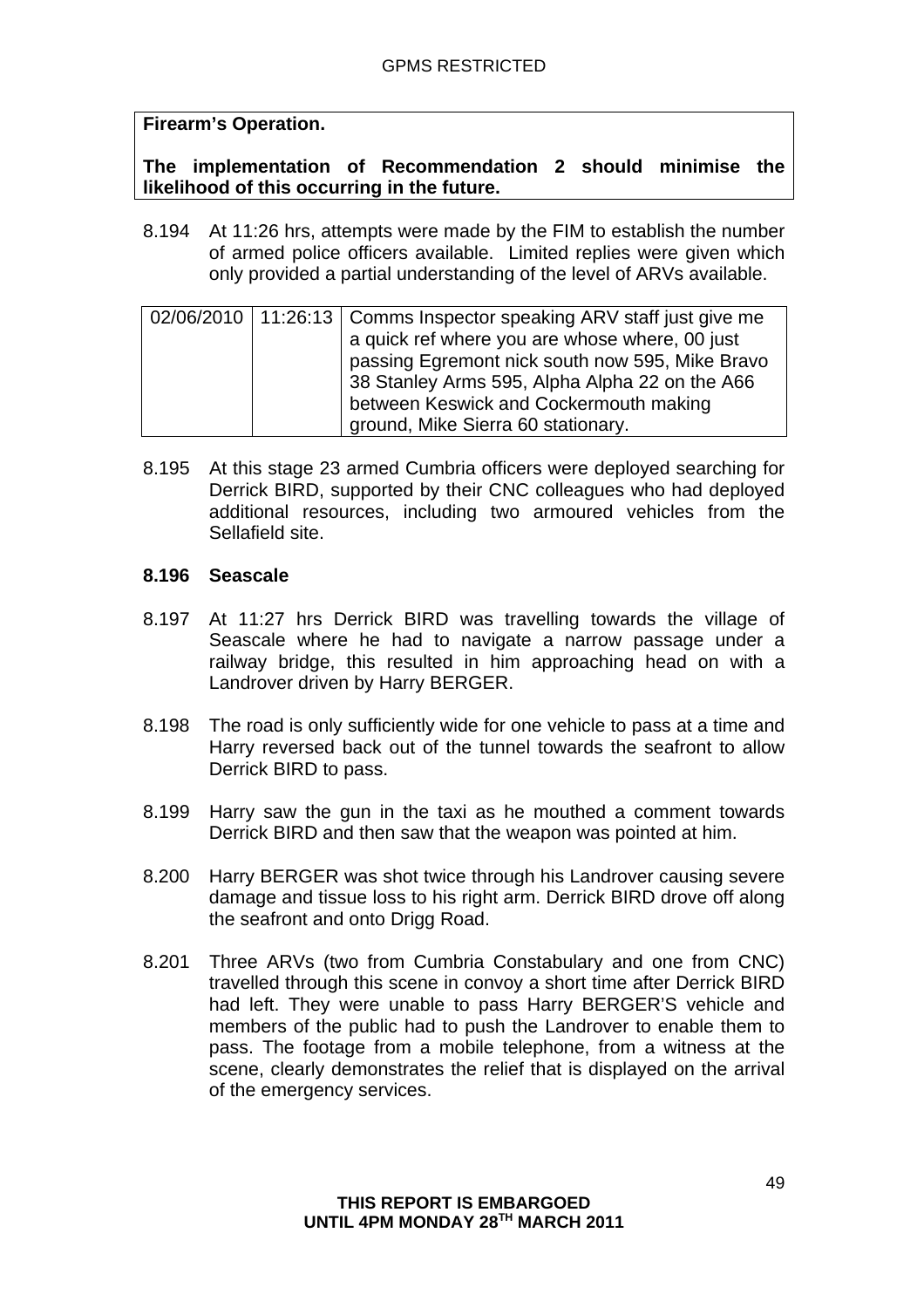**Firearm's Operation.**

**The implementation of Recommendation 2 should minimise the likelihood of this occurring in the future.**

8.194 At 11:26 hrs, attempts were made by the FIM to establish the number of armed police officers available. Limited replies were given which only provided a partial understanding of the level of ARVs available.

| | | |
|---|---|---|
| 02/06/2010 | 11:26:13 | Comms Inspector speaking ARV staff just give me a quick ref where you are whose where, 00 just passing Egremont nick south now 595, Mike Bravo 38 Stanley Arms 595, Alpha Alpha 22 on the A66 between Keswick and Cockermouth making ground, Mike Sierra 60 stationary. |

8.195 At this stage 23 armed Cumbria officers were deployed searching for Derrick BIRD, supported by their CNC colleagues who had deployed additional resources, including two armoured vehicles from the Sellafield site.

**8.196 Seascale**

8.197 At 11:27 hrs Derrick BIRD was travelling towards the village of Seascale where he had to navigate a narrow passage under a railway bridge, this resulted in him approaching head on with a Landrover driven by Harry BERGER.

8.198 The road is only sufficiently wide for one vehicle to pass at a time and Harry reversed back out of the tunnel towards the seafront to allow Derrick BIRD to pass.

8.199 Harry saw the gun in the taxi as he mouthed a comment towards Derrick BIRD and then saw that the weapon was pointed at him.

8.200 Harry BERGER was shot twice through his Landrover causing severe damage and tissue loss to his right arm. Derrick BIRD drove off along the seafront and onto Drigg Road.

8.201 Three ARVs (two from Cumbria Constabulary and one from CNC) travelled through this scene in convoy a short time after Derrick BIRD had left. They were unable to pass Harry BERGER'S vehicle and members of the public had to push the Landrover to enable them to pass. The footage from a mobile telephone, from a witness at the scene, clearly demonstrates the relief that is displayed on the arrival of the emergency services.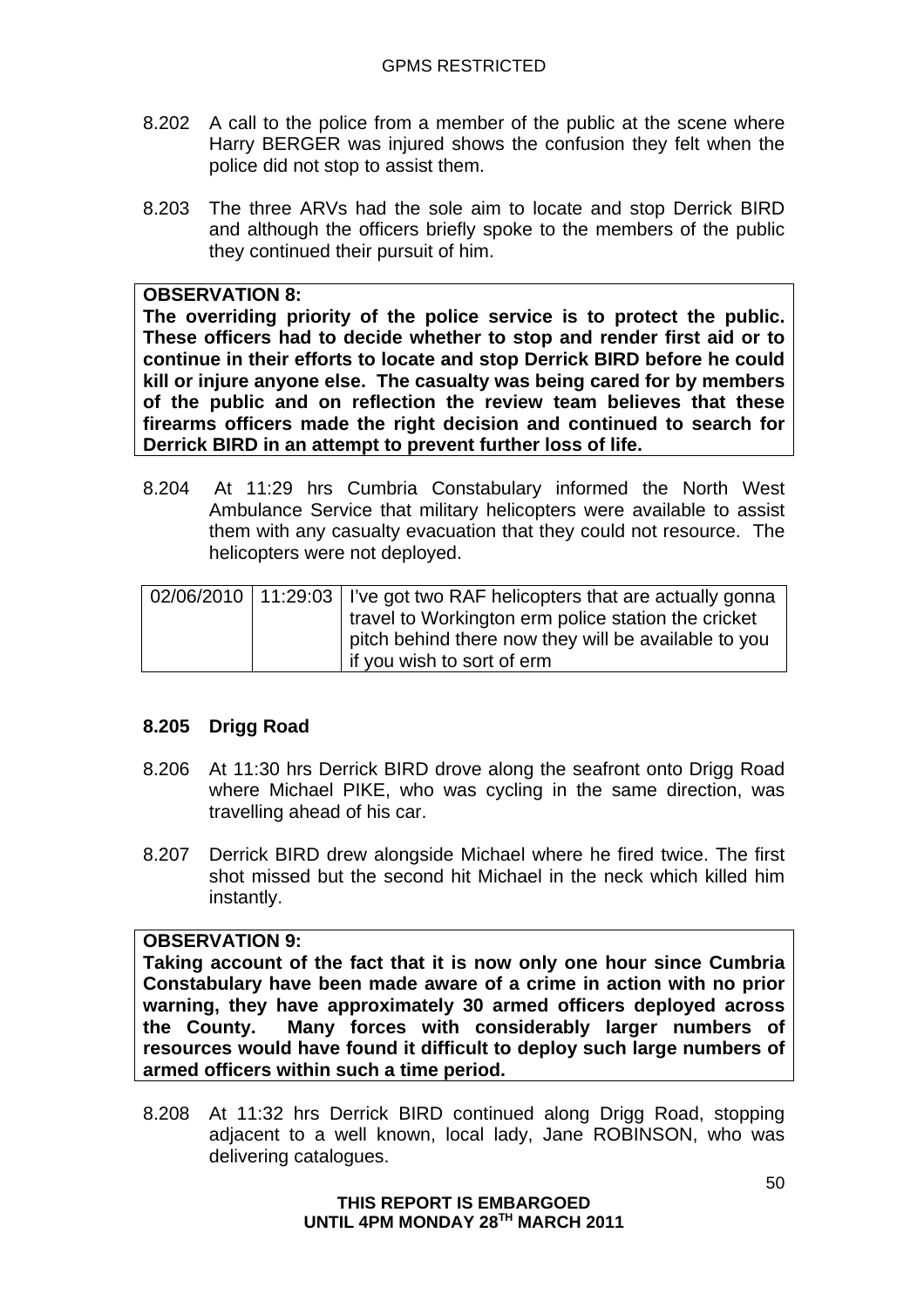8.202 A call to the police from a member of the public at the scene where Harry BERGER was injured shows the confusion they felt when the police did not stop to assist them.

8.203 The three ARVs had the sole aim to locate and stop Derrick BIRD and although the officers briefly spoke to the members of the public they continued their pursuit of him.

| **OBSERVATION 8:** **The overriding priority of the police service is to protect the public. These officers had to decide whether to stop and render first aid or to continue in their efforts to locate and stop Derrick BIRD before he could kill or injure anyone else. The casualty was being cared for by members of the public and on reflection the review team believes that these firearms officers made the right decision and continued to search for Derrick BIRD in an attempt to prevent further loss of life.** |
|---|

8.204 At 11:29 hrs Cumbria Constabulary informed the North West Ambulance Service that military helicopters were available to assist them with any casualty evacuation that they could not resource. The helicopters were not deployed.

| | | |
|---|---|---|
| 02/06/2010 | 11:29:03 | I've got two RAF helicopters that are actually gonna travel to Workington erm police station the cricket pitch behind there now they will be available to you if you wish to sort of erm |

**8.205 Drigg Road**

8.206 At 11:30 hrs Derrick BIRD drove along the seafront onto Drigg Road where Michael PIKE, who was cycling in the same direction, was travelling ahead of his car.

8.207 Derrick BIRD drew alongside Michael where he fired twice. The first shot missed but the second hit Michael in the neck which killed him instantly.

| **OBSERVATION 9:** **Taking account of the fact that it is now only one hour since Cumbria Constabulary have been made aware of a crime in action with no prior warning, they have approximately 30 armed officers deployed across the County. Many forces with considerably larger numbers of resources would have found it difficult to deploy such large numbers of armed officers within such a time period.** |
|---|

8.208 At 11:32 hrs Derrick BIRD continued along Drigg Road, stopping adjacent to a well known, local lady, Jane ROBINSON, who was delivering catalogues.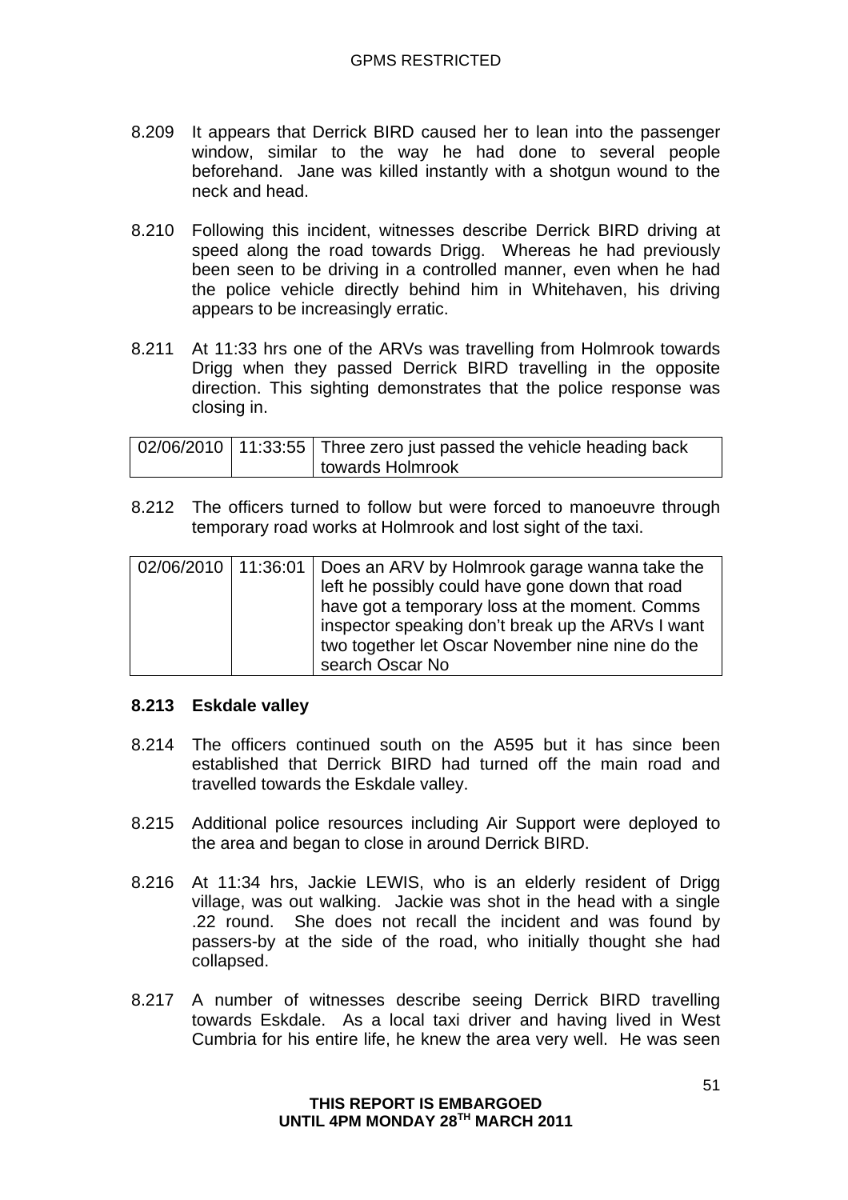8.209 It appears that Derrick BIRD caused her to lean into the passenger window, similar to the way he had done to several people beforehand. Jane was killed instantly with a shotgun wound to the neck and head.

8.210 Following this incident, witnesses describe Derrick BIRD driving at speed along the road towards Drigg. Whereas he had previously been seen to be driving in a controlled manner, even when he had the police vehicle directly behind him in Whitehaven, his driving appears to be increasingly erratic.

8.211 At 11:33 hrs one of the ARVs was travelling from Holmrook towards Drigg when they passed Derrick BIRD travelling in the opposite direction. This sighting demonstrates that the police response was closing in.

| 02/06/2010 | 11:33:55 | Three zero just passed the vehicle heading back towards Holmrook |
|---|---|---|

8.212 The officers turned to follow but were forced to manoeuvre through temporary road works at Holmrook and lost sight of the taxi.

| 02/06/2010 | 11:36:01 | Does an ARV by Holmrook garage wanna take the left he possibly could have gone down that road have got a temporary loss at the moment. Comms inspector speaking don't break up the ARVs I want two together let Oscar November nine nine do the search Oscar No |
|---|---|---|

**8.213 Eskdale valley**

8.214 The officers continued south on the A595 but it has since been established that Derrick BIRD had turned off the main road and travelled towards the Eskdale valley.

8.215 Additional police resources including Air Support were deployed to the area and began to close in around Derrick BIRD.

8.216 At 11:34 hrs, Jackie LEWIS, who is an elderly resident of Drigg village, was out walking. Jackie was shot in the head with a single .22 round. She does not recall the incident and was found by passers-by at the side of the road, who initially thought she had collapsed.

8.217 A number of witnesses describe seeing Derrick BIRD travelling towards Eskdale. As a local taxi driver and having lived in West Cumbria for his entire life, he knew the area very well. He was seen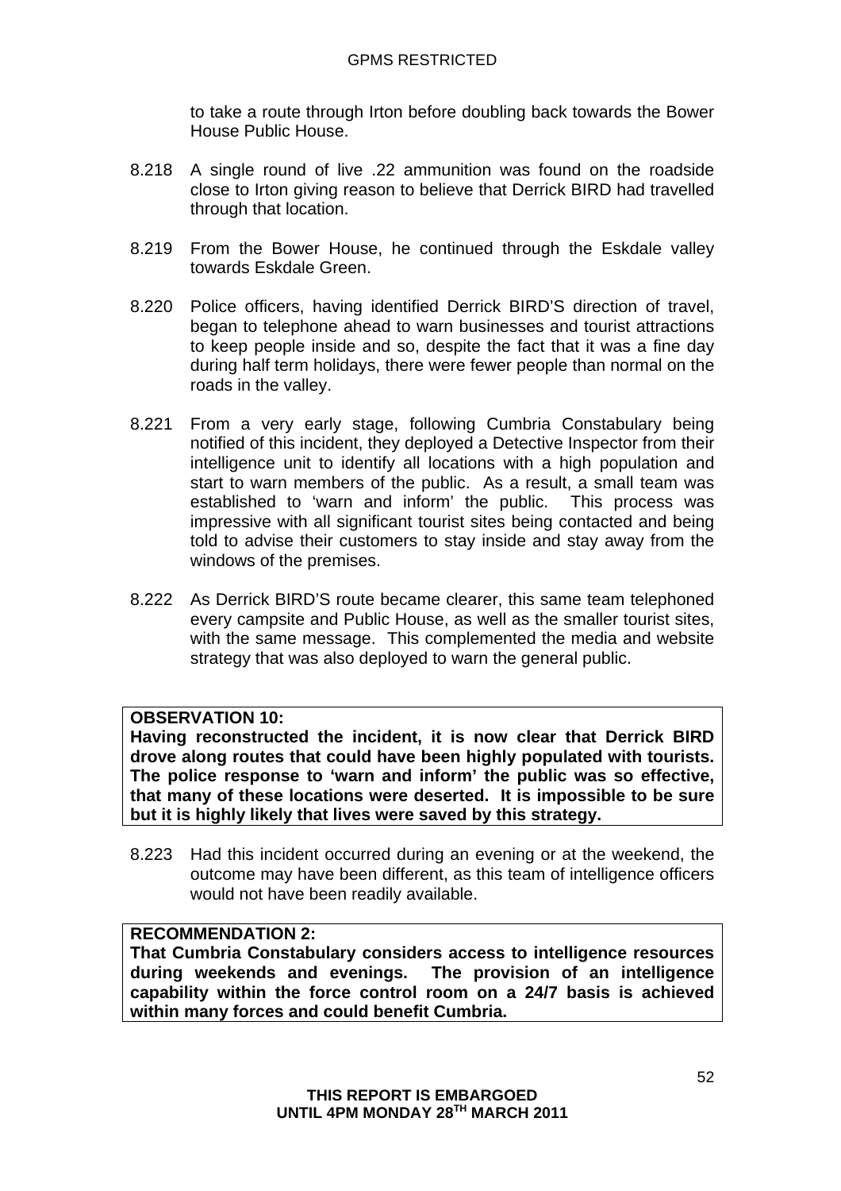to take a route through Irton before doubling back towards the Bower House Public House.

8.218 A single round of live .22 ammunition was found on the roadside close to Irton giving reason to believe that Derrick BIRD had travelled through that location.

8.219 From the Bower House, he continued through the Eskdale valley towards Eskdale Green.

8.220 Police officers, having identified Derrick BIRD'S direction of travel, began to telephone ahead to warn businesses and tourist attractions to keep people inside and so, despite the fact that it was a fine day during half term holidays, there were fewer people than normal on the roads in the valley.

8.221 From a very early stage, following Cumbria Constabulary being notified of this incident, they deployed a Detective Inspector from their intelligence unit to identify all locations with a high population and start to warn members of the public. As a result, a small team was established to 'warn and inform' the public. This process was impressive with all significant tourist sites being contacted and being told to advise their customers to stay inside and stay away from the windows of the premises.

8.222 As Derrick BIRD'S route became clearer, this same team telephoned every campsite and Public House, as well as the smaller tourist sites, with the same message. This complemented the media and website strategy that was also deployed to warn the general public.

**OBSERVATION 10:**
**Having reconstructed the incident, it is now clear that Derrick BIRD drove along routes that could have been highly populated with tourists. The police response to 'warn and inform' the public was so effective, that many of these locations were deserted. It is impossible to be sure but it is highly likely that lives were saved by this strategy.**

8.223 Had this incident occurred during an evening or at the weekend, the outcome may have been different, as this team of intelligence officers would not have been readily available.

**RECOMMENDATION 2:**
**That Cumbria Constabulary considers access to intelligence resources during weekends and evenings. The provision of an intelligence capability within the force control room on a 24/7 basis is achieved within many forces and could benefit Cumbria.**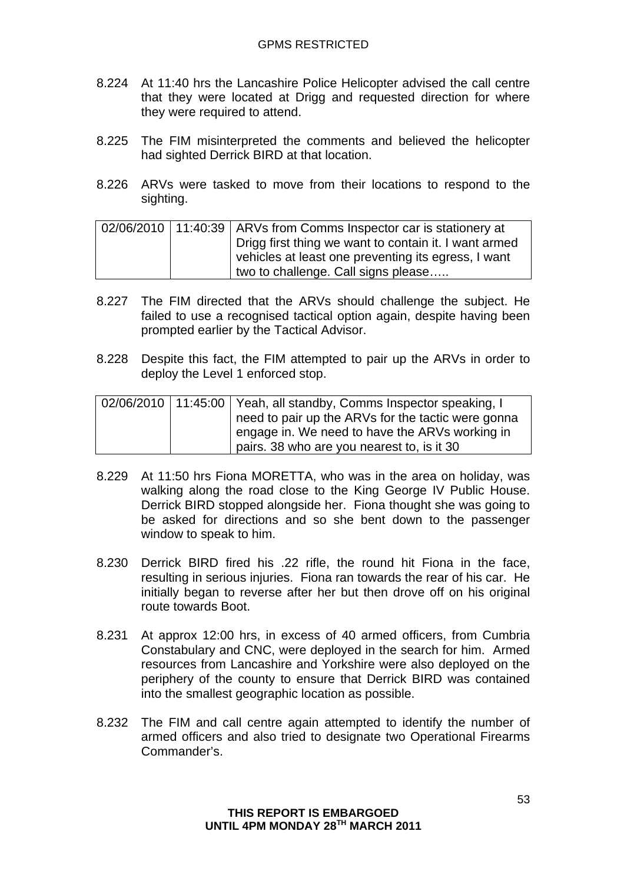8.224 At 11:40 hrs the Lancashire Police Helicopter advised the call centre that they were located at Drigg and requested direction for where they were required to attend.

8.225 The FIM misinterpreted the comments and believed the helicopter had sighted Derrick BIRD at that location.

8.226 ARVs were tasked to move from their locations to respond to the sighting.

| | | |
|---|---|---|
| 02/06/2010 | 11:40:39 | ARVs from Comms Inspector car is stationery at Drigg first thing we want to contain it. I want armed vehicles at least one preventing its egress, I want two to challenge. Call signs please….. |

8.227 The FIM directed that the ARVs should challenge the subject. He failed to use a recognised tactical option again, despite having been prompted earlier by the Tactical Advisor.

8.228 Despite this fact, the FIM attempted to pair up the ARVs in order to deploy the Level 1 enforced stop.

| | | |
|---|---|---|
| 02/06/2010 | 11:45:00 | Yeah, all standby, Comms Inspector speaking, I need to pair up the ARVs for the tactic were gonna engage in. We need to have the ARVs working in pairs. 38 who are you nearest to, is it 30 |

8.229 At 11:50 hrs Fiona MORETTA, who was in the area on holiday, was walking along the road close to the King George IV Public House. Derrick BIRD stopped alongside her. Fiona thought she was going to be asked for directions and so she bent down to the passenger window to speak to him.

8.230 Derrick BIRD fired his .22 rifle, the round hit Fiona in the face, resulting in serious injuries. Fiona ran towards the rear of his car. He initially began to reverse after her but then drove off on his original route towards Boot.

8.231 At approx 12:00 hrs, in excess of 40 armed officers, from Cumbria Constabulary and CNC, were deployed in the search for him. Armed resources from Lancashire and Yorkshire were also deployed on the periphery of the county to ensure that Derrick BIRD was contained into the smallest geographic location as possible.

8.232 The FIM and call centre again attempted to identify the number of armed officers and also tried to designate two Operational Firearms Commander's.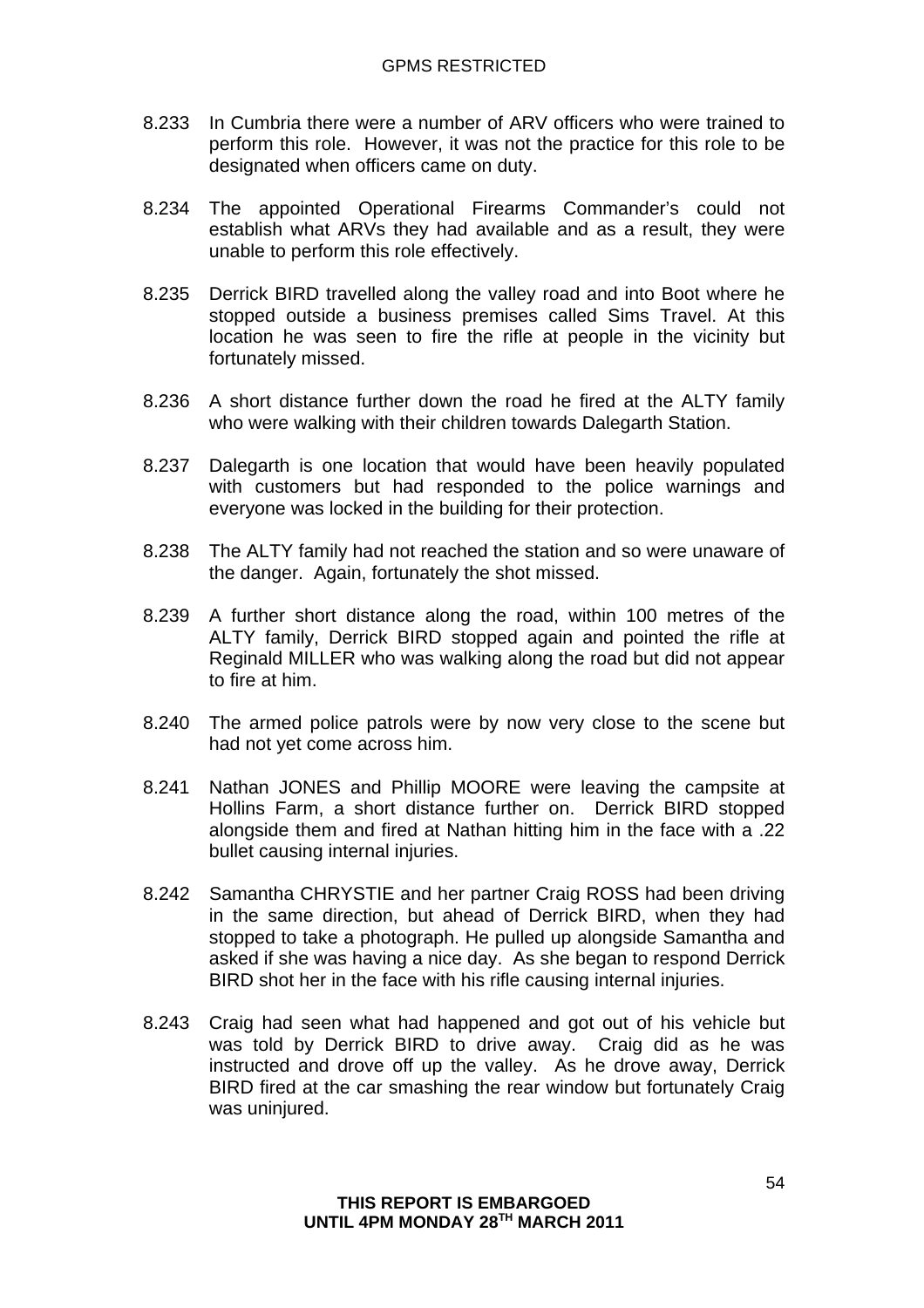8.233 In Cumbria there were a number of ARV officers who were trained to perform this role. However, it was not the practice for this role to be designated when officers came on duty.

8.234 The appointed Operational Firearms Commander's could not establish what ARVs they had available and as a result, they were unable to perform this role effectively.

8.235 Derrick BIRD travelled along the valley road and into Boot where he stopped outside a business premises called Sims Travel. At this location he was seen to fire the rifle at people in the vicinity but fortunately missed.

8.236 A short distance further down the road he fired at the ALTY family who were walking with their children towards Dalegarth Station.

8.237 Dalegarth is one location that would have been heavily populated with customers but had responded to the police warnings and everyone was locked in the building for their protection.

8.238 The ALTY family had not reached the station and so were unaware of the danger. Again, fortunately the shot missed.

8.239 A further short distance along the road, within 100 metres of the ALTY family, Derrick BIRD stopped again and pointed the rifle at Reginald MILLER who was walking along the road but did not appear to fire at him.

8.240 The armed police patrols were by now very close to the scene but had not yet come across him.

8.241 Nathan JONES and Phillip MOORE were leaving the campsite at Hollins Farm, a short distance further on. Derrick BIRD stopped alongside them and fired at Nathan hitting him in the face with a .22 bullet causing internal injuries.

8.242 Samantha CHRYSTIE and her partner Craig ROSS had been driving in the same direction, but ahead of Derrick BIRD, when they had stopped to take a photograph. He pulled up alongside Samantha and asked if she was having a nice day. As she began to respond Derrick BIRD shot her in the face with his rifle causing internal injuries.

8.243 Craig had seen what had happened and got out of his vehicle but was told by Derrick BIRD to drive away. Craig did as he was instructed and drove off up the valley. As he drove away, Derrick BIRD fired at the car smashing the rear window but fortunately Craig was uninjured.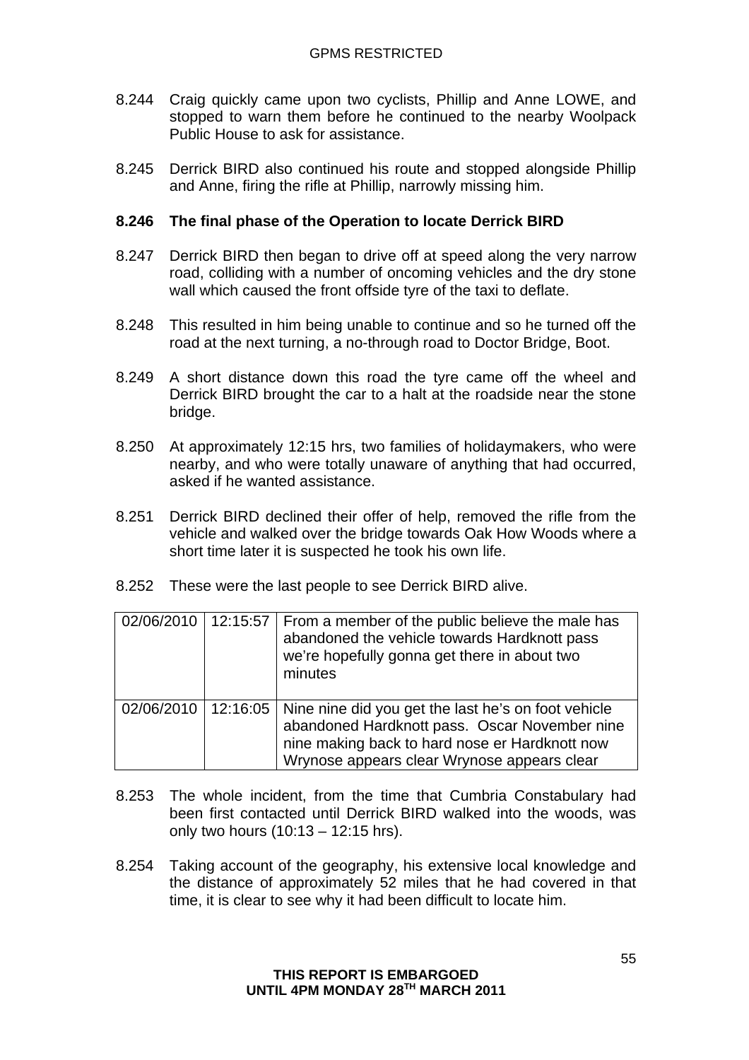8.244 Craig quickly came upon two cyclists, Phillip and Anne LOWE, and stopped to warn them before he continued to the nearby Woolpack Public House to ask for assistance.

8.245 Derrick BIRD also continued his route and stopped alongside Phillip and Anne, firing the rifle at Phillip, narrowly missing him.

**8.246 The final phase of the Operation to locate Derrick BIRD**

8.247 Derrick BIRD then began to drive off at speed along the very narrow road, colliding with a number of oncoming vehicles and the dry stone wall which caused the front offside tyre of the taxi to deflate.

8.248 This resulted in him being unable to continue and so he turned off the road at the next turning, a no-through road to Doctor Bridge, Boot.

8.249 A short distance down this road the tyre came off the wheel and Derrick BIRD brought the car to a halt at the roadside near the stone bridge.

8.250 At approximately 12:15 hrs, two families of holidaymakers, who were nearby, and who were totally unaware of anything that had occurred, asked if he wanted assistance.

8.251 Derrick BIRD declined their offer of help, removed the rifle from the vehicle and walked over the bridge towards Oak How Woods where a short time later it is suspected he took his own life.

8.252 These were the last people to see Derrick BIRD alive.

| | | |
|---|---|---|
| 02/06/2010 | 12:15:57 | From a member of the public believe the male has abandoned the vehicle towards Hardknott pass we're hopefully gonna get there in about two minutes |
| 02/06/2010 | 12:16:05 | Nine nine did you get the last he's on foot vehicle abandoned Hardknott pass. Oscar November nine nine making back to hard nose er Hardknott now Wrynose appears clear Wrynose appears clear |

8.253 The whole incident, from the time that Cumbria Constabulary had been first contacted until Derrick BIRD walked into the woods, was only two hours (10:13 – 12:15 hrs).

8.254 Taking account of the geography, his extensive local knowledge and the distance of approximately 52 miles that he had covered in that time, it is clear to see why it had been difficult to locate him.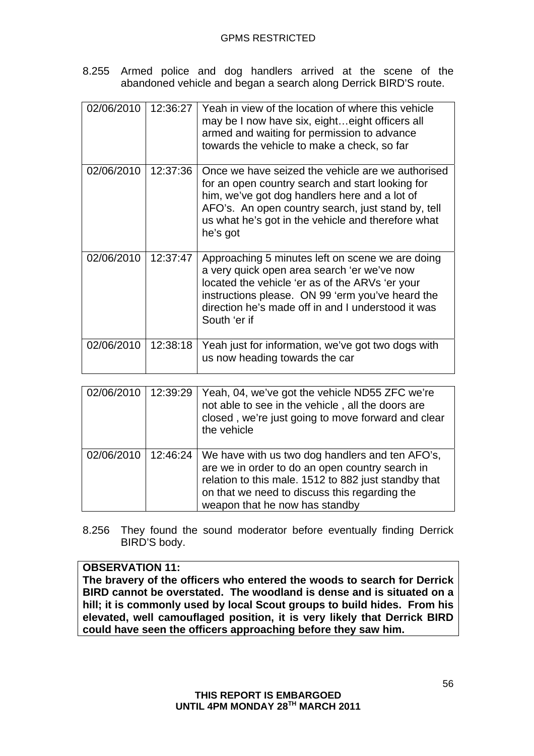8.255 Armed police and dog handlers arrived at the scene of the abandoned vehicle and began a search along Derrick BIRD'S route.

| | | |
|---|---|---|
| 02/06/2010 | 12:36:27 | Yeah in view of the location of where this vehicle may be I now have six, eight…eight officers all armed and waiting for permission to advance towards the vehicle to make a check, so far |
| 02/06/2010 | 12:37:36 | Once we have seized the vehicle are we authorised for an open country search and start looking for him, we've got dog handlers here and a lot of AFO's. An open country search, just stand by, tell us what he's got in the vehicle and therefore what he's got |
| 02/06/2010 | 12:37:47 | Approaching 5 minutes left on scene we are doing a very quick open area search 'er we've now located the vehicle 'er as of the ARVs 'er your instructions please. ON 99 'erm you've heard the direction he's made off in and I understood it was South 'er if |
| 02/06/2010 | 12:38:18 | Yeah just for information, we've got two dogs with us now heading towards the car |
| 02/06/2010 | 12:39:29 | Yeah, 04, we've got the vehicle ND55 ZFC we're not able to see in the vehicle , all the doors are closed , we're just going to move forward and clear the vehicle |
| 02/06/2010 | 12:46:24 | We have with us two dog handlers and ten AFO's, are we in order to do an open country search in relation to this male. 1512 to 882 just standby that on that we need to discuss this regarding the weapon that he now has standby |

8.256 They found the sound moderator before eventually finding Derrick BIRD'S body.

**OBSERVATION 11:**
**The bravery of the officers who entered the woods to search for Derrick BIRD cannot be overstated. The woodland is dense and is situated on a hill; it is commonly used by local Scout groups to build hides. From his elevated, well camouflaged position, it is very likely that Derrick BIRD could have seen the officers approaching before they saw him.**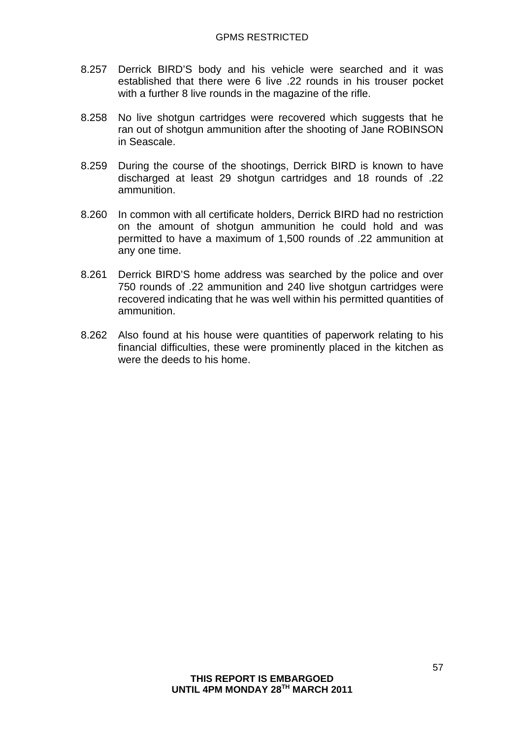8.257 Derrick BIRD'S body and his vehicle were searched and it was established that there were 6 live .22 rounds in his trouser pocket with a further 8 live rounds in the magazine of the rifle.

8.258 No live shotgun cartridges were recovered which suggests that he ran out of shotgun ammunition after the shooting of Jane ROBINSON in Seascale.

8.259 During the course of the shootings, Derrick BIRD is known to have discharged at least 29 shotgun cartridges and 18 rounds of .22 ammunition.

8.260 In common with all certificate holders, Derrick BIRD had no restriction on the amount of shotgun ammunition he could hold and was permitted to have a maximum of 1,500 rounds of .22 ammunition at any one time.

8.261 Derrick BIRD'S home address was searched by the police and over 750 rounds of .22 ammunition and 240 live shotgun cartridges were recovered indicating that he was well within his permitted quantities of ammunition.

8.262 Also found at his house were quantities of paperwork relating to his financial difficulties, these were prominently placed in the kitchen as were the deeds to his home.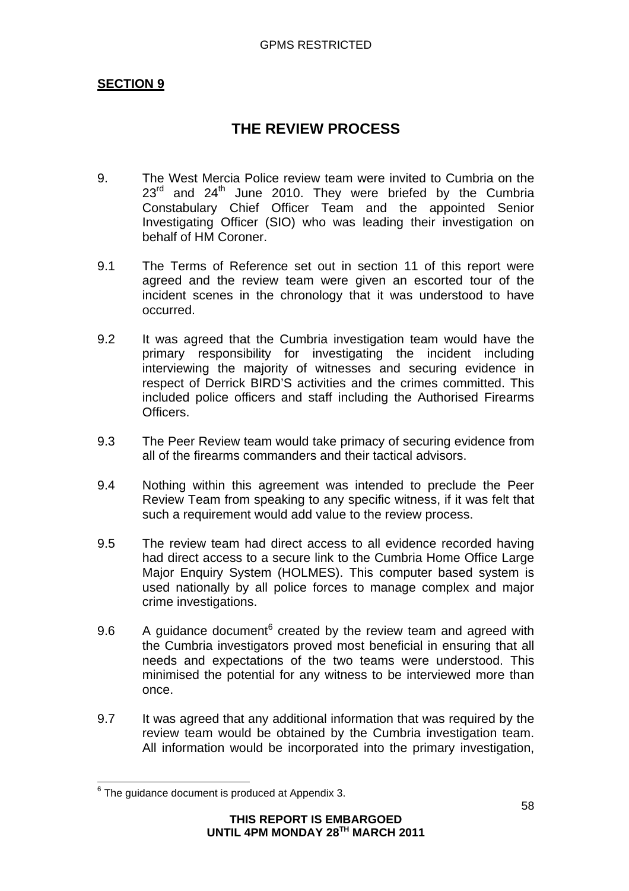**SECTION 9**

# THE REVIEW PROCESS

9. The West Mercia Police review team were invited to Cumbria on the 23rd and 24th June 2010. They were briefed by the Cumbria Constabulary Chief Officer Team and the appointed Senior Investigating Officer (SIO) who was leading their investigation on behalf of HM Coroner.

9.1 The Terms of Reference set out in section 11 of this report were agreed and the review team were given an escorted tour of the incident scenes in the chronology that it was understood to have occurred.

9.2 It was agreed that the Cumbria investigation team would have the primary responsibility for investigating the incident including interviewing the majority of witnesses and securing evidence in respect of Derrick BIRD'S activities and the crimes committed. This included police officers and staff including the Authorised Firearms Officers.

9.3 The Peer Review team would take primacy of securing evidence from all of the firearms commanders and their tactical advisors.

9.4 Nothing within this agreement was intended to preclude the Peer Review Team from speaking to any specific witness, if it was felt that such a requirement would add value to the review process.

9.5 The review team had direct access to all evidence recorded having had direct access to a secure link to the Cumbria Home Office Large Major Enquiry System (HOLMES). This computer based system is used nationally by all police forces to manage complex and major crime investigations.

9.6 A guidance document[6] created by the review team and agreed with the Cumbria investigators proved most beneficial in ensuring that all needs and expectations of the two teams were understood. This minimised the potential for any witness to be interviewed more than once.

9.7 It was agreed that any additional information that was required by the review team would be obtained by the Cumbria investigation team. All information would be incorporated into the primary investigation,

[6] The guidance document is produced at Appendix 3.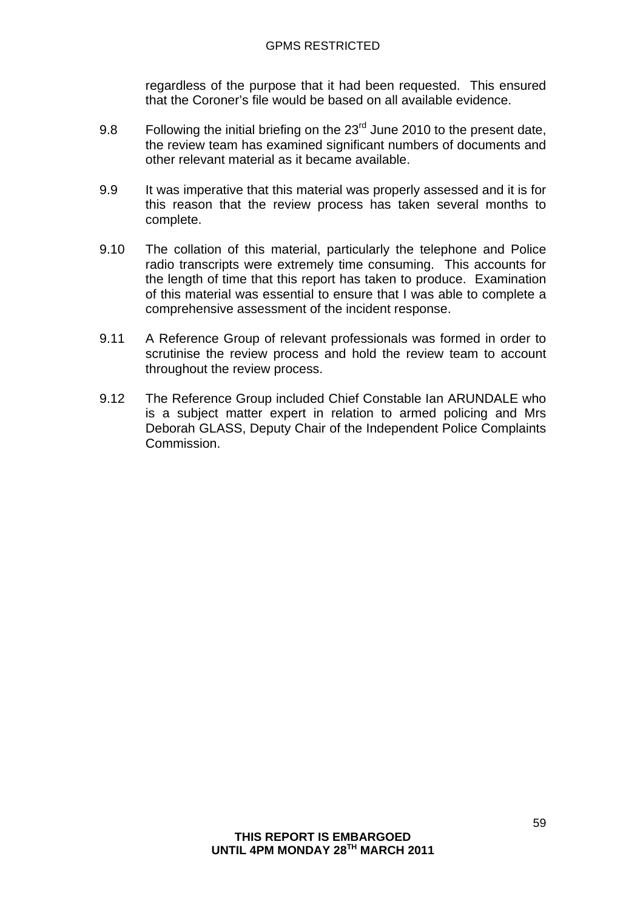regardless of the purpose that it had been requested. This ensured that the Coroner's file would be based on all available evidence.

9.8 Following the initial briefing on the 23rd June 2010 to the present date, the review team has examined significant numbers of documents and other relevant material as it became available.

9.9 It was imperative that this material was properly assessed and it is for this reason that the review process has taken several months to complete.

9.10 The collation of this material, particularly the telephone and Police radio transcripts were extremely time consuming. This accounts for the length of time that this report has taken to produce. Examination of this material was essential to ensure that I was able to complete a comprehensive assessment of the incident response.

9.11 A Reference Group of relevant professionals was formed in order to scrutinise the review process and hold the review team to account throughout the review process.

9.12 The Reference Group included Chief Constable Ian ARUNDALE who is a subject matter expert in relation to armed policing and Mrs Deborah GLASS, Deputy Chair of the Independent Police Complaints Commission.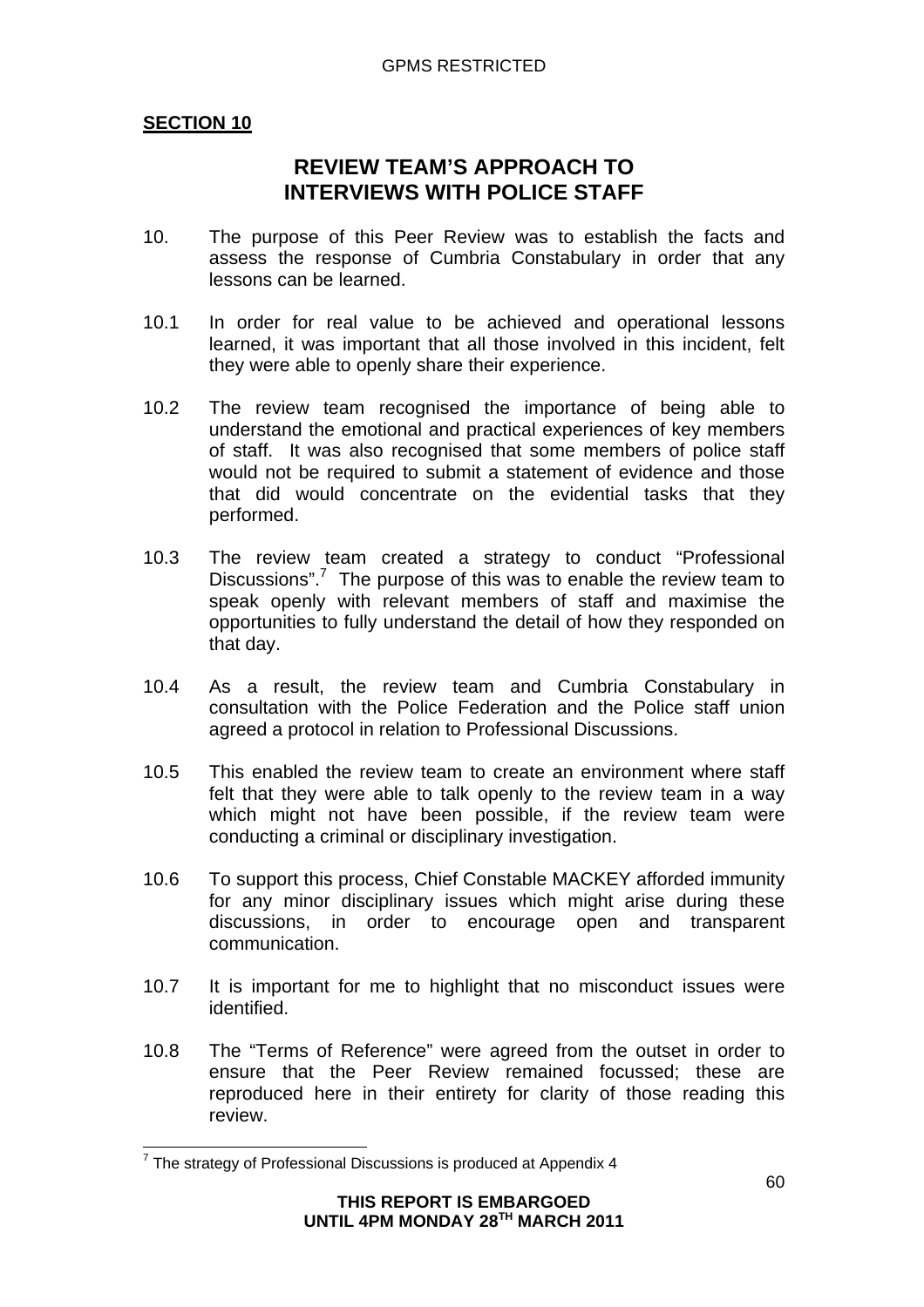**SECTION 10**

## REVIEW TEAM'S APPROACH TO INTERVIEWS WITH POLICE STAFF

10. The purpose of this Peer Review was to establish the facts and assess the response of Cumbria Constabulary in order that any lessons can be learned.

10.1 In order for real value to be achieved and operational lessons learned, it was important that all those involved in this incident, felt they were able to openly share their experience.

10.2 The review team recognised the importance of being able to understand the emotional and practical experiences of key members of staff. It was also recognised that some members of police staff would not be required to submit a statement of evidence and those that did would concentrate on the evidential tasks that they performed.

10.3 The review team created a strategy to conduct "Professional Discussions".[7] The purpose of this was to enable the review team to speak openly with relevant members of staff and maximise the opportunities to fully understand the detail of how they responded on that day.

10.4 As a result, the review team and Cumbria Constabulary in consultation with the Police Federation and the Police staff union agreed a protocol in relation to Professional Discussions.

10.5 This enabled the review team to create an environment where staff felt that they were able to talk openly to the review team in a way which might not have been possible, if the review team were conducting a criminal or disciplinary investigation.

10.6 To support this process, Chief Constable MACKEY afforded immunity for any minor disciplinary issues which might arise during these discussions, in order to encourage open and transparent communication.

10.7 It is important for me to highlight that no misconduct issues were identified.

10.8 The "Terms of Reference" were agreed from the outset in order to ensure that the Peer Review remained focussed; these are reproduced here in their entirety for clarity of those reading this review.

---

[7] The strategy of Professional Discussions is produced at Appendix 4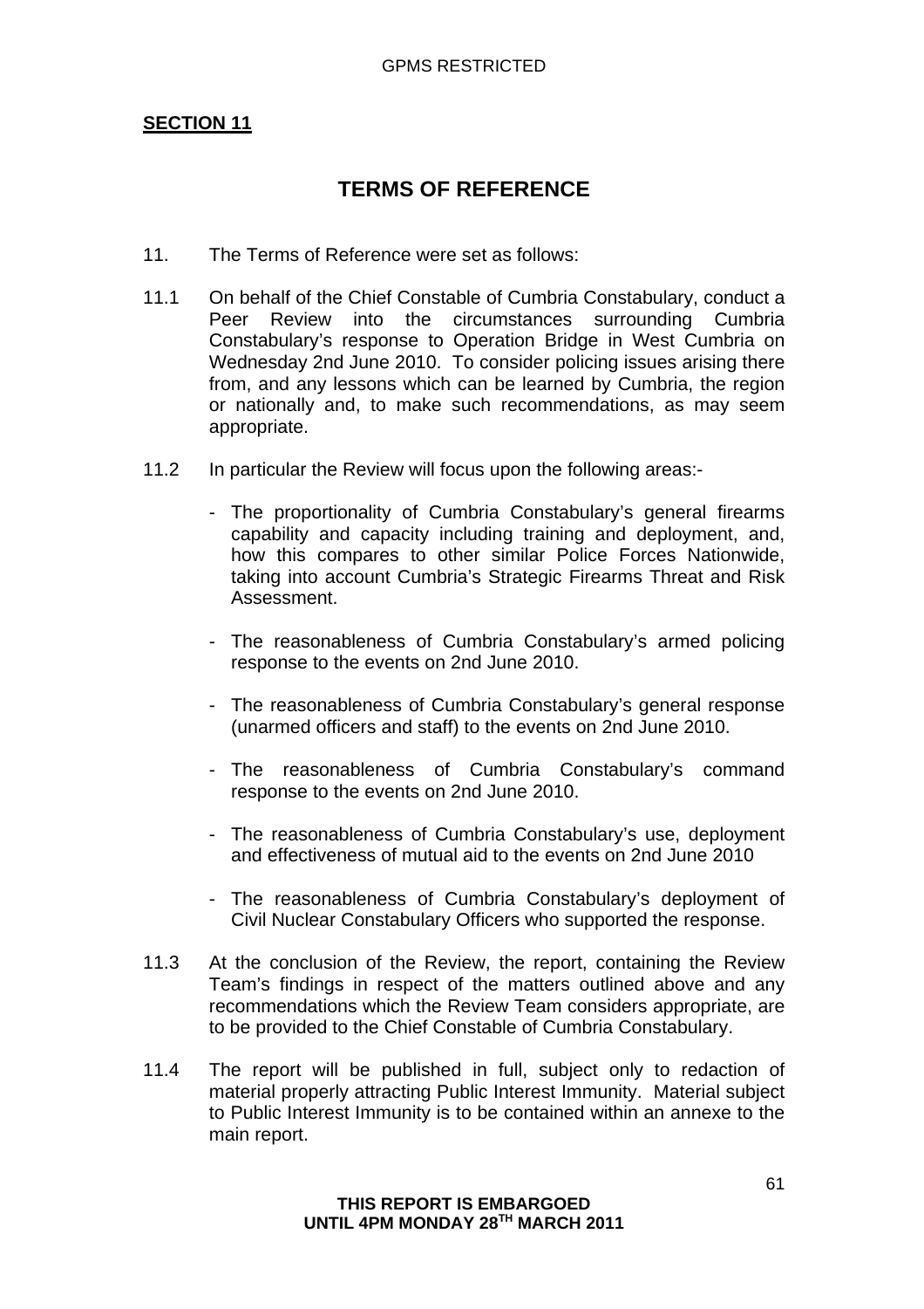**SECTION 11**

# TERMS OF REFERENCE

11. The Terms of Reference were set as follows:

11.1 On behalf of the Chief Constable of Cumbria Constabulary, conduct a Peer Review into the circumstances surrounding Cumbria Constabulary's response to Operation Bridge in West Cumbria on Wednesday 2nd June 2010. To consider policing issues arising there from, and any lessons which can be learned by Cumbria, the region or nationally and, to make such recommendations, as may seem appropriate.

11.2 In particular the Review will focus upon the following areas:-

- The proportionality of Cumbria Constabulary's general firearms capability and capacity including training and deployment, and, how this compares to other similar Police Forces Nationwide, taking into account Cumbria's Strategic Firearms Threat and Risk Assessment.
- The reasonableness of Cumbria Constabulary's armed policing response to the events on 2nd June 2010.
- The reasonableness of Cumbria Constabulary's general response (unarmed officers and staff) to the events on 2nd June 2010.
- The reasonableness of Cumbria Constabulary's command response to the events on 2nd June 2010.
- The reasonableness of Cumbria Constabulary's use, deployment and effectiveness of mutual aid to the events on 2nd June 2010
- The reasonableness of Cumbria Constabulary's deployment of Civil Nuclear Constabulary Officers who supported the response.

11.3 At the conclusion of the Review, the report, containing the Review Team's findings in respect of the matters outlined above and any recommendations which the Review Team considers appropriate, are to be provided to the Chief Constable of Cumbria Constabulary.

11.4 The report will be published in full, subject only to redaction of material properly attracting Public Interest Immunity. Material subject to Public Interest Immunity is to be contained within an annexe to the main report.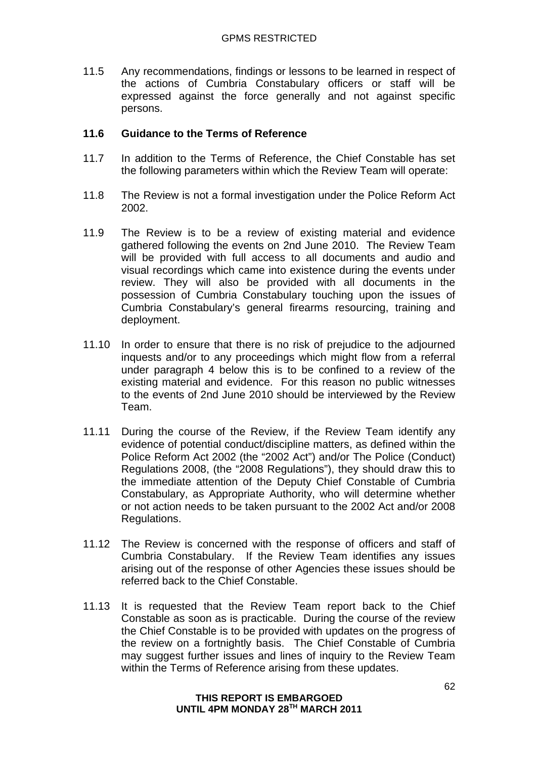11.5 Any recommendations, findings or lessons to be learned in respect of the actions of Cumbria Constabulary officers or staff will be expressed against the force generally and not against specific persons.

**11.6 Guidance to the Terms of Reference**

11.7 In addition to the Terms of Reference, the Chief Constable has set the following parameters within which the Review Team will operate:

11.8 The Review is not a formal investigation under the Police Reform Act 2002.

11.9 The Review is to be a review of existing material and evidence gathered following the events on 2nd June 2010. The Review Team will be provided with full access to all documents and audio and visual recordings which came into existence during the events under review. They will also be provided with all documents in the possession of Cumbria Constabulary touching upon the issues of Cumbria Constabulary's general firearms resourcing, training and deployment.

11.10 In order to ensure that there is no risk of prejudice to the adjourned inquests and/or to any proceedings which might flow from a referral under paragraph 4 below this is to be confined to a review of the existing material and evidence. For this reason no public witnesses to the events of 2nd June 2010 should be interviewed by the Review Team.

11.11 During the course of the Review, if the Review Team identify any evidence of potential conduct/discipline matters, as defined within the Police Reform Act 2002 (the "2002 Act") and/or The Police (Conduct) Regulations 2008, (the "2008 Regulations"), they should draw this to the immediate attention of the Deputy Chief Constable of Cumbria Constabulary, as Appropriate Authority, who will determine whether or not action needs to be taken pursuant to the 2002 Act and/or 2008 Regulations.

11.12 The Review is concerned with the response of officers and staff of Cumbria Constabulary. If the Review Team identifies any issues arising out of the response of other Agencies these issues should be referred back to the Chief Constable.

11.13 It is requested that the Review Team report back to the Chief Constable as soon as is practicable. During the course of the review the Chief Constable is to be provided with updates on the progress of the review on a fortnightly basis. The Chief Constable of Cumbria may suggest further issues and lines of inquiry to the Review Team within the Terms of Reference arising from these updates.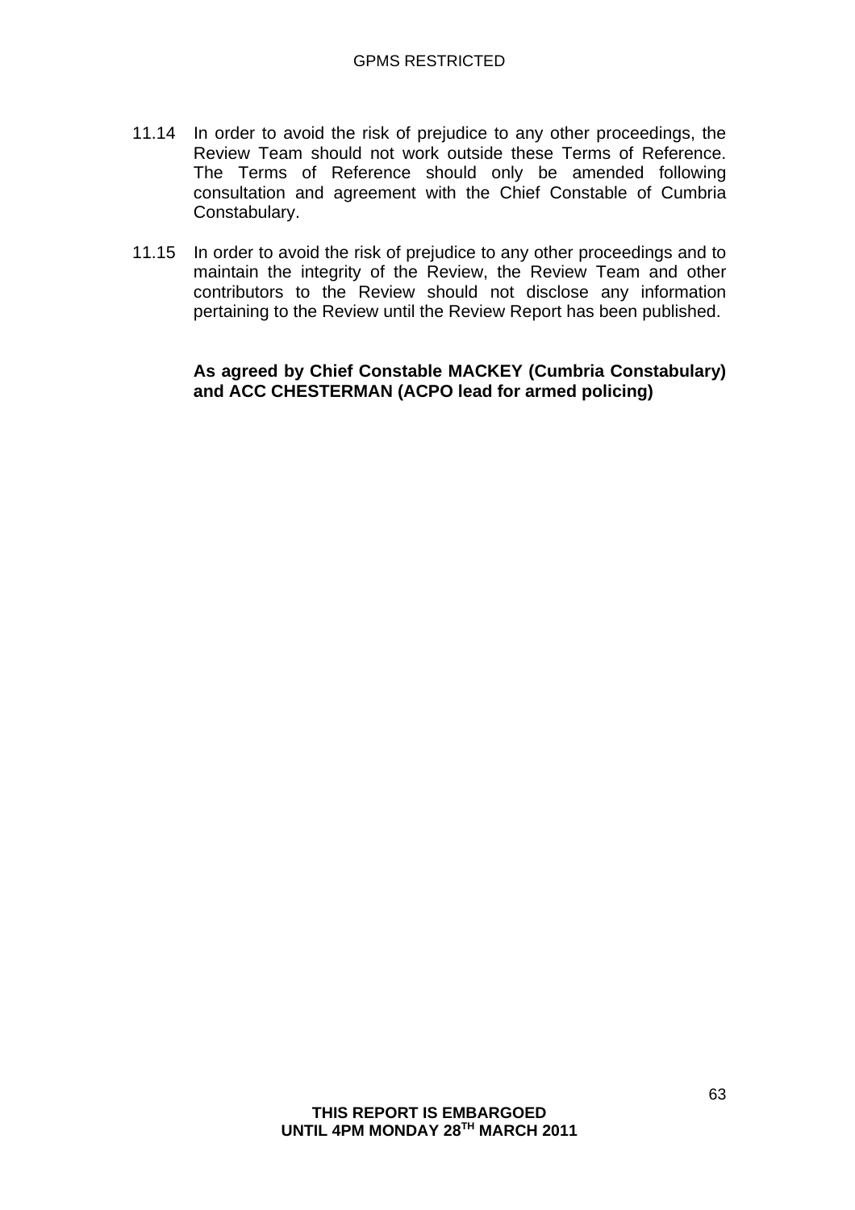11.14 In order to avoid the risk of prejudice to any other proceedings, the Review Team should not work outside these Terms of Reference. The Terms of Reference should only be amended following consultation and agreement with the Chief Constable of Cumbria Constabulary.

11.15 In order to avoid the risk of prejudice to any other proceedings and to maintain the integrity of the Review, the Review Team and other contributors to the Review should not disclose any information pertaining to the Review until the Review Report has been published.

**As agreed by Chief Constable MACKEY (Cumbria Constabulary) and ACC CHESTERMAN (ACPO lead for armed policing)**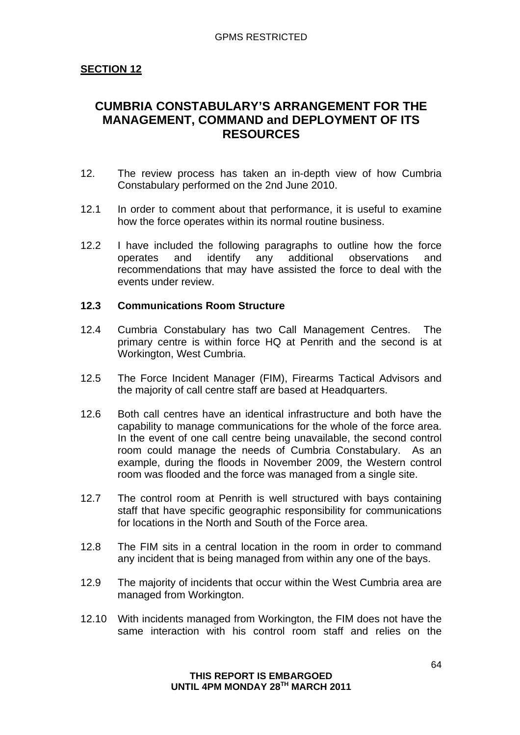**SECTION 12**

# CUMBRIA CONSTABULARY'S ARRANGEMENT FOR THE MANAGEMENT, COMMAND and DEPLOYMENT OF ITS RESOURCES

12. The review process has taken an in-depth view of how Cumbria Constabulary performed on the 2nd June 2010.

12.1 In order to comment about that performance, it is useful to examine how the force operates within its normal routine business.

12.2 I have included the following paragraphs to outline how the force operates and identify any additional observations and recommendations that may have assisted the force to deal with the events under review.

**12.3 Communications Room Structure**

12.4 Cumbria Constabulary has two Call Management Centres. The primary centre is within force HQ at Penrith and the second is at Workington, West Cumbria.

12.5 The Force Incident Manager (FIM), Firearms Tactical Advisors and the majority of call centre staff are based at Headquarters.

12.6 Both call centres have an identical infrastructure and both have the capability to manage communications for the whole of the force area. In the event of one call centre being unavailable, the second control room could manage the needs of Cumbria Constabulary. As an example, during the floods in November 2009, the Western control room was flooded and the force was managed from a single site.

12.7 The control room at Penrith is well structured with bays containing staff that have specific geographic responsibility for communications for locations in the North and South of the Force area.

12.8 The FIM sits in a central location in the room in order to command any incident that is being managed from within any one of the bays.

12.9 The majority of incidents that occur within the West Cumbria area are managed from Workington.

12.10 With incidents managed from Workington, the FIM does not have the same interaction with his control room staff and relies on the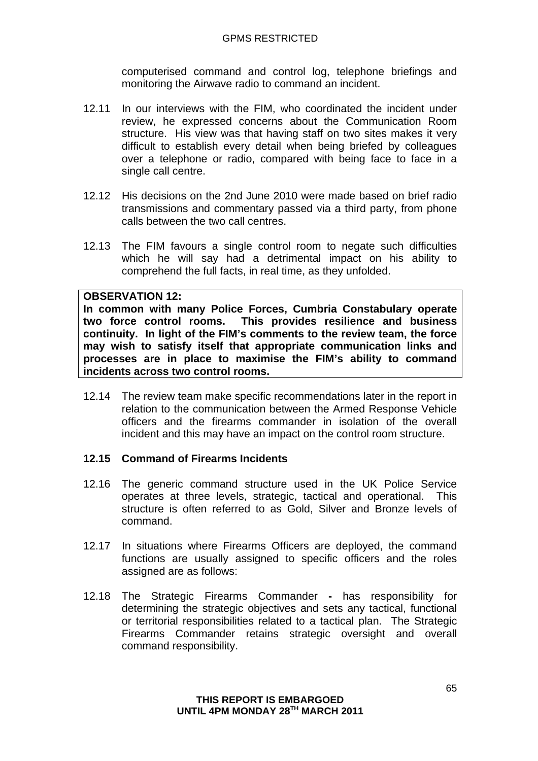computerised command and control log, telephone briefings and monitoring the Airwave radio to command an incident.

12.11 In our interviews with the FIM, who coordinated the incident under review, he expressed concerns about the Communication Room structure. His view was that having staff on two sites makes it very difficult to establish every detail when being briefed by colleagues over a telephone or radio, compared with being face to face in a single call centre.

12.12 His decisions on the 2nd June 2010 were made based on brief radio transmissions and commentary passed via a third party, from phone calls between the two call centres.

12.13 The FIM favours a single control room to negate such difficulties which he will say had a detrimental impact on his ability to comprehend the full facts, in real time, as they unfolded.

**OBSERVATION 12:**
**In common with many Police Forces, Cumbria Constabulary operate two force control rooms. This provides resilience and business continuity. In light of the FIM's comments to the review team, the force may wish to satisfy itself that appropriate communication links and processes are in place to maximise the FIM's ability to command incidents across two control rooms.**

12.14 The review team make specific recommendations later in the report in relation to the communication between the Armed Response Vehicle officers and the firearms commander in isolation of the overall incident and this may have an impact on the control room structure.

**12.15 Command of Firearms Incidents**

12.16 The generic command structure used in the UK Police Service operates at three levels, strategic, tactical and operational. This structure is often referred to as Gold, Silver and Bronze levels of command.

12.17 In situations where Firearms Officers are deployed, the command functions are usually assigned to specific officers and the roles assigned are as follows:

12.18 The Strategic Firearms Commander **-** has responsibility for determining the strategic objectives and sets any tactical, functional or territorial responsibilities related to a tactical plan. The Strategic Firearms Commander retains strategic oversight and overall command responsibility.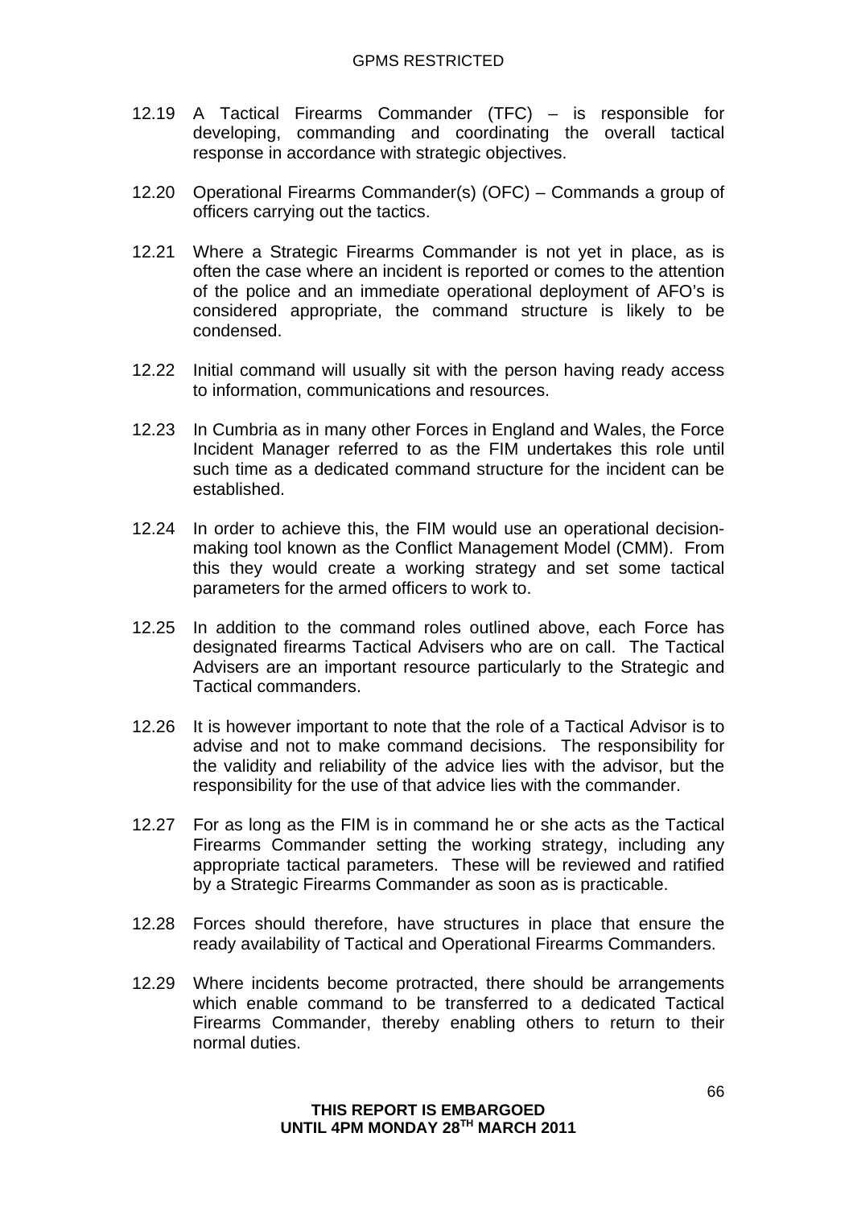12.19 A Tactical Firearms Commander (TFC) – is responsible for developing, commanding and coordinating the overall tactical response in accordance with strategic objectives.

12.20 Operational Firearms Commander(s) (OFC) – Commands a group of officers carrying out the tactics.

12.21 Where a Strategic Firearms Commander is not yet in place, as is often the case where an incident is reported or comes to the attention of the police and an immediate operational deployment of AFO's is considered appropriate, the command structure is likely to be condensed.

12.22 Initial command will usually sit with the person having ready access to information, communications and resources.

12.23 In Cumbria as in many other Forces in England and Wales, the Force Incident Manager referred to as the FIM undertakes this role until such time as a dedicated command structure for the incident can be established.

12.24 In order to achieve this, the FIM would use an operational decision-making tool known as the Conflict Management Model (CMM). From this they would create a working strategy and set some tactical parameters for the armed officers to work to.

12.25 In addition to the command roles outlined above, each Force has designated firearms Tactical Advisers who are on call. The Tactical Advisers are an important resource particularly to the Strategic and Tactical commanders.

12.26 It is however important to note that the role of a Tactical Advisor is to advise and not to make command decisions. The responsibility for the validity and reliability of the advice lies with the advisor, but the responsibility for the use of that advice lies with the commander.

12.27 For as long as the FIM is in command he or she acts as the Tactical Firearms Commander setting the working strategy, including any appropriate tactical parameters. These will be reviewed and ratified by a Strategic Firearms Commander as soon as is practicable.

12.28 Forces should therefore, have structures in place that ensure the ready availability of Tactical and Operational Firearms Commanders.

12.29 Where incidents become protracted, there should be arrangements which enable command to be transferred to a dedicated Tactical Firearms Commander, thereby enabling others to return to their normal duties.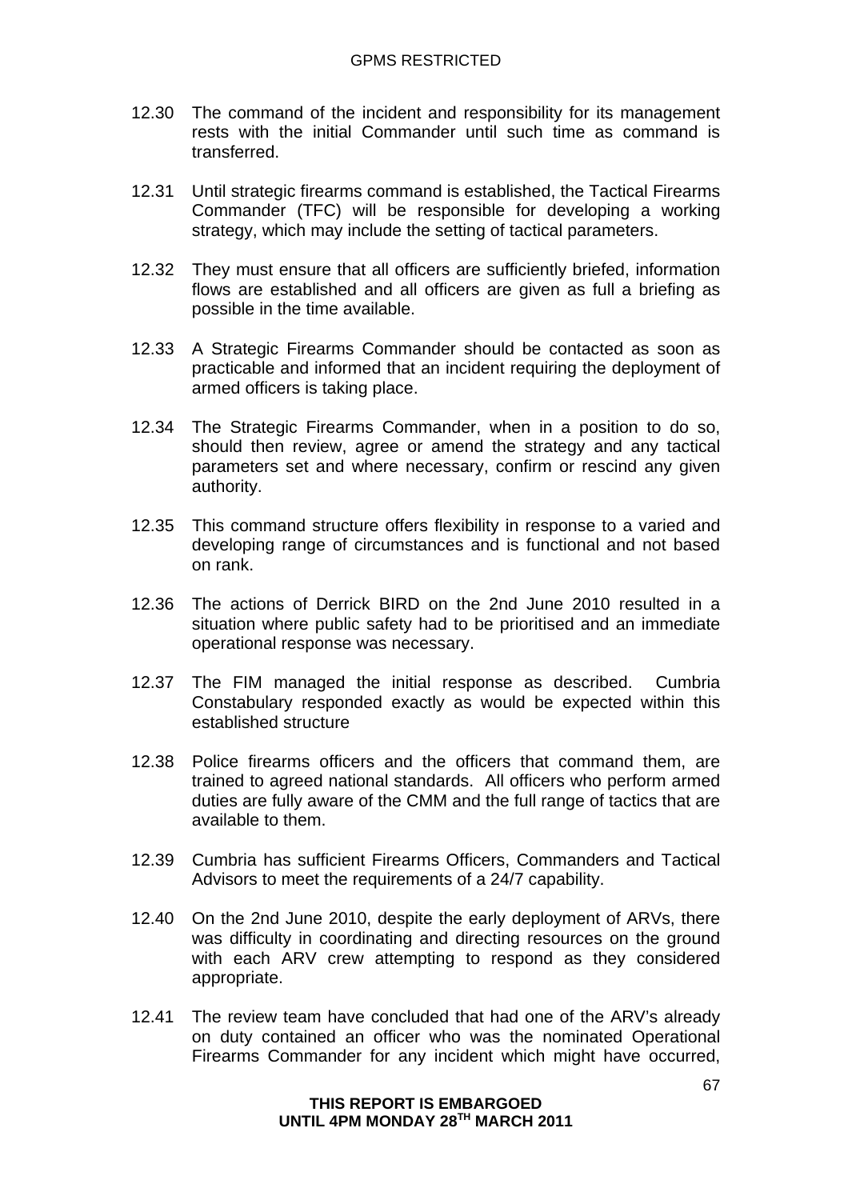12.30 The command of the incident and responsibility for its management rests with the initial Commander until such time as command is transferred.

12.31 Until strategic firearms command is established, the Tactical Firearms Commander (TFC) will be responsible for developing a working strategy, which may include the setting of tactical parameters.

12.32 They must ensure that all officers are sufficiently briefed, information flows are established and all officers are given as full a briefing as possible in the time available.

12.33 A Strategic Firearms Commander should be contacted as soon as practicable and informed that an incident requiring the deployment of armed officers is taking place.

12.34 The Strategic Firearms Commander, when in a position to do so, should then review, agree or amend the strategy and any tactical parameters set and where necessary, confirm or rescind any given authority.

12.35 This command structure offers flexibility in response to a varied and developing range of circumstances and is functional and not based on rank.

12.36 The actions of Derrick BIRD on the 2nd June 2010 resulted in a situation where public safety had to be prioritised and an immediate operational response was necessary.

12.37 The FIM managed the initial response as described. Cumbria Constabulary responded exactly as would be expected within this established structure

12.38 Police firearms officers and the officers that command them, are trained to agreed national standards. All officers who perform armed duties are fully aware of the CMM and the full range of tactics that are available to them.

12.39 Cumbria has sufficient Firearms Officers, Commanders and Tactical Advisors to meet the requirements of a 24/7 capability.

12.40 On the 2nd June 2010, despite the early deployment of ARVs, there was difficulty in coordinating and directing resources on the ground with each ARV crew attempting to respond as they considered appropriate.

12.41 The review team have concluded that had one of the ARV's already on duty contained an officer who was the nominated Operational Firearms Commander for any incident which might have occurred,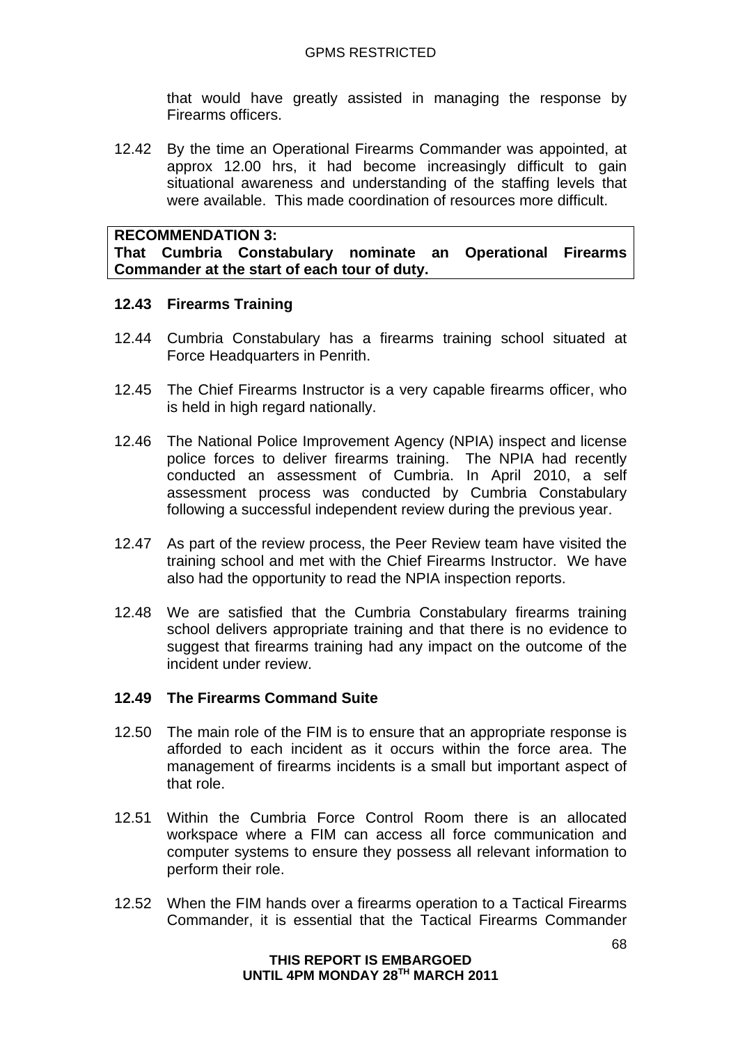that would have greatly assisted in managing the response by Firearms officers.

12.42 By the time an Operational Firearms Commander was appointed, at approx 12.00 hrs, it had become increasingly difficult to gain situational awareness and understanding of the staffing levels that were available. This made coordination of resources more difficult.

> **RECOMMENDATION 3:**
> **That Cumbria Constabulary nominate an Operational Firearms Commander at the start of each tour of duty.**

**12.43 Firearms Training**

12.44 Cumbria Constabulary has a firearms training school situated at Force Headquarters in Penrith.

12.45 The Chief Firearms Instructor is a very capable firearms officer, who is held in high regard nationally.

12.46 The National Police Improvement Agency (NPIA) inspect and license police forces to deliver firearms training. The NPIA had recently conducted an assessment of Cumbria. In April 2010, a self assessment process was conducted by Cumbria Constabulary following a successful independent review during the previous year.

12.47 As part of the review process, the Peer Review team have visited the training school and met with the Chief Firearms Instructor. We have also had the opportunity to read the NPIA inspection reports.

12.48 We are satisfied that the Cumbria Constabulary firearms training school delivers appropriate training and that there is no evidence to suggest that firearms training had any impact on the outcome of the incident under review.

**12.49 The Firearms Command Suite**

12.50 The main role of the FIM is to ensure that an appropriate response is afforded to each incident as it occurs within the force area. The management of firearms incidents is a small but important aspect of that role.

12.51 Within the Cumbria Force Control Room there is an allocated workspace where a FIM can access all force communication and computer systems to ensure they possess all relevant information to perform their role.

12.52 When the FIM hands over a firearms operation to a Tactical Firearms Commander, it is essential that the Tactical Firearms Commander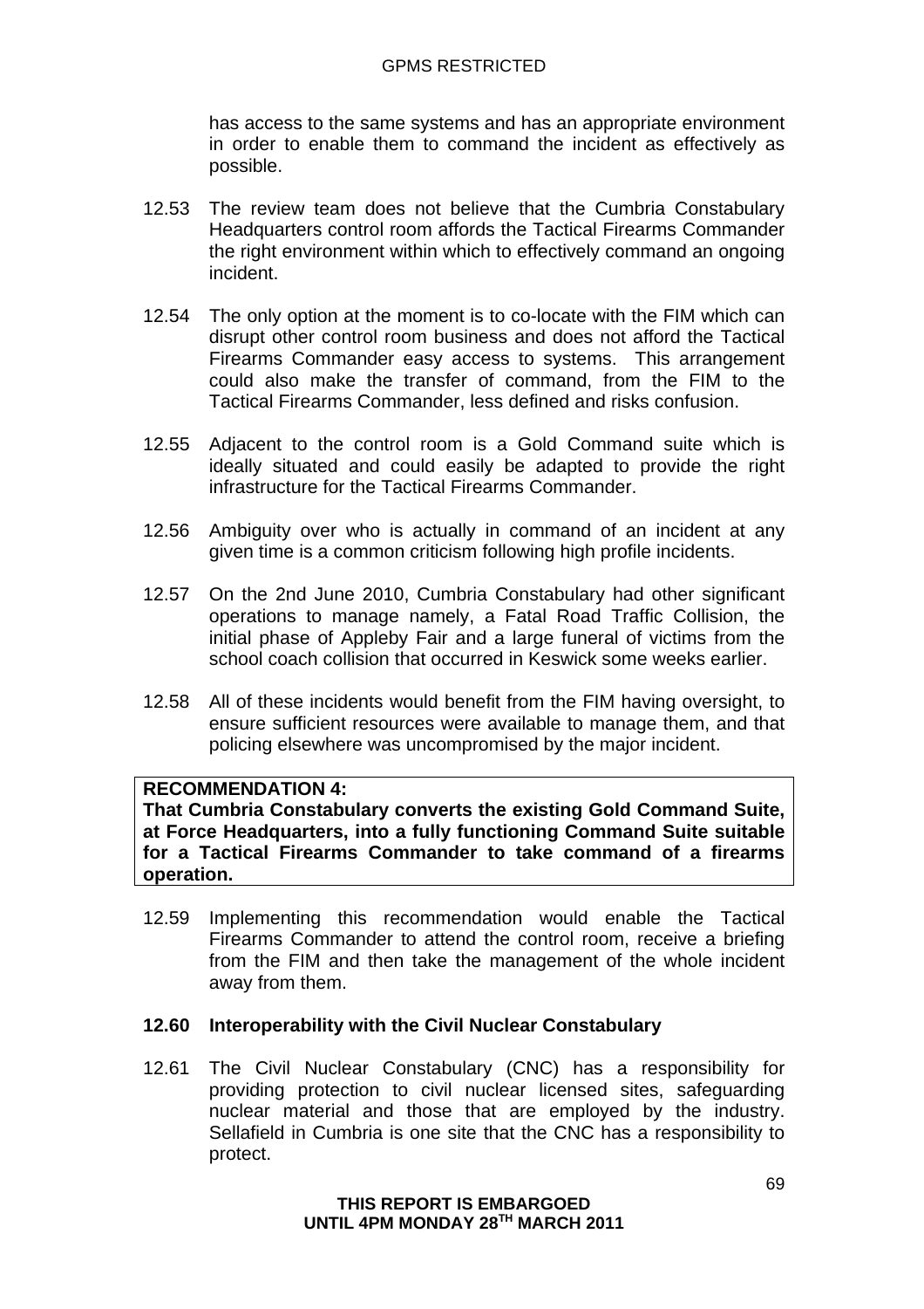has access to the same systems and has an appropriate environment in order to enable them to command the incident as effectively as possible.

12.53 The review team does not believe that the Cumbria Constabulary Headquarters control room affords the Tactical Firearms Commander the right environment within which to effectively command an ongoing incident.

12.54 The only option at the moment is to co-locate with the FIM which can disrupt other control room business and does not afford the Tactical Firearms Commander easy access to systems. This arrangement could also make the transfer of command, from the FIM to the Tactical Firearms Commander, less defined and risks confusion.

12.55 Adjacent to the control room is a Gold Command suite which is ideally situated and could easily be adapted to provide the right infrastructure for the Tactical Firearms Commander.

12.56 Ambiguity over who is actually in command of an incident at any given time is a common criticism following high profile incidents.

12.57 On the 2nd June 2010, Cumbria Constabulary had other significant operations to manage namely, a Fatal Road Traffic Collision, the initial phase of Appleby Fair and a large funeral of victims from the school coach collision that occurred in Keswick some weeks earlier.

12.58 All of these incidents would benefit from the FIM having oversight, to ensure sufficient resources were available to manage them, and that policing elsewhere was uncompromised by the major incident.

**RECOMMENDATION 4:**
**That Cumbria Constabulary converts the existing Gold Command Suite, at Force Headquarters, into a fully functioning Command Suite suitable for a Tactical Firearms Commander to take command of a firearms operation.**

12.59 Implementing this recommendation would enable the Tactical Firearms Commander to attend the control room, receive a briefing from the FIM and then take the management of the whole incident away from them.

**12.60 Interoperability with the Civil Nuclear Constabulary**

12.61 The Civil Nuclear Constabulary (CNC) has a responsibility for providing protection to civil nuclear licensed sites, safeguarding nuclear material and those that are employed by the industry. Sellafield in Cumbria is one site that the CNC has a responsibility to protect.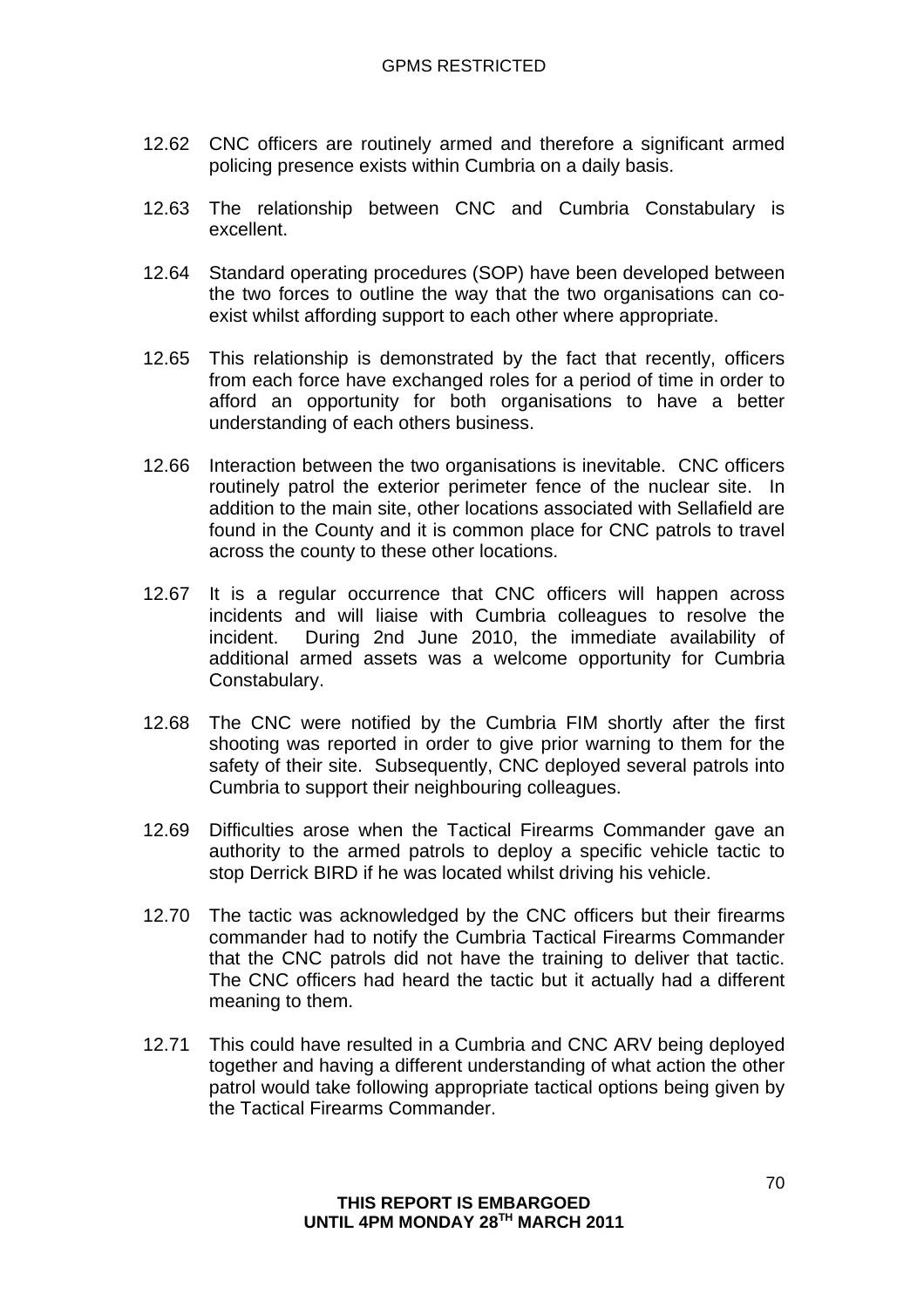12.62 CNC officers are routinely armed and therefore a significant armed policing presence exists within Cumbria on a daily basis.

12.63 The relationship between CNC and Cumbria Constabulary is excellent.

12.64 Standard operating procedures (SOP) have been developed between the two forces to outline the way that the two organisations can co-exist whilst affording support to each other where appropriate.

12.65 This relationship is demonstrated by the fact that recently, officers from each force have exchanged roles for a period of time in order to afford an opportunity for both organisations to have a better understanding of each others business.

12.66 Interaction between the two organisations is inevitable. CNC officers routinely patrol the exterior perimeter fence of the nuclear site. In addition to the main site, other locations associated with Sellafield are found in the County and it is common place for CNC patrols to travel across the county to these other locations.

12.67 It is a regular occurrence that CNC officers will happen across incidents and will liaise with Cumbria colleagues to resolve the incident. During 2nd June 2010, the immediate availability of additional armed assets was a welcome opportunity for Cumbria Constabulary.

12.68 The CNC were notified by the Cumbria FIM shortly after the first shooting was reported in order to give prior warning to them for the safety of their site. Subsequently, CNC deployed several patrols into Cumbria to support their neighbouring colleagues.

12.69 Difficulties arose when the Tactical Firearms Commander gave an authority to the armed patrols to deploy a specific vehicle tactic to stop Derrick BIRD if he was located whilst driving his vehicle.

12.70 The tactic was acknowledged by the CNC officers but their firearms commander had to notify the Cumbria Tactical Firearms Commander that the CNC patrols did not have the training to deliver that tactic. The CNC officers had heard the tactic but it actually had a different meaning to them.

12.71 This could have resulted in a Cumbria and CNC ARV being deployed together and having a different understanding of what action the other patrol would take following appropriate tactical options being given by the Tactical Firearms Commander.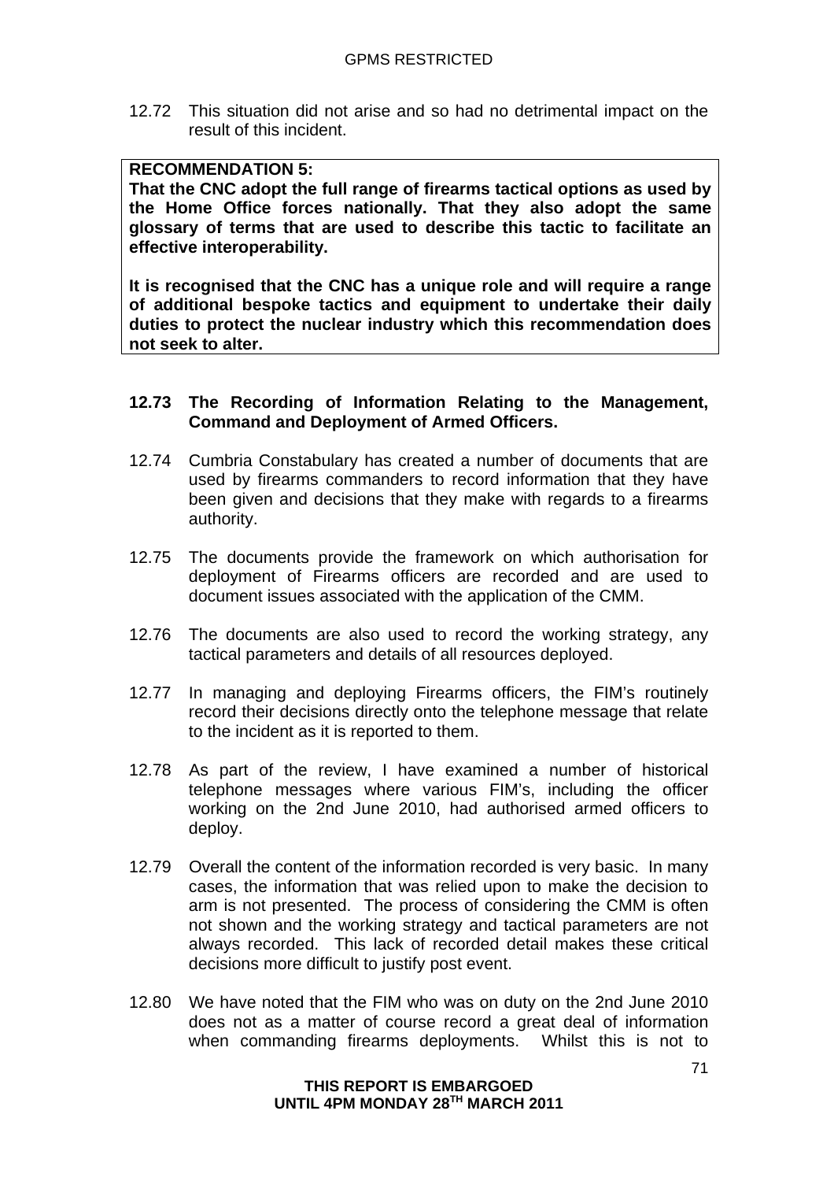12.72 This situation did not arise and so had no detrimental impact on the result of this incident.

**RECOMMENDATION 5:**
**That the CNC adopt the full range of firearms tactical options as used by the Home Office forces nationally. That they also adopt the same glossary of terms that are used to describe this tactic to facilitate an effective interoperability.**

**It is recognised that the CNC has a unique role and will require a range of additional bespoke tactics and equipment to undertake their daily duties to protect the nuclear industry which this recommendation does not seek to alter.**

### 12.73 The Recording of Information Relating to the Management, Command and Deployment of Armed Officers.

12.74 Cumbria Constabulary has created a number of documents that are used by firearms commanders to record information that they have been given and decisions that they make with regards to a firearms authority.

12.75 The documents provide the framework on which authorisation for deployment of Firearms officers are recorded and are used to document issues associated with the application of the CMM.

12.76 The documents are also used to record the working strategy, any tactical parameters and details of all resources deployed.

12.77 In managing and deploying Firearms officers, the FIM's routinely record their decisions directly onto the telephone message that relate to the incident as it is reported to them.

12.78 As part of the review, I have examined a number of historical telephone messages where various FIM's, including the officer working on the 2nd June 2010, had authorised armed officers to deploy.

12.79 Overall the content of the information recorded is very basic. In many cases, the information that was relied upon to make the decision to arm is not presented. The process of considering the CMM is often not shown and the working strategy and tactical parameters are not always recorded. This lack of recorded detail makes these critical decisions more difficult to justify post event.

12.80 We have noted that the FIM who was on duty on the 2nd June 2010 does not as a matter of course record a great deal of information when commanding firearms deployments. Whilst this is not to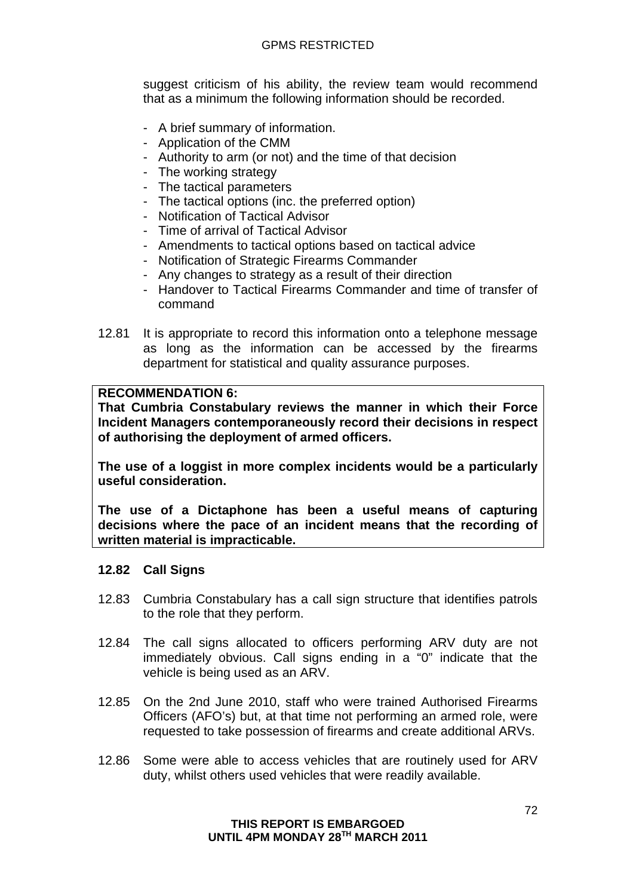suggest criticism of his ability, the review team would recommend that as a minimum the following information should be recorded.

- A brief summary of information.
- Application of the CMM
- Authority to arm (or not) and the time of that decision
- The working strategy
- The tactical parameters
- The tactical options (inc. the preferred option)
- Notification of Tactical Advisor
- Time of arrival of Tactical Advisor
- Amendments to tactical options based on tactical advice
- Notification of Strategic Firearms Commander
- Any changes to strategy as a result of their direction
- Handover to Tactical Firearms Commander and time of transfer of command

12.81 It is appropriate to record this information onto a telephone message as long as the information can be accessed by the firearms department for statistical and quality assurance purposes.

**RECOMMENDATION 6:**
**That Cumbria Constabulary reviews the manner in which their Force Incident Managers contemporaneously record their decisions in respect of authorising the deployment of armed officers.**

**The use of a loggist in more complex incidents would be a particularly useful consideration.**

**The use of a Dictaphone has been a useful means of capturing decisions where the pace of an incident means that the recording of written material is impracticable.**

**12.82 Call Signs**

12.83 Cumbria Constabulary has a call sign structure that identifies patrols to the role that they perform.

12.84 The call signs allocated to officers performing ARV duty are not immediately obvious. Call signs ending in a "0" indicate that the vehicle is being used as an ARV.

12.85 On the 2nd June 2010, staff who were trained Authorised Firearms Officers (AFO's) but, at that time not performing an armed role, were requested to take possession of firearms and create additional ARVs.

12.86 Some were able to access vehicles that are routinely used for ARV duty, whilst others used vehicles that were readily available.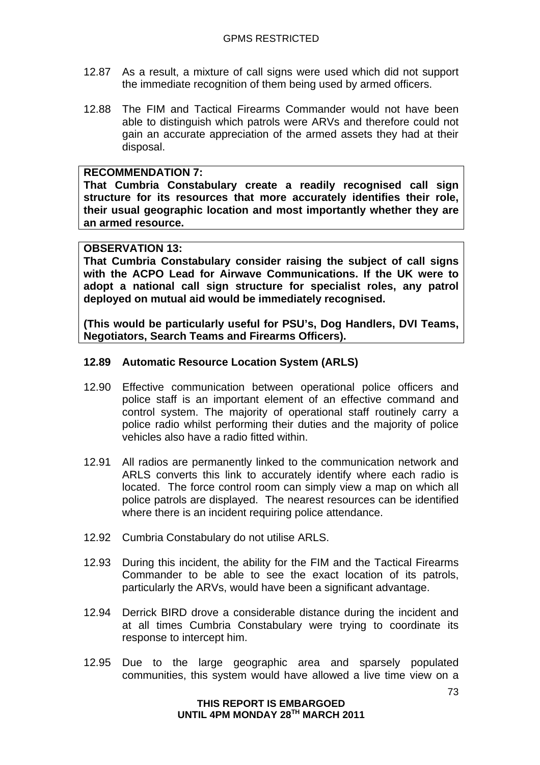12.87 As a result, a mixture of call signs were used which did not support the immediate recognition of them being used by armed officers.

12.88 The FIM and Tactical Firearms Commander would not have been able to distinguish which patrols were ARVs and therefore could not gain an accurate appreciation of the armed assets they had at their disposal.

**RECOMMENDATION 7:**
**That Cumbria Constabulary create a readily recognised call sign structure for its resources that more accurately identifies their role, their usual geographic location and most importantly whether they are an armed resource.**

**OBSERVATION 13:**
**That Cumbria Constabulary consider raising the subject of call signs with the ACPO Lead for Airwave Communications. If the UK were to adopt a national call sign structure for specialist roles, any patrol deployed on mutual aid would be immediately recognised.**

**(This would be particularly useful for PSU's, Dog Handlers, DVI Teams, Negotiators, Search Teams and Firearms Officers).**

**12.89 Automatic Resource Location System (ARLS)**

12.90 Effective communication between operational police officers and police staff is an important element of an effective command and control system. The majority of operational staff routinely carry a police radio whilst performing their duties and the majority of police vehicles also have a radio fitted within.

12.91 All radios are permanently linked to the communication network and ARLS converts this link to accurately identify where each radio is located. The force control room can simply view a map on which all police patrols are displayed. The nearest resources can be identified where there is an incident requiring police attendance.

12.92 Cumbria Constabulary do not utilise ARLS.

12.93 During this incident, the ability for the FIM and the Tactical Firearms Commander to be able to see the exact location of its patrols, particularly the ARVs, would have been a significant advantage.

12.94 Derrick BIRD drove a considerable distance during the incident and at all times Cumbria Constabulary were trying to coordinate its response to intercept him.

12.95 Due to the large geographic area and sparsely populated communities, this system would have allowed a live time view on a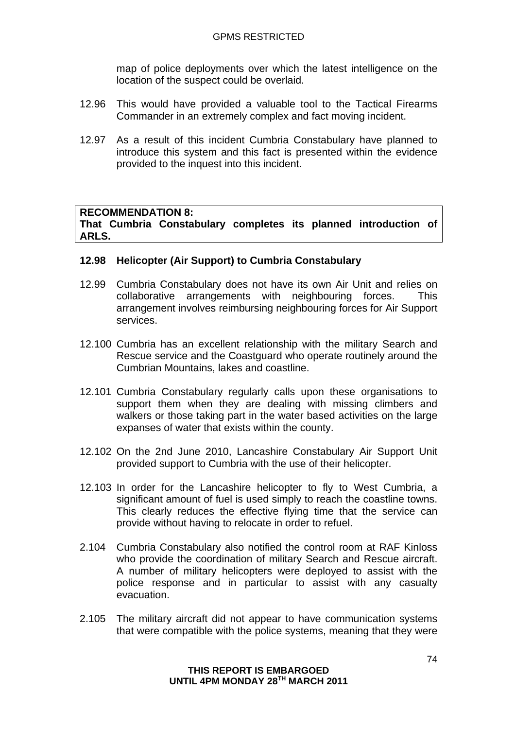map of police deployments over which the latest intelligence on the location of the suspect could be overlaid.

12.96 This would have provided a valuable tool to the Tactical Firearms Commander in an extremely complex and fact moving incident.

12.97 As a result of this incident Cumbria Constabulary have planned to introduce this system and this fact is presented within the evidence provided to the inquest into this incident.

**RECOMMENDATION 8:**
**That Cumbria Constabulary completes its planned introduction of ARLS.**

**12.98 Helicopter (Air Support) to Cumbria Constabulary**

12.99 Cumbria Constabulary does not have its own Air Unit and relies on collaborative arrangements with neighbouring forces. This arrangement involves reimbursing neighbouring forces for Air Support services.

12.100 Cumbria has an excellent relationship with the military Search and Rescue service and the Coastguard who operate routinely around the Cumbrian Mountains, lakes and coastline.

12.101 Cumbria Constabulary regularly calls upon these organisations to support them when they are dealing with missing climbers and walkers or those taking part in the water based activities on the large expanses of water that exists within the county.

12.102 On the 2nd June 2010, Lancashire Constabulary Air Support Unit provided support to Cumbria with the use of their helicopter.

12.103 In order for the Lancashire helicopter to fly to West Cumbria, a significant amount of fuel is used simply to reach the coastline towns. This clearly reduces the effective flying time that the service can provide without having to relocate in order to refuel.

2.104 Cumbria Constabulary also notified the control room at RAF Kinloss who provide the coordination of military Search and Rescue aircraft. A number of military helicopters were deployed to assist with the police response and in particular to assist with any casualty evacuation.

2.105 The military aircraft did not appear to have communication systems that were compatible with the police systems, meaning that they were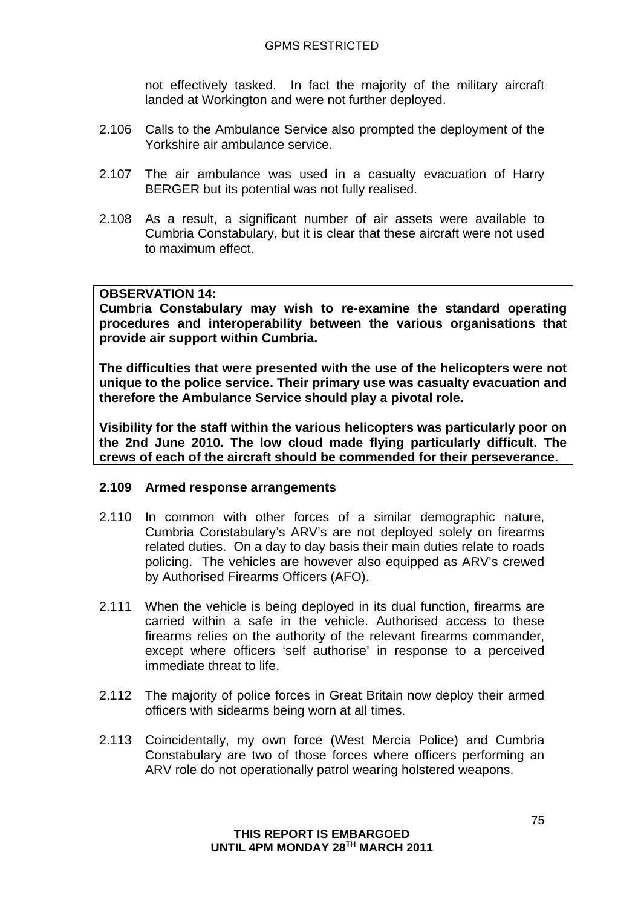not effectively tasked. In fact the majority of the military aircraft landed at Workington and were not further deployed.

2.106 Calls to the Ambulance Service also prompted the deployment of the Yorkshire air ambulance service.

2.107 The air ambulance was used in a casualty evacuation of Harry BERGER but its potential was not fully realised.

2.108 As a result, a significant number of air assets were available to Cumbria Constabulary, but it is clear that these aircraft were not used to maximum effect.

**OBSERVATION 14:**
**Cumbria Constabulary may wish to re-examine the standard operating procedures and interoperability between the various organisations that provide air support within Cumbria.**

**The difficulties that were presented with the use of the helicopters were not unique to the police service. Their primary use was casualty evacuation and therefore the Ambulance Service should play a pivotal role.**

**Visibility for the staff within the various helicopters was particularly poor on the 2nd June 2010. The low cloud made flying particularly difficult. The crews of each of the aircraft should be commended for their perseverance.**

**2.109 Armed response arrangements**

2.110 In common with other forces of a similar demographic nature, Cumbria Constabulary's ARV's are not deployed solely on firearms related duties. On a day to day basis their main duties relate to roads policing. The vehicles are however also equipped as ARV's crewed by Authorised Firearms Officers (AFO).

2.111 When the vehicle is being deployed in its dual function, firearms are carried within a safe in the vehicle. Authorised access to these firearms relies on the authority of the relevant firearms commander, except where officers 'self authorise' in response to a perceived immediate threat to life.

2.112 The majority of police forces in Great Britain now deploy their armed officers with sidearms being worn at all times.

2.113 Coincidentally, my own force (West Mercia Police) and Cumbria Constabulary are two of those forces where officers performing an ARV role do not operationally patrol wearing holstered weapons.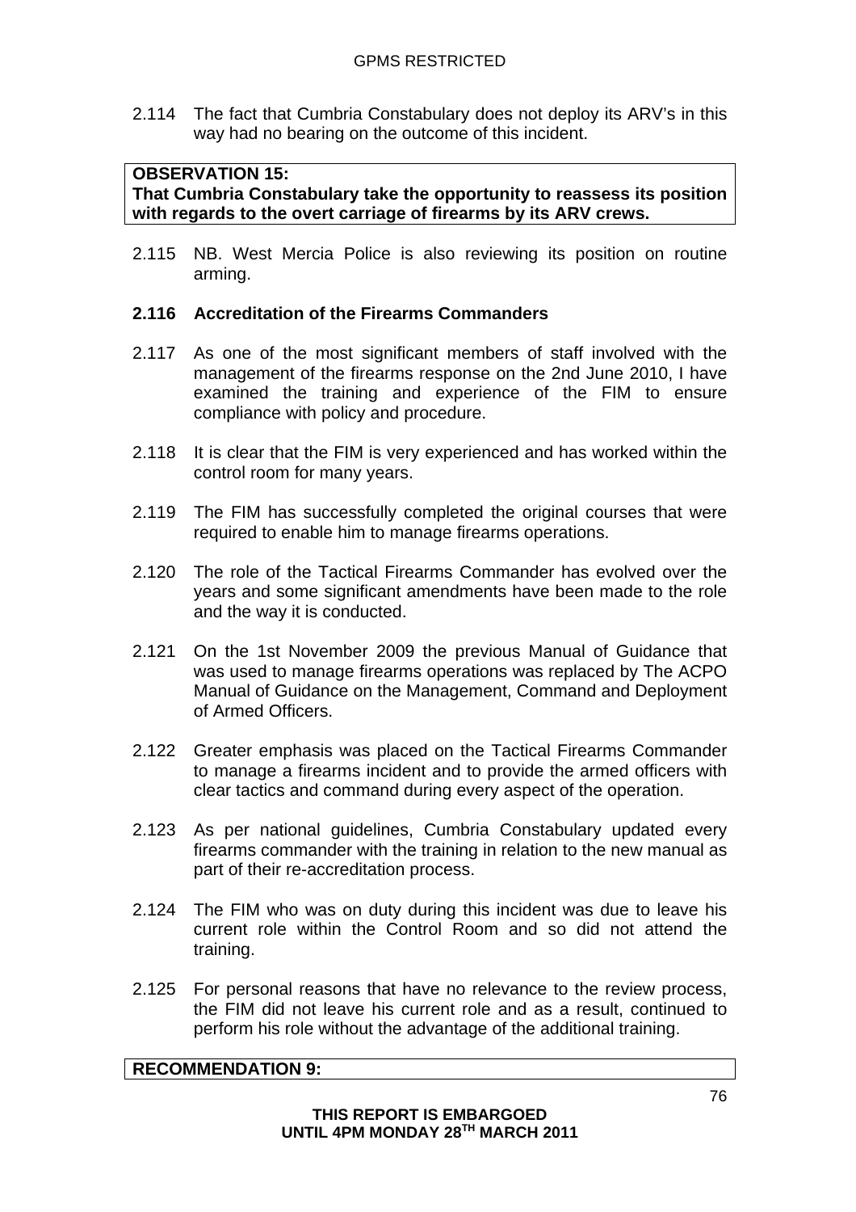2.114 The fact that Cumbria Constabulary does not deploy its ARV's in this way had no bearing on the outcome of this incident.

| **OBSERVATION 15:** **That Cumbria Constabulary take the opportunity to reassess its position with regards to the overt carriage of firearms by its ARV crews.** |
|---|

2.115 NB. West Mercia Police is also reviewing its position on routine arming.

**2.116 Accreditation of the Firearms Commanders**

2.117 As one of the most significant members of staff involved with the management of the firearms response on the 2nd June 2010, I have examined the training and experience of the FIM to ensure compliance with policy and procedure.

2.118 It is clear that the FIM is very experienced and has worked within the control room for many years.

2.119 The FIM has successfully completed the original courses that were required to enable him to manage firearms operations.

2.120 The role of the Tactical Firearms Commander has evolved over the years and some significant amendments have been made to the role and the way it is conducted.

2.121 On the 1st November 2009 the previous Manual of Guidance that was used to manage firearms operations was replaced by The ACPO Manual of Guidance on the Management, Command and Deployment of Armed Officers.

2.122 Greater emphasis was placed on the Tactical Firearms Commander to manage a firearms incident and to provide the armed officers with clear tactics and command during every aspect of the operation.

2.123 As per national guidelines, Cumbria Constabulary updated every firearms commander with the training in relation to the new manual as part of their re-accreditation process.

2.124 The FIM who was on duty during this incident was due to leave his current role within the Control Room and so did not attend the training.

2.125 For personal reasons that have no relevance to the review process, the FIM did not leave his current role and as a result, continued to perform his role without the advantage of the additional training.

| **RECOMMENDATION 9:** |
|---|

**THIS REPORT IS EMBARGOED UNTIL 4PM MONDAY 28TH MARCH 2011**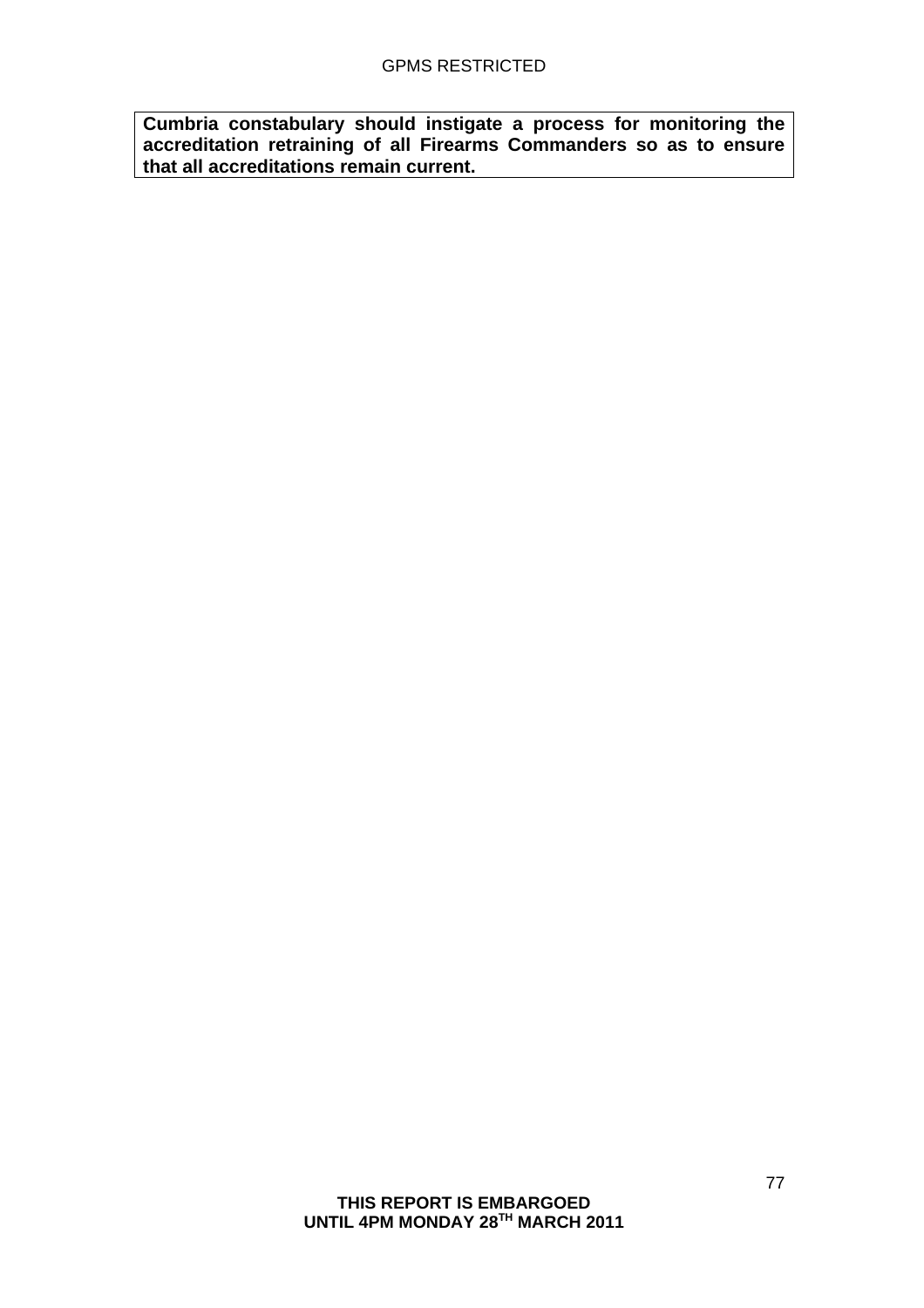**Cumbria constabulary should instigate a process for monitoring the accreditation retraining of all Firearms Commanders so as to ensure that all accreditations remain current.**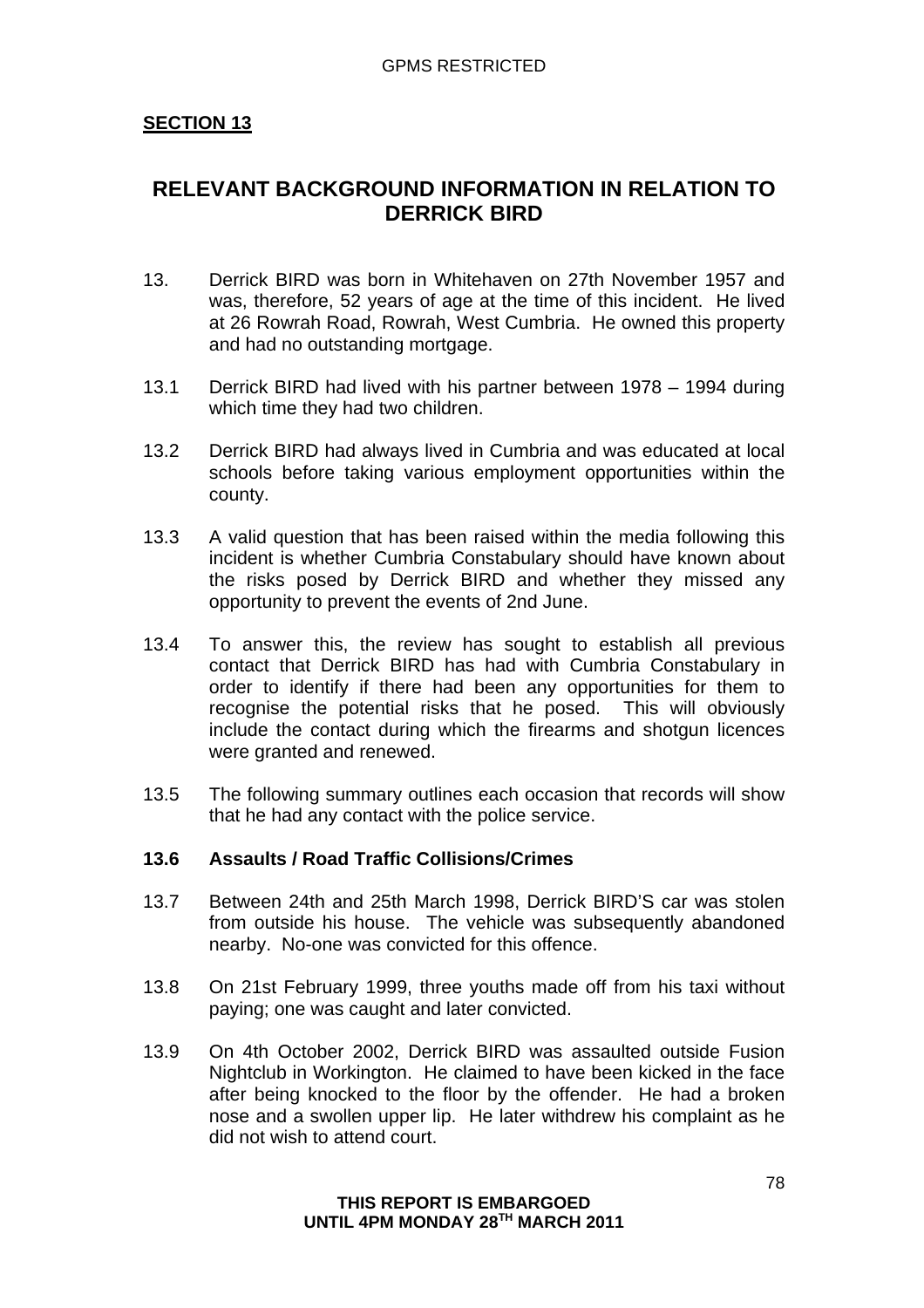## SECTION 13

# RELEVANT BACKGROUND INFORMATION IN RELATION TO DERRICK BIRD

13. Derrick BIRD was born in Whitehaven on 27th November 1957 and was, therefore, 52 years of age at the time of this incident. He lived at 26 Rowrah Road, Rowrah, West Cumbria. He owned this property and had no outstanding mortgage.

13.1 Derrick BIRD had lived with his partner between 1978 – 1994 during which time they had two children.

13.2 Derrick BIRD had always lived in Cumbria and was educated at local schools before taking various employment opportunities within the county.

13.3 A valid question that has been raised within the media following this incident is whether Cumbria Constabulary should have known about the risks posed by Derrick BIRD and whether they missed any opportunity to prevent the events of 2nd June.

13.4 To answer this, the review has sought to establish all previous contact that Derrick BIRD has had with Cumbria Constabulary in order to identify if there had been any opportunities for them to recognise the potential risks that he posed. This will obviously include the contact during which the firearms and shotgun licences were granted and renewed.

13.5 The following summary outlines each occasion that records will show that he had any contact with the police service.

### 13.6 Assaults / Road Traffic Collisions/Crimes

13.7 Between 24th and 25th March 1998, Derrick BIRD'S car was stolen from outside his house. The vehicle was subsequently abandoned nearby. No-one was convicted for this offence.

13.8 On 21st February 1999, three youths made off from his taxi without paying; one was caught and later convicted.

13.9 On 4th October 2002, Derrick BIRD was assaulted outside Fusion Nightclub in Workington. He claimed to have been kicked in the face after being knocked to the floor by the offender. He had a broken nose and a swollen upper lip. He later withdrew his complaint as he did not wish to attend court.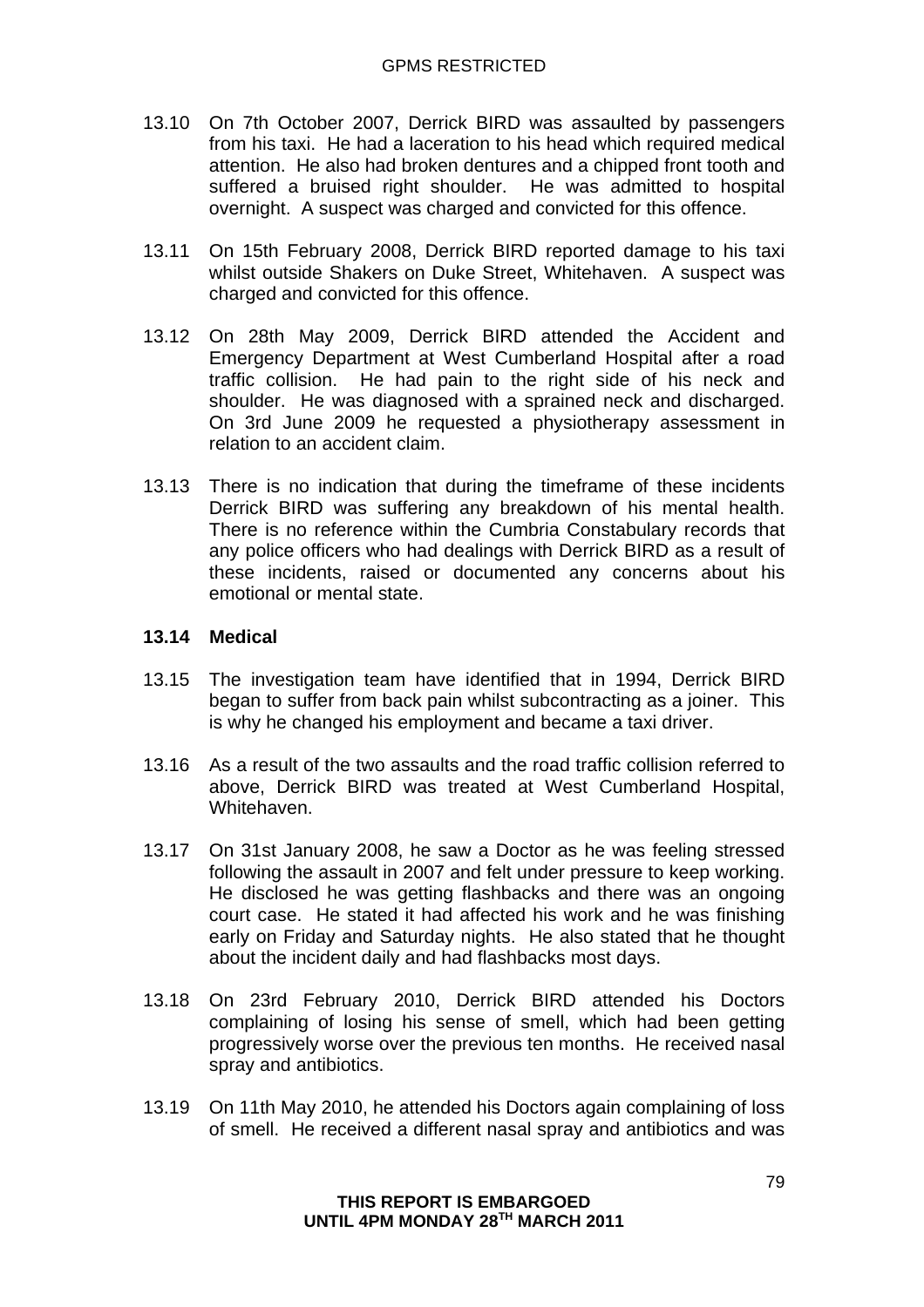13.10 On 7th October 2007, Derrick BIRD was assaulted by passengers from his taxi. He had a laceration to his head which required medical attention. He also had broken dentures and a chipped front tooth and suffered a bruised right shoulder. He was admitted to hospital overnight. A suspect was charged and convicted for this offence.

13.11 On 15th February 2008, Derrick BIRD reported damage to his taxi whilst outside Shakers on Duke Street, Whitehaven. A suspect was charged and convicted for this offence.

13.12 On 28th May 2009, Derrick BIRD attended the Accident and Emergency Department at West Cumberland Hospital after a road traffic collision. He had pain to the right side of his neck and shoulder. He was diagnosed with a sprained neck and discharged. On 3rd June 2009 he requested a physiotherapy assessment in relation to an accident claim.

13.13 There is no indication that during the timeframe of these incidents Derrick BIRD was suffering any breakdown of his mental health. There is no reference within the Cumbria Constabulary records that any police officers who had dealings with Derrick BIRD as a result of these incidents, raised or documented any concerns about his emotional or mental state.

**13.14 Medical**

13.15 The investigation team have identified that in 1994, Derrick BIRD began to suffer from back pain whilst subcontracting as a joiner. This is why he changed his employment and became a taxi driver.

13.16 As a result of the two assaults and the road traffic collision referred to above, Derrick BIRD was treated at West Cumberland Hospital, Whitehaven.

13.17 On 31st January 2008, he saw a Doctor as he was feeling stressed following the assault in 2007 and felt under pressure to keep working. He disclosed he was getting flashbacks and there was an ongoing court case. He stated it had affected his work and he was finishing early on Friday and Saturday nights. He also stated that he thought about the incident daily and had flashbacks most days.

13.18 On 23rd February 2010, Derrick BIRD attended his Doctors complaining of losing his sense of smell, which had been getting progressively worse over the previous ten months. He received nasal spray and antibiotics.

13.19 On 11th May 2010, he attended his Doctors again complaining of loss of smell. He received a different nasal spray and antibiotics and was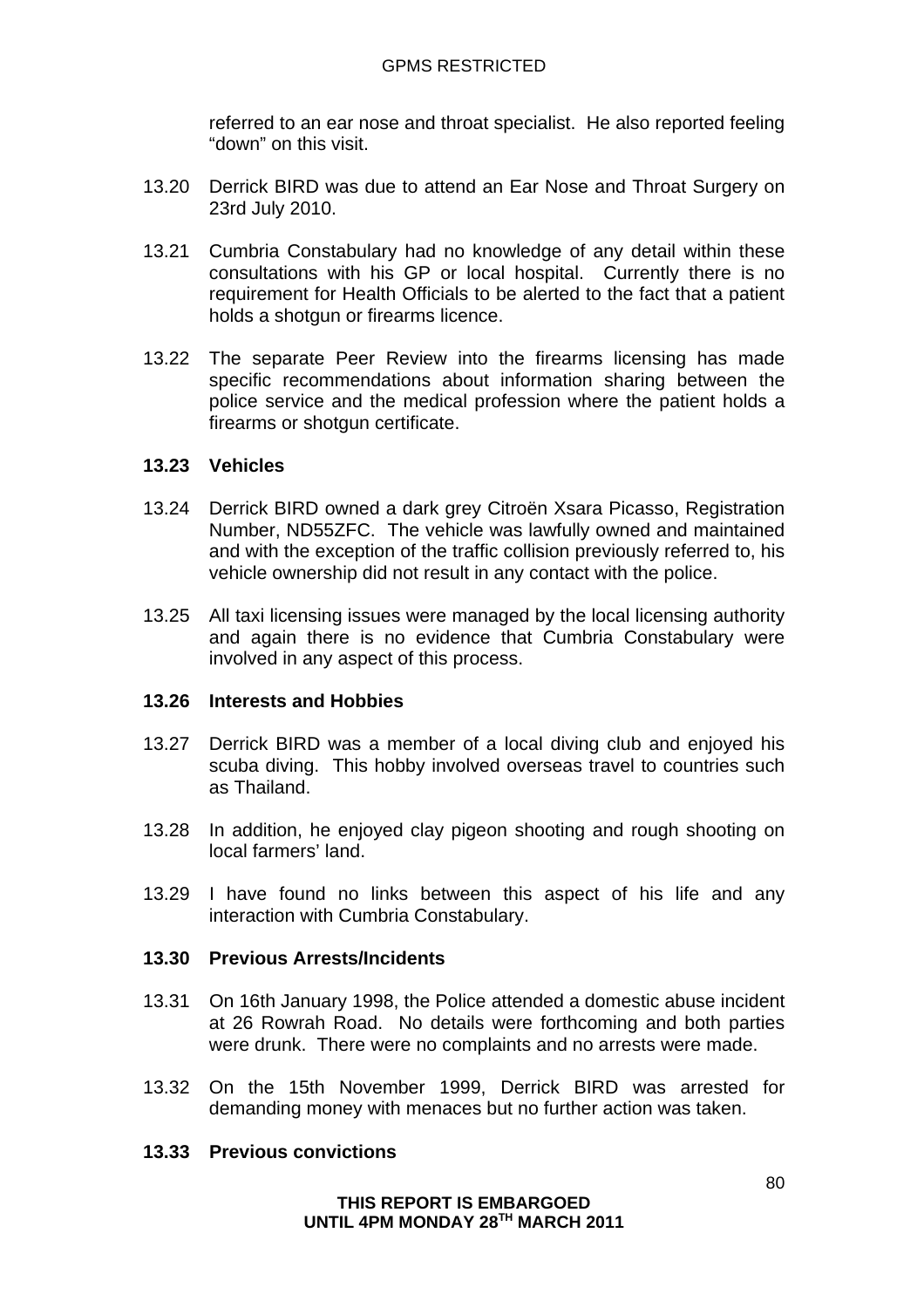referred to an ear nose and throat specialist. He also reported feeling "down" on this visit.

13.20 Derrick BIRD was due to attend an Ear Nose and Throat Surgery on 23rd July 2010.

13.21 Cumbria Constabulary had no knowledge of any detail within these consultations with his GP or local hospital. Currently there is no requirement for Health Officials to be alerted to the fact that a patient holds a shotgun or firearms licence.

13.22 The separate Peer Review into the firearms licensing has made specific recommendations about information sharing between the police service and the medical profession where the patient holds a firearms or shotgun certificate.

**13.23 Vehicles**

13.24 Derrick BIRD owned a dark grey Citroën Xsara Picasso, Registration Number, ND55ZFC. The vehicle was lawfully owned and maintained and with the exception of the traffic collision previously referred to, his vehicle ownership did not result in any contact with the police.

13.25 All taxi licensing issues were managed by the local licensing authority and again there is no evidence that Cumbria Constabulary were involved in any aspect of this process.

**13.26 Interests and Hobbies**

13.27 Derrick BIRD was a member of a local diving club and enjoyed his scuba diving. This hobby involved overseas travel to countries such as Thailand.

13.28 In addition, he enjoyed clay pigeon shooting and rough shooting on local farmers' land.

13.29 I have found no links between this aspect of his life and any interaction with Cumbria Constabulary.

**13.30 Previous Arrests/Incidents**

13.31 On 16th January 1998, the Police attended a domestic abuse incident at 26 Rowrah Road. No details were forthcoming and both parties were drunk. There were no complaints and no arrests were made.

13.32 On the 15th November 1999, Derrick BIRD was arrested for demanding money with menaces but no further action was taken.

**13.33 Previous convictions**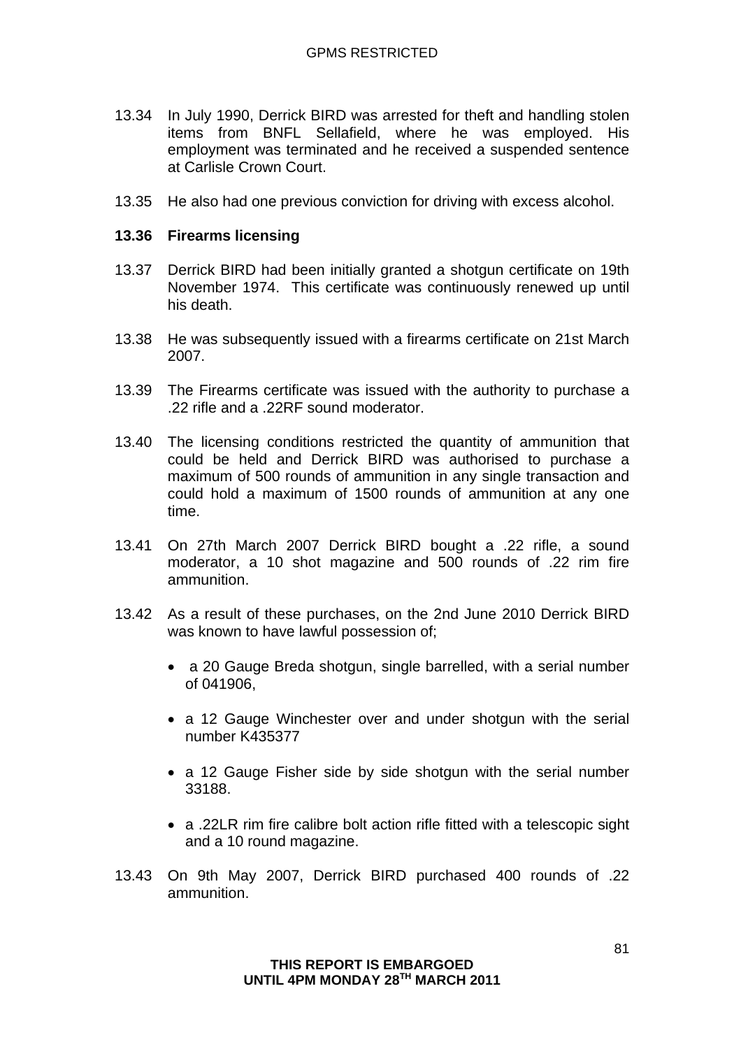13.34 In July 1990, Derrick BIRD was arrested for theft and handling stolen items from BNFL Sellafield, where he was employed. His employment was terminated and he received a suspended sentence at Carlisle Crown Court.

13.35 He also had one previous conviction for driving with excess alcohol.

**13.36 Firearms licensing**

13.37 Derrick BIRD had been initially granted a shotgun certificate on 19th November 1974. This certificate was continuously renewed up until his death.

13.38 He was subsequently issued with a firearms certificate on 21st March 2007.

13.39 The Firearms certificate was issued with the authority to purchase a .22 rifle and a .22RF sound moderator.

13.40 The licensing conditions restricted the quantity of ammunition that could be held and Derrick BIRD was authorised to purchase a maximum of 500 rounds of ammunition in any single transaction and could hold a maximum of 1500 rounds of ammunition at any one time.

13.41 On 27th March 2007 Derrick BIRD bought a .22 rifle, a sound moderator, a 10 shot magazine and 500 rounds of .22 rim fire ammunition.

13.42 As a result of these purchases, on the 2nd June 2010 Derrick BIRD was known to have lawful possession of;

- a 20 Gauge Breda shotgun, single barrelled, with a serial number of 041906,
- a 12 Gauge Winchester over and under shotgun with the serial number K435377
- a 12 Gauge Fisher side by side shotgun with the serial number 33188.
- a .22LR rim fire calibre bolt action rifle fitted with a telescopic sight and a 10 round magazine.

13.43 On 9th May 2007, Derrick BIRD purchased 400 rounds of .22 ammunition.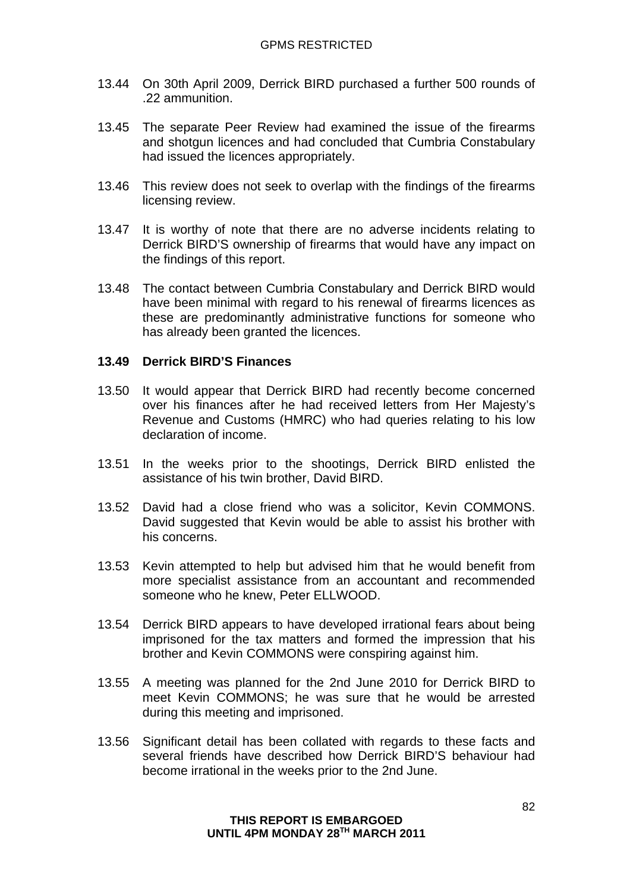13.44 On 30th April 2009, Derrick BIRD purchased a further 500 rounds of .22 ammunition.

13.45 The separate Peer Review had examined the issue of the firearms and shotgun licences and had concluded that Cumbria Constabulary had issued the licences appropriately.

13.46 This review does not seek to overlap with the findings of the firearms licensing review.

13.47 It is worthy of note that there are no adverse incidents relating to Derrick BIRD'S ownership of firearms that would have any impact on the findings of this report.

13.48 The contact between Cumbria Constabulary and Derrick BIRD would have been minimal with regard to his renewal of firearms licences as these are predominantly administrative functions for someone who has already been granted the licences.

**13.49 Derrick BIRD'S Finances**

13.50 It would appear that Derrick BIRD had recently become concerned over his finances after he had received letters from Her Majesty's Revenue and Customs (HMRC) who had queries relating to his low declaration of income.

13.51 In the weeks prior to the shootings, Derrick BIRD enlisted the assistance of his twin brother, David BIRD.

13.52 David had a close friend who was a solicitor, Kevin COMMONS. David suggested that Kevin would be able to assist his brother with his concerns.

13.53 Kevin attempted to help but advised him that he would benefit from more specialist assistance from an accountant and recommended someone who he knew, Peter ELLWOOD.

13.54 Derrick BIRD appears to have developed irrational fears about being imprisoned for the tax matters and formed the impression that his brother and Kevin COMMONS were conspiring against him.

13.55 A meeting was planned for the 2nd June 2010 for Derrick BIRD to meet Kevin COMMONS; he was sure that he would be arrested during this meeting and imprisoned.

13.56 Significant detail has been collated with regards to these facts and several friends have described how Derrick BIRD'S behaviour had become irrational in the weeks prior to the 2nd June.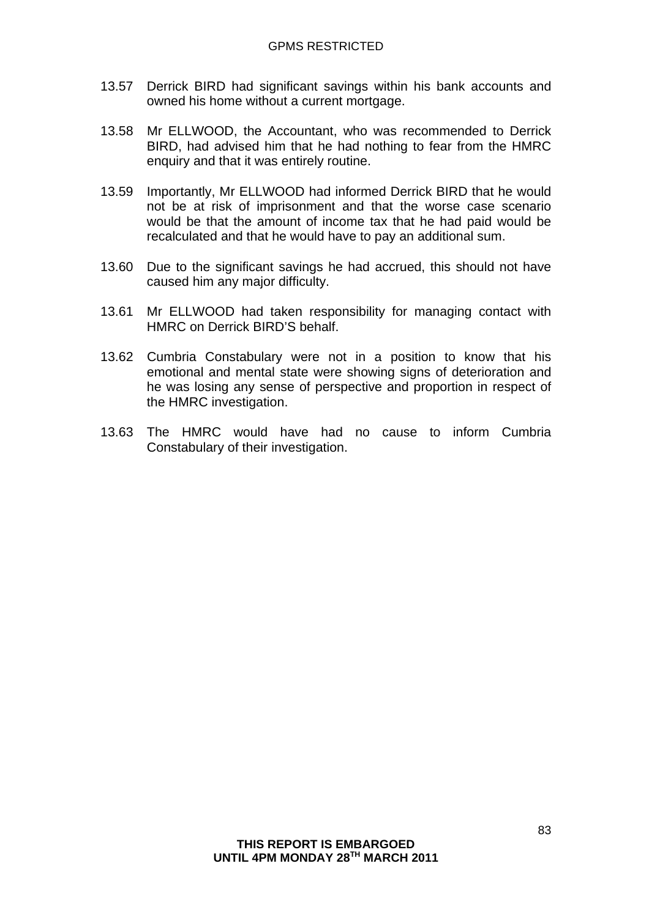13.57 Derrick BIRD had significant savings within his bank accounts and owned his home without a current mortgage.

13.58 Mr ELLWOOD, the Accountant, who was recommended to Derrick BIRD, had advised him that he had nothing to fear from the HMRC enquiry and that it was entirely routine.

13.59 Importantly, Mr ELLWOOD had informed Derrick BIRD that he would not be at risk of imprisonment and that the worse case scenario would be that the amount of income tax that he had paid would be recalculated and that he would have to pay an additional sum.

13.60 Due to the significant savings he had accrued, this should not have caused him any major difficulty.

13.61 Mr ELLWOOD had taken responsibility for managing contact with HMRC on Derrick BIRD'S behalf.

13.62 Cumbria Constabulary were not in a position to know that his emotional and mental state were showing signs of deterioration and he was losing any sense of perspective and proportion in respect of the HMRC investigation.

13.63 The HMRC would have had no cause to inform Cumbria Constabulary of their investigation.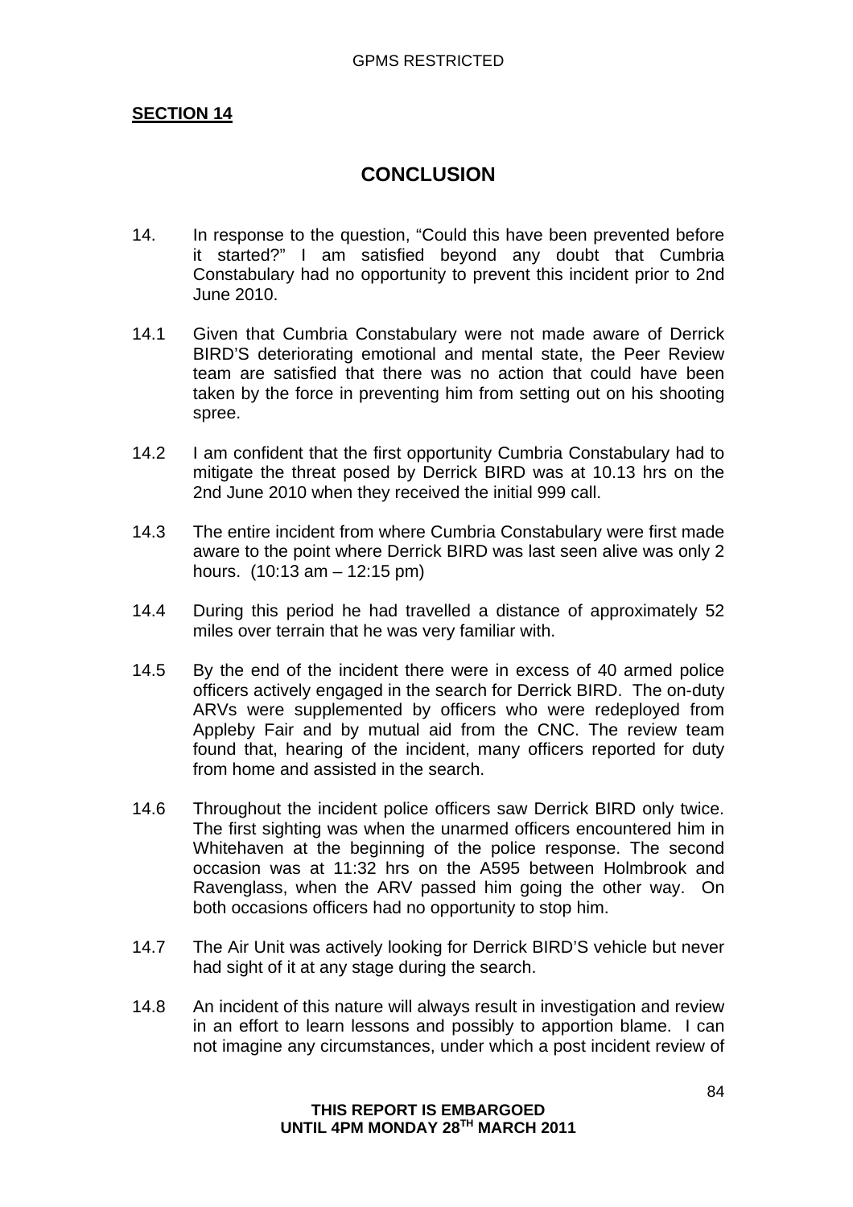**SECTION 14**

## CONCLUSION

14. In response to the question, "Could this have been prevented before it started?" I am satisfied beyond any doubt that Cumbria Constabulary had no opportunity to prevent this incident prior to 2nd June 2010.

14.1 Given that Cumbria Constabulary were not made aware of Derrick BIRD'S deteriorating emotional and mental state, the Peer Review team are satisfied that there was no action that could have been taken by the force in preventing him from setting out on his shooting spree.

14.2 I am confident that the first opportunity Cumbria Constabulary had to mitigate the threat posed by Derrick BIRD was at 10.13 hrs on the 2nd June 2010 when they received the initial 999 call.

14.3 The entire incident from where Cumbria Constabulary were first made aware to the point where Derrick BIRD was last seen alive was only 2 hours. (10:13 am – 12:15 pm)

14.4 During this period he had travelled a distance of approximately 52 miles over terrain that he was very familiar with.

14.5 By the end of the incident there were in excess of 40 armed police officers actively engaged in the search for Derrick BIRD. The on-duty ARVs were supplemented by officers who were redeployed from Appleby Fair and by mutual aid from the CNC. The review team found that, hearing of the incident, many officers reported for duty from home and assisted in the search.

14.6 Throughout the incident police officers saw Derrick BIRD only twice. The first sighting was when the unarmed officers encountered him in Whitehaven at the beginning of the police response. The second occasion was at 11:32 hrs on the A595 between Holmbrook and Ravenglass, when the ARV passed him going the other way. On both occasions officers had no opportunity to stop him.

14.7 The Air Unit was actively looking for Derrick BIRD'S vehicle but never had sight of it at any stage during the search.

14.8 An incident of this nature will always result in investigation and review in an effort to learn lessons and possibly to apportion blame. I can not imagine any circumstances, under which a post incident review of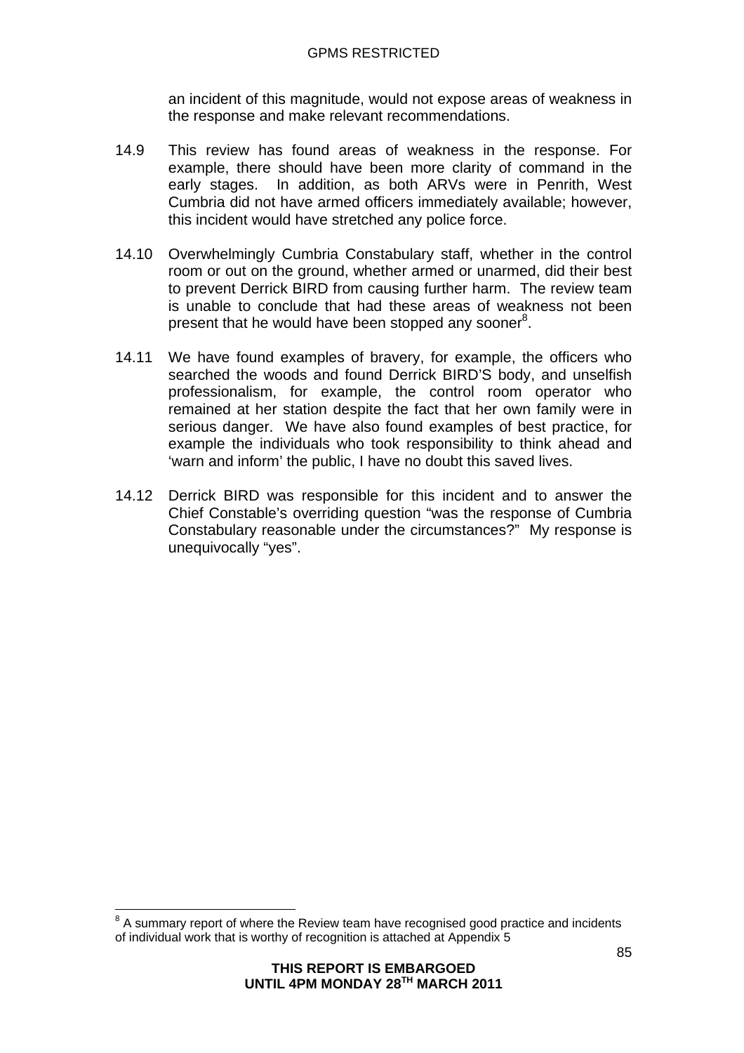an incident of this magnitude, would not expose areas of weakness in the response and make relevant recommendations.

14.9 This review has found areas of weakness in the response. For example, there should have been more clarity of command in the early stages. In addition, as both ARVs were in Penrith, West Cumbria did not have armed officers immediately available; however, this incident would have stretched any police force.

14.10 Overwhelmingly Cumbria Constabulary staff, whether in the control room or out on the ground, whether armed or unarmed, did their best to prevent Derrick BIRD from causing further harm. The review team is unable to conclude that had these areas of weakness not been present that he would have been stopped any sooner[8].

14.11 We have found examples of bravery, for example, the officers who searched the woods and found Derrick BIRD'S body, and unselfish professionalism, for example, the control room operator who remained at her station despite the fact that her own family were in serious danger. We have also found examples of best practice, for example the individuals who took responsibility to think ahead and 'warn and inform' the public, I have no doubt this saved lives.

14.12 Derrick BIRD was responsible for this incident and to answer the Chief Constable's overriding question "was the response of Cumbria Constabulary reasonable under the circumstances?" My response is unequivocally "yes".

---

[8] A summary report of where the Review team have recognised good practice and incidents of individual work that is worthy of recognition is attached at Appendix 5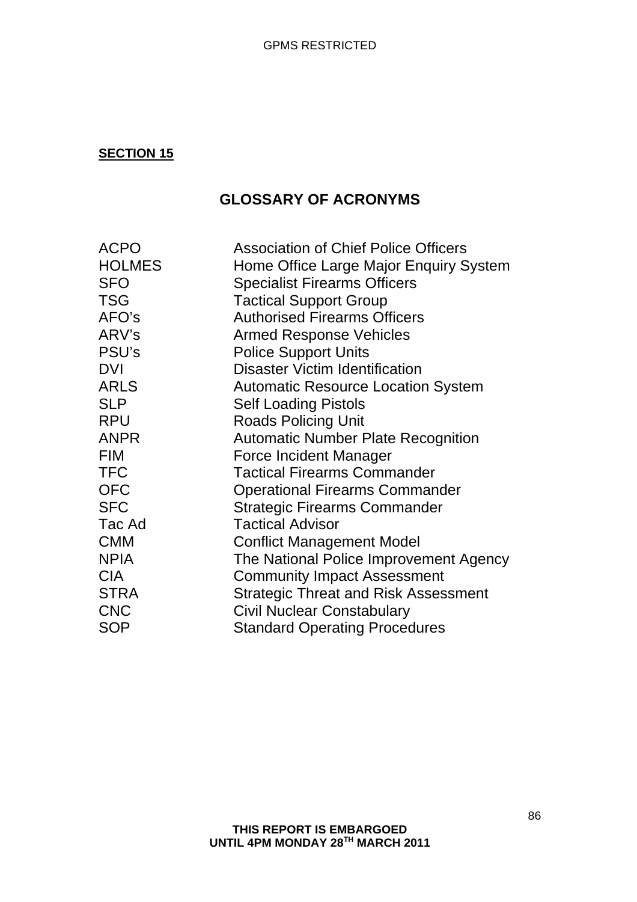**SECTION 15**

## GLOSSARY OF ACRONYMS

| | |
|---|---|
| ACPO | Association of Chief Police Officers |
| HOLMES | Home Office Large Major Enquiry System |
| SFO | Specialist Firearms Officers |
| TSG | Tactical Support Group |
| AFO's | Authorised Firearms Officers |
| ARV's | Armed Response Vehicles |
| PSU's | Police Support Units |
| DVI | Disaster Victim Identification |
| ARLS | Automatic Resource Location System |
| SLP | Self Loading Pistols |
| RPU | Roads Policing Unit |
| ANPR | Automatic Number Plate Recognition |
| FIM | Force Incident Manager |
| TFC | Tactical Firearms Commander |
| OFC | Operational Firearms Commander |
| SFC | Strategic Firearms Commander |
| Tac Ad | Tactical Advisor |
| CMM | Conflict Management Model |
| NPIA | The National Police Improvement Agency |
| CIA | Community Impact Assessment |
| STRA | Strategic Threat and Risk Assessment |
| CNC | Civil Nuclear Constabulary |
| SOP | Standard Operating Procedures |